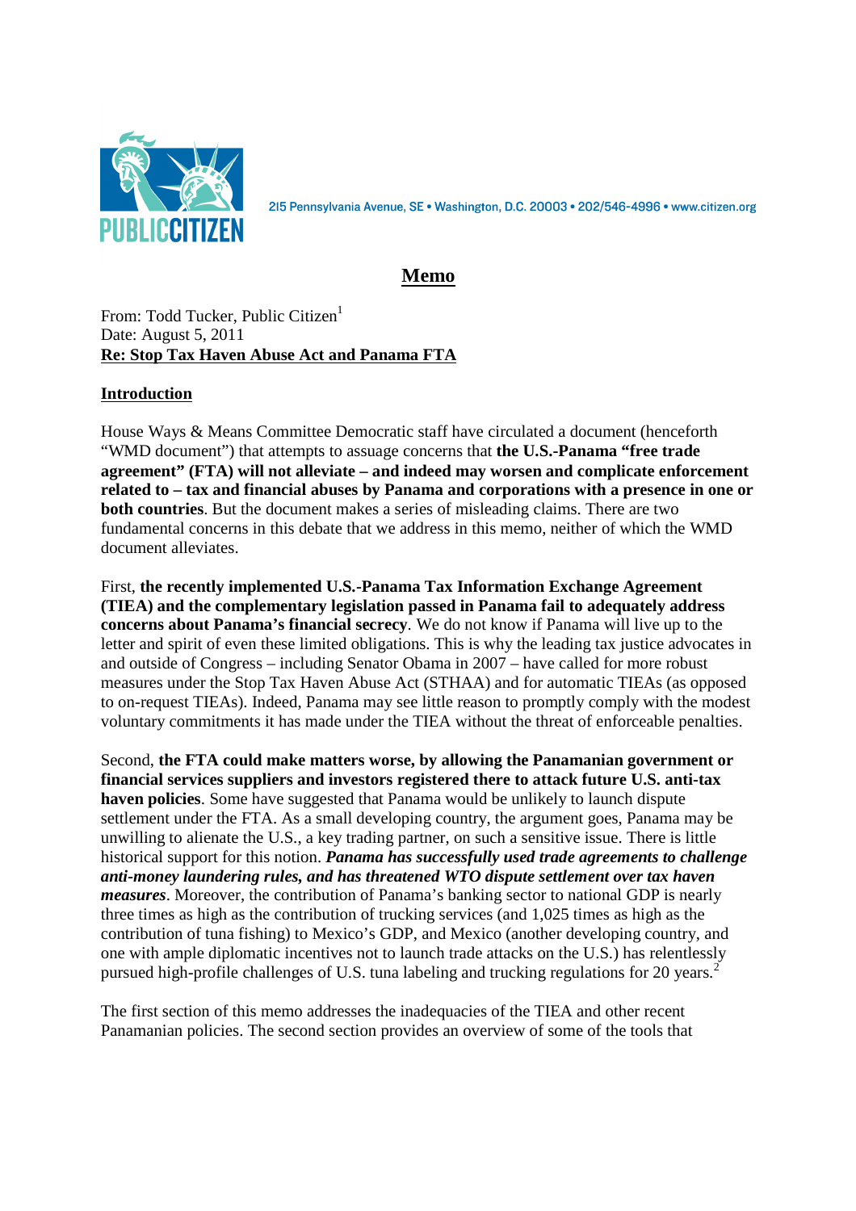PUBLIC CITIZEN

215 Pennsylvania Avenue, SE • Washington, D.C. 20003 • 202/546-4996 • www.citizen.org

# Memo

From: Todd Tucker, Public Citizen[1]
Date: August 5, 2011
**Re: Stop Tax Haven Abuse Act and Panama FTA**

## Introduction

House Ways & Means Committee Democratic staff have circulated a document (henceforth "WMD document") that attempts to assuage concerns that **the U.S.-Panama "free trade agreement" (FTA) will not alleviate – and indeed may worsen and complicate enforcement related to – tax and financial abuses by Panama and corporations with a presence in one or both countries**. But the document makes a series of misleading claims. There are two fundamental concerns in this debate that we address in this memo, neither of which the WMD document alleviates.

First, **the recently implemented U.S.-Panama Tax Information Exchange Agreement (TIEA) and the complementary legislation passed in Panama fail to adequately address concerns about Panama's financial secrecy**. We do not know if Panama will live up to the letter and spirit of even these limited obligations. This is why the leading tax justice advocates in and outside of Congress – including Senator Obama in 2007 – have called for more robust measures under the Stop Tax Haven Abuse Act (STHAA) and for automatic TIEAs (as opposed to on-request TIEAs). Indeed, Panama may see little reason to promptly comply with the modest voluntary commitments it has made under the TIEA without the threat of enforceable penalties.

Second, **the FTA could make matters worse, by allowing the Panamanian government or financial services suppliers and investors registered there to attack future U.S. anti-tax haven policies**. Some have suggested that Panama would be unlikely to launch dispute settlement under the FTA. As a small developing country, the argument goes, Panama may be unwilling to alienate the U.S., a key trading partner, on such a sensitive issue. There is little historical support for this notion. ***Panama has successfully used trade agreements to challenge anti-money laundering rules, and has threatened WTO dispute settlement over tax haven measures***. Moreover, the contribution of Panama's banking sector to national GDP is nearly three times as high as the contribution of trucking services (and 1,025 times as high as the contribution of tuna fishing) to Mexico's GDP, and Mexico (another developing country, and one with ample diplomatic incentives not to launch trade attacks on the U.S.) has relentlessly pursued high-profile challenges of U.S. tuna labeling and trucking regulations for 20 years.[2]

The first section of this memo addresses the inadequacies of the TIEA and other recent Panamanian policies. The second section provides an overview of some of the tools that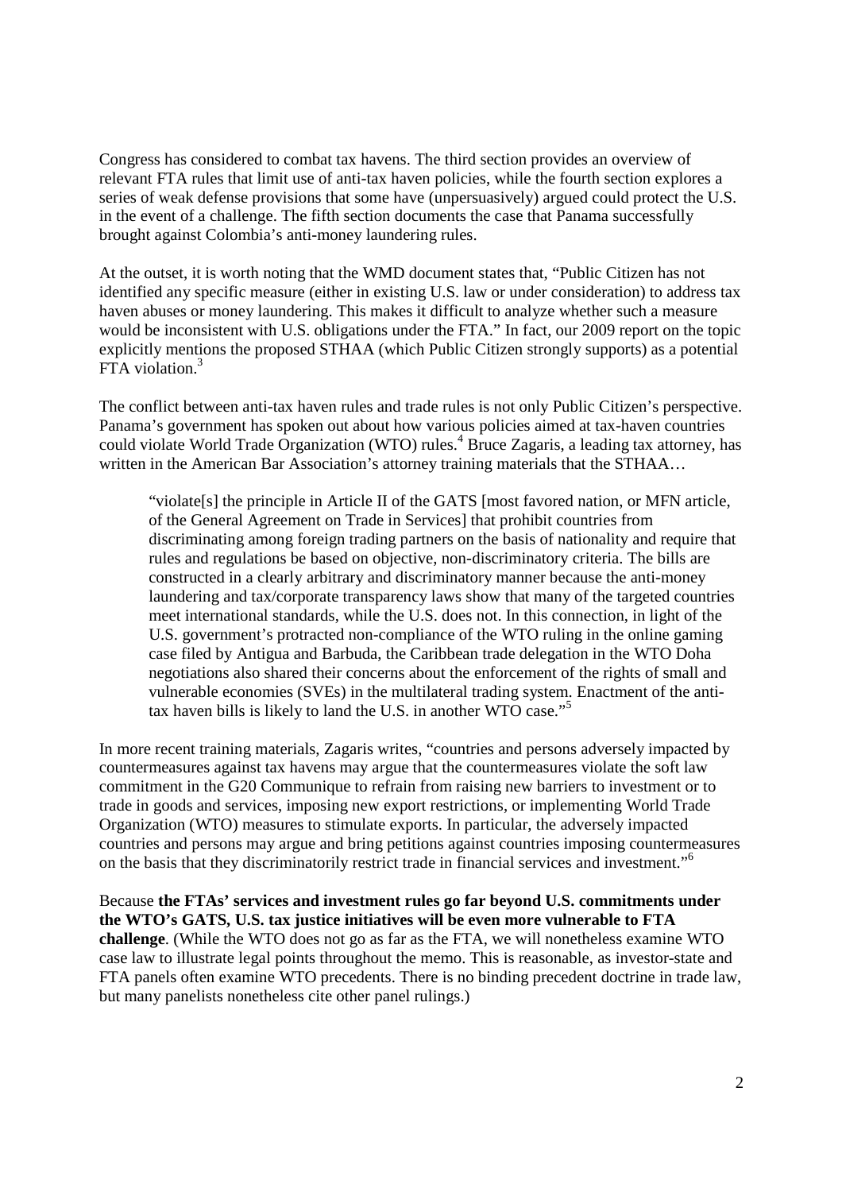Congress has considered to combat tax havens. The third section provides an overview of relevant FTA rules that limit use of anti-tax haven policies, while the fourth section explores a series of weak defense provisions that some have (unpersuasively) argued could protect the U.S. in the event of a challenge. The fifth section documents the case that Panama successfully brought against Colombia's anti-money laundering rules.

At the outset, it is worth noting that the WMD document states that, "Public Citizen has not identified any specific measure (either in existing U.S. law or under consideration) to address tax haven abuses or money laundering. This makes it difficult to analyze whether such a measure would be inconsistent with U.S. obligations under the FTA." In fact, our 2009 report on the topic explicitly mentions the proposed STHAA (which Public Citizen strongly supports) as a potential FTA violation.[3]

The conflict between anti-tax haven rules and trade rules is not only Public Citizen's perspective. Panama's government has spoken out about how various policies aimed at tax-haven countries could violate World Trade Organization (WTO) rules.[4] Bruce Zagaris, a leading tax attorney, has written in the American Bar Association's attorney training materials that the STHAA…

> "violate[s] the principle in Article II of the GATS [most favored nation, or MFN article, of the General Agreement on Trade in Services] that prohibit countries from discriminating among foreign trading partners on the basis of nationality and require that rules and regulations be based on objective, non-discriminatory criteria. The bills are constructed in a clearly arbitrary and discriminatory manner because the anti-money laundering and tax/corporate transparency laws show that many of the targeted countries meet international standards, while the U.S. does not. In this connection, in light of the U.S. government's protracted non-compliance of the WTO ruling in the online gaming case filed by Antigua and Barbuda, the Caribbean trade delegation in the WTO Doha negotiations also shared their concerns about the enforcement of the rights of small and vulnerable economies (SVEs) in the multilateral trading system. Enactment of the anti-tax haven bills is likely to land the U.S. in another WTO case."[5]

In more recent training materials, Zagaris writes, "countries and persons adversely impacted by countermeasures against tax havens may argue that the countermeasures violate the soft law commitment in the G20 Communique to refrain from raising new barriers to investment or to trade in goods and services, imposing new export restrictions, or implementing World Trade Organization (WTO) measures to stimulate exports. In particular, the adversely impacted countries and persons may argue and bring petitions against countries imposing countermeasures on the basis that they discriminatorily restrict trade in financial services and investment."[6]

Because **the FTAs' services and investment rules go far beyond U.S. commitments under the WTO's GATS, U.S. tax justice initiatives will be even more vulnerable to FTA challenge**. (While the WTO does not go as far as the FTA, we will nonetheless examine WTO case law to illustrate legal points throughout the memo. This is reasonable, as investor-state and FTA panels often examine WTO precedents. There is no binding precedent doctrine in trade law, but many panelists nonetheless cite other panel rulings.)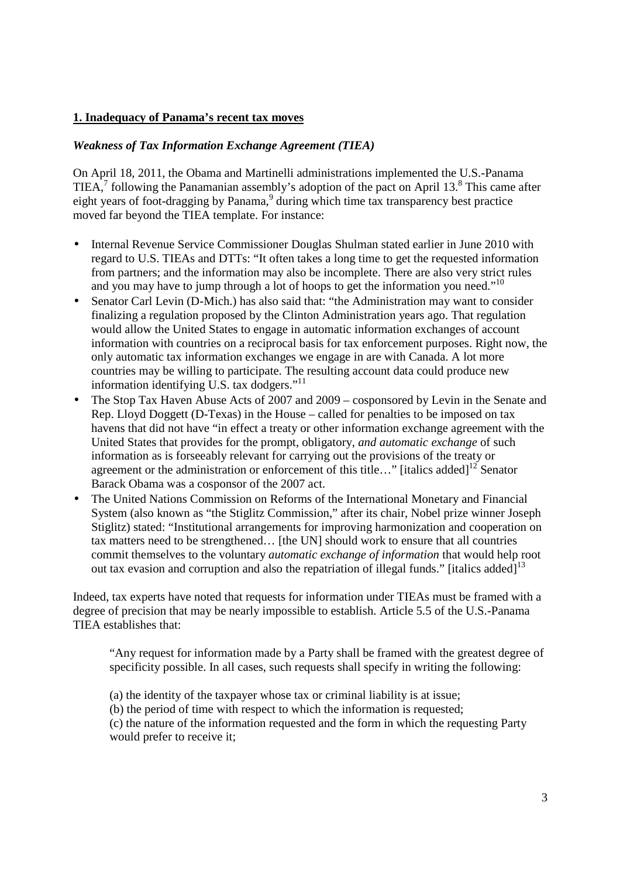## 1. Inadequacy of Panama's recent tax moves

### *Weakness of Tax Information Exchange Agreement (TIEA)*

On April 18, 2011, the Obama and Martinelli administrations implemented the U.S.-Panama TIEA,[7] following the Panamanian assembly's adoption of the pact on April 13.[8] This came after eight years of foot-dragging by Panama,[9] during which time tax transparency best practice moved far beyond the TIEA template. For instance:

- Internal Revenue Service Commissioner Douglas Shulman stated earlier in June 2010 with regard to U.S. TIEAs and DTTs: "It often takes a long time to get the requested information from partners; and the information may also be incomplete. There are also very strict rules and you may have to jump through a lot of hoops to get the information you need."[10]
- Senator Carl Levin (D-Mich.) has also said that: "the Administration may want to consider finalizing a regulation proposed by the Clinton Administration years ago. That regulation would allow the United States to engage in automatic information exchanges of account information with countries on a reciprocal basis for tax enforcement purposes. Right now, the only automatic tax information exchanges we engage in are with Canada. A lot more countries may be willing to participate. The resulting account data could produce new information identifying U.S. tax dodgers."[11]
- The Stop Tax Haven Abuse Acts of 2007 and 2009 – cosponsored by Levin in the Senate and Rep. Lloyd Doggett (D-Texas) in the House – called for penalties to be imposed on tax havens that did not have "in effect a treaty or other information exchange agreement with the United States that provides for the prompt, obligatory, *and automatic exchange* of such information as is forseeably relevant for carrying out the provisions of the treaty or agreement or the administration or enforcement of this title…" [italics added][12] Senator Barack Obama was a cosponsor of the 2007 act.
- The United Nations Commission on Reforms of the International Monetary and Financial System (also known as "the Stiglitz Commission," after its chair, Nobel prize winner Joseph Stiglitz) stated: "Institutional arrangements for improving harmonization and cooperation on tax matters need to be strengthened… [the UN] should work to ensure that all countries commit themselves to the voluntary *automatic exchange of information* that would help root out tax evasion and corruption and also the repatriation of illegal funds." [italics added][13]

Indeed, tax experts have noted that requests for information under TIEAs must be framed with a degree of precision that may be nearly impossible to establish. Article 5.5 of the U.S.-Panama TIEA establishes that:

> "Any request for information made by a Party shall be framed with the greatest degree of specificity possible. In all cases, such requests shall specify in writing the following:
>
> (a) the identity of the taxpayer whose tax or criminal liability is at issue;
> (b) the period of time with respect to which the information is requested;
> (c) the nature of the information requested and the form in which the requesting Party would prefer to receive it;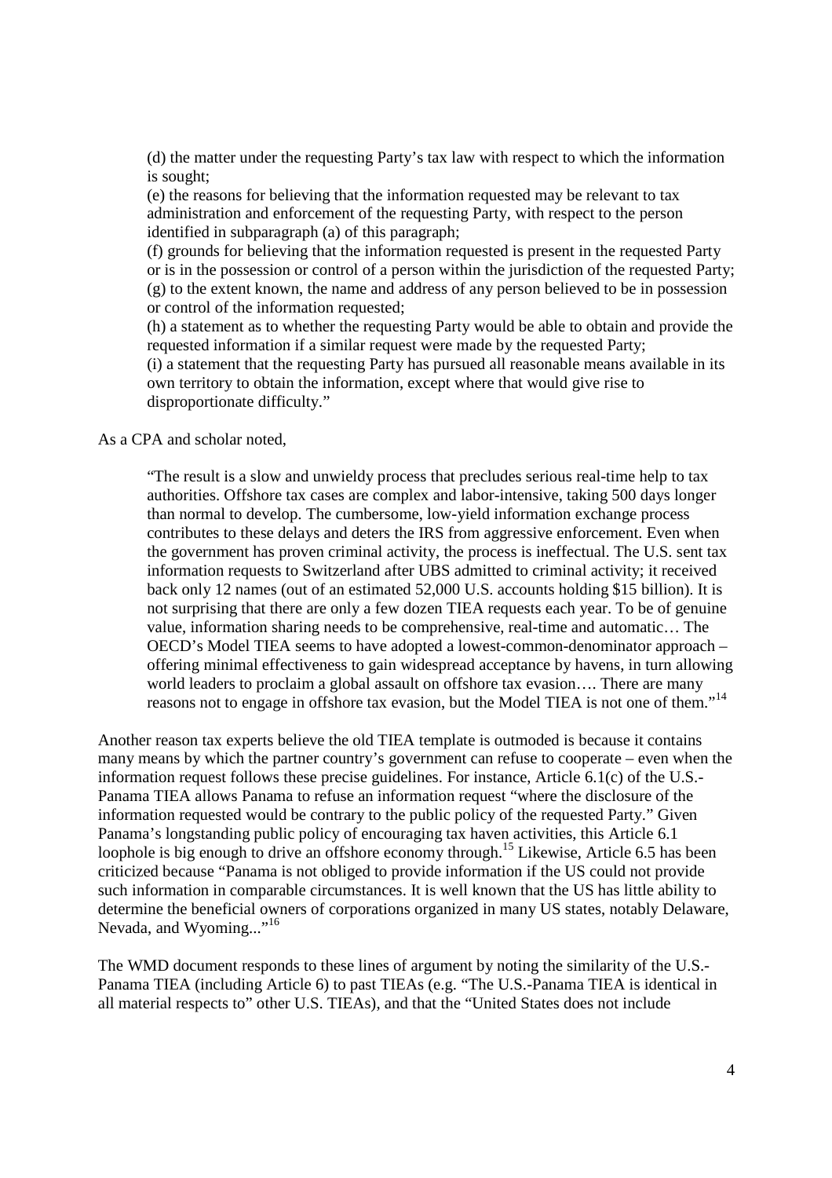> (d) the matter under the requesting Party's tax law with respect to which the information is sought;
> (e) the reasons for believing that the information requested may be relevant to tax administration and enforcement of the requesting Party, with respect to the person identified in subparagraph (a) of this paragraph;
> (f) grounds for believing that the information requested is present in the requested Party or is in the possession or control of a person within the jurisdiction of the requested Party;
> (g) to the extent known, the name and address of any person believed to be in possession or control of the information requested;
> (h) a statement as to whether the requesting Party would be able to obtain and provide the requested information if a similar request were made by the requested Party;
> (i) a statement that the requesting Party has pursued all reasonable means available in its own territory to obtain the information, except where that would give rise to disproportionate difficulty."

As a CPA and scholar noted,

> "The result is a slow and unwieldy process that precludes serious real-time help to tax authorities. Offshore tax cases are complex and labor-intensive, taking 500 days longer than normal to develop. The cumbersome, low-yield information exchange process contributes to these delays and deters the IRS from aggressive enforcement. Even when the government has proven criminal activity, the process is ineffectual. The U.S. sent tax information requests to Switzerland after UBS admitted to criminal activity; it received back only 12 names (out of an estimated 52,000 U.S. accounts holding $15 billion). It is not surprising that there are only a few dozen TIEA requests each year. To be of genuine value, information sharing needs to be comprehensive, real-time and automatic… The OECD's Model TIEA seems to have adopted a lowest-common-denominator approach – offering minimal effectiveness to gain widespread acceptance by havens, in turn allowing world leaders to proclaim a global assault on offshore tax evasion…. There are many reasons not to engage in offshore tax evasion, but the Model TIEA is not one of them."[14]

Another reason tax experts believe the old TIEA template is outmoded is because it contains many means by which the partner country's government can refuse to cooperate – even when the information request follows these precise guidelines. For instance, Article 6.1(c) of the U.S.-Panama TIEA allows Panama to refuse an information request "where the disclosure of the information requested would be contrary to the public policy of the requested Party." Given Panama's longstanding public policy of encouraging tax haven activities, this Article 6.1 loophole is big enough to drive an offshore economy through.[15] Likewise, Article 6.5 has been criticized because "Panama is not obliged to provide information if the US could not provide such information in comparable circumstances. It is well known that the US has little ability to determine the beneficial owners of corporations organized in many US states, notably Delaware, Nevada, and Wyoming..."[16]

The WMD document responds to these lines of argument by noting the similarity of the U.S.-Panama TIEA (including Article 6) to past TIEAs (e.g. "The U.S.-Panama TIEA is identical in all material respects to" other U.S. TIEAs), and that the "United States does not include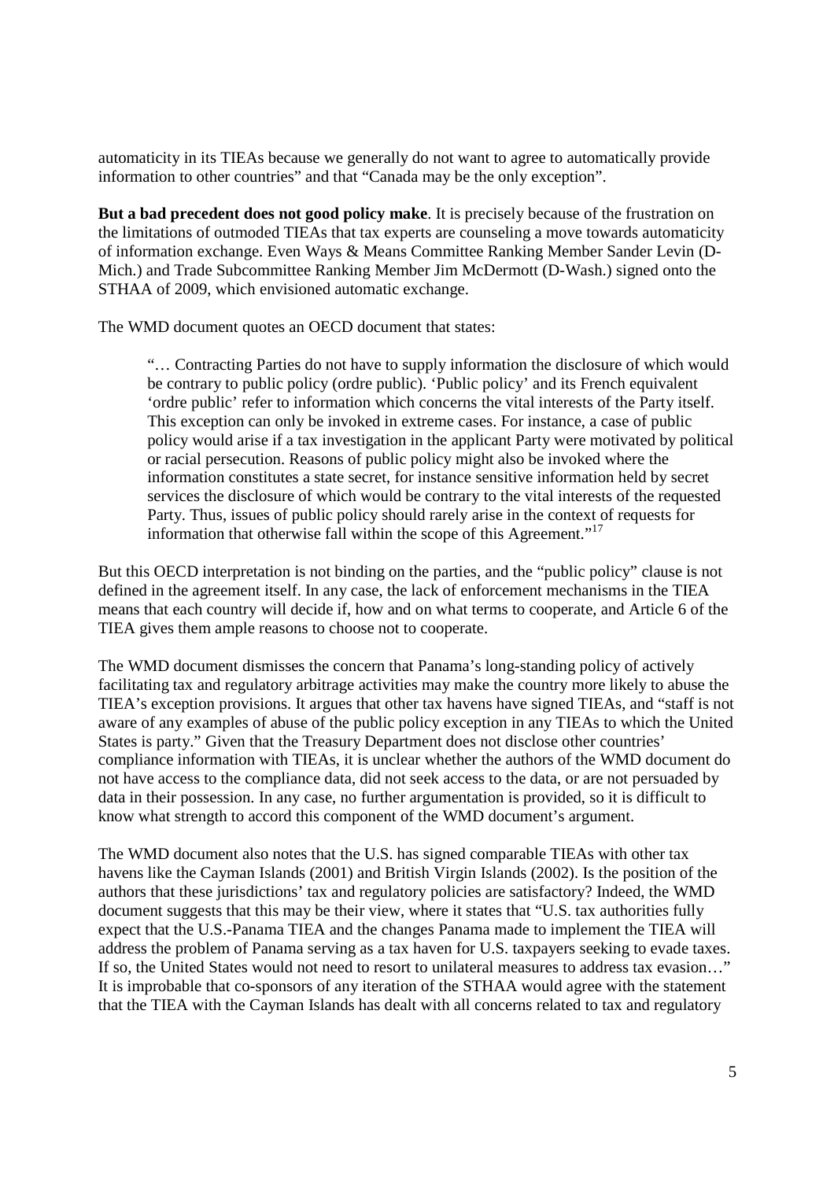automaticity in its TIEAs because we generally do not want to agree to automatically provide information to other countries" and that "Canada may be the only exception".

**But a bad precedent does not good policy make**. It is precisely because of the frustration on the limitations of outmoded TIEAs that tax experts are counseling a move towards automaticity of information exchange. Even Ways & Means Committee Ranking Member Sander Levin (D-Mich.) and Trade Subcommittee Ranking Member Jim McDermott (D-Wash.) signed onto the STHAA of 2009, which envisioned automatic exchange.

The WMD document quotes an OECD document that states:

> "… Contracting Parties do not have to supply information the disclosure of which would be contrary to public policy (ordre public). 'Public policy' and its French equivalent 'ordre public' refer to information which concerns the vital interests of the Party itself. This exception can only be invoked in extreme cases. For instance, a case of public policy would arise if a tax investigation in the applicant Party were motivated by political or racial persecution. Reasons of public policy might also be invoked where the information constitutes a state secret, for instance sensitive information held by secret services the disclosure of which would be contrary to the vital interests of the requested Party. Thus, issues of public policy should rarely arise in the context of requests for information that otherwise fall within the scope of this Agreement."[17]

But this OECD interpretation is not binding on the parties, and the "public policy" clause is not defined in the agreement itself. In any case, the lack of enforcement mechanisms in the TIEA means that each country will decide if, how and on what terms to cooperate, and Article 6 of the TIEA gives them ample reasons to choose not to cooperate.

The WMD document dismisses the concern that Panama's long-standing policy of actively facilitating tax and regulatory arbitrage activities may make the country more likely to abuse the TIEA's exception provisions. It argues that other tax havens have signed TIEAs, and "staff is not aware of any examples of abuse of the public policy exception in any TIEAs to which the United States is party." Given that the Treasury Department does not disclose other countries' compliance information with TIEAs, it is unclear whether the authors of the WMD document do not have access to the compliance data, did not seek access to the data, or are not persuaded by data in their possession. In any case, no further argumentation is provided, so it is difficult to know what strength to accord this component of the WMD document's argument.

The WMD document also notes that the U.S. has signed comparable TIEAs with other tax havens like the Cayman Islands (2001) and British Virgin Islands (2002). Is the position of the authors that these jurisdictions' tax and regulatory policies are satisfactory? Indeed, the WMD document suggests that this may be their view, where it states that "U.S. tax authorities fully expect that the U.S.-Panama TIEA and the changes Panama made to implement the TIEA will address the problem of Panama serving as a tax haven for U.S. taxpayers seeking to evade taxes. If so, the United States would not need to resort to unilateral measures to address tax evasion…" It is improbable that co-sponsors of any iteration of the STHAA would agree with the statement that the TIEA with the Cayman Islands has dealt with all concerns related to tax and regulatory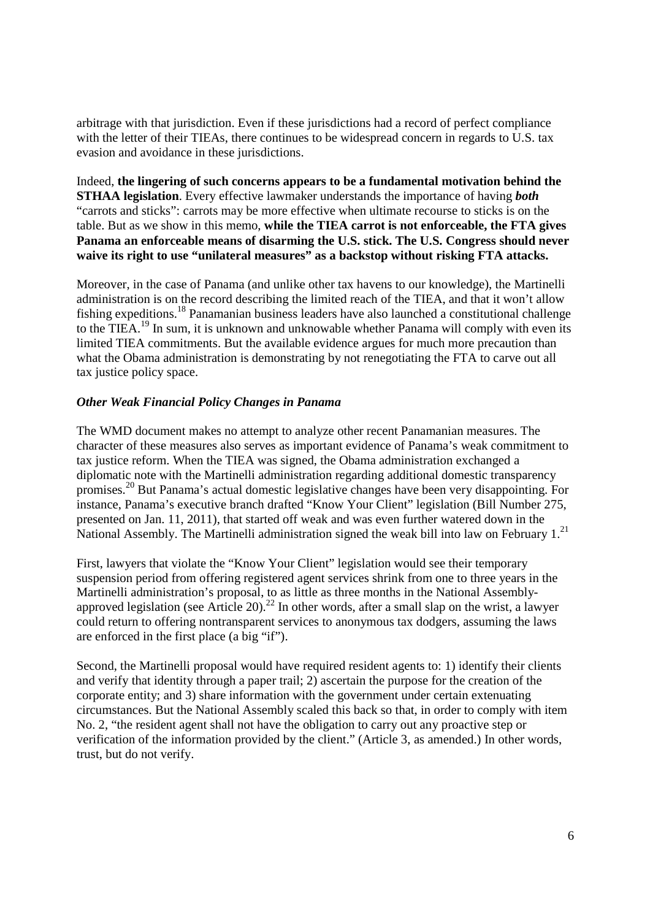arbitrage with that jurisdiction. Even if these jurisdictions had a record of perfect compliance with the letter of their TIEAs, there continues to be widespread concern in regards to U.S. tax evasion and avoidance in these jurisdictions.

Indeed, **the lingering of such concerns appears to be a fundamental motivation behind the STHAA legislation**. Every effective lawmaker understands the importance of having ***both*** "carrots and sticks": carrots may be more effective when ultimate recourse to sticks is on the table. But as we show in this memo, **while the TIEA carrot is not enforceable, the FTA gives Panama an enforceable means of disarming the U.S. stick. The U.S. Congress should never waive its right to use "unilateral measures" as a backstop without risking FTA attacks.**

Moreover, in the case of Panama (and unlike other tax havens to our knowledge), the Martinelli administration is on the record describing the limited reach of the TIEA, and that it won't allow fishing expeditions.[18] Panamanian business leaders have also launched a constitutional challenge to the TIEA.[19] In sum, it is unknown and unknowable whether Panama will comply with even its limited TIEA commitments. But the available evidence argues for much more precaution than what the Obama administration is demonstrating by not renegotiating the FTA to carve out all tax justice policy space.

### *Other Weak Financial Policy Changes in Panama*

The WMD document makes no attempt to analyze other recent Panamanian measures. The character of these measures also serves as important evidence of Panama's weak commitment to tax justice reform. When the TIEA was signed, the Obama administration exchanged a diplomatic note with the Martinelli administration regarding additional domestic transparency promises.[20] But Panama's actual domestic legislative changes have been very disappointing. For instance, Panama's executive branch drafted "Know Your Client" legislation (Bill Number 275, presented on Jan. 11, 2011), that started off weak and was even further watered down in the National Assembly. The Martinelli administration signed the weak bill into law on February 1.[21]

First, lawyers that violate the "Know Your Client" legislation would see their temporary suspension period from offering registered agent services shrink from one to three years in the Martinelli administration's proposal, to as little as three months in the National Assembly-approved legislation (see Article 20).[22] In other words, after a small slap on the wrist, a lawyer could return to offering nontransparent services to anonymous tax dodgers, assuming the laws are enforced in the first place (a big "if").

Second, the Martinelli proposal would have required resident agents to: 1) identify their clients and verify that identity through a paper trail; 2) ascertain the purpose for the creation of the corporate entity; and 3) share information with the government under certain extenuating circumstances. But the National Assembly scaled this back so that, in order to comply with item No. 2, "the resident agent shall not have the obligation to carry out any proactive step or verification of the information provided by the client." (Article 3, as amended.) In other words, trust, but do not verify.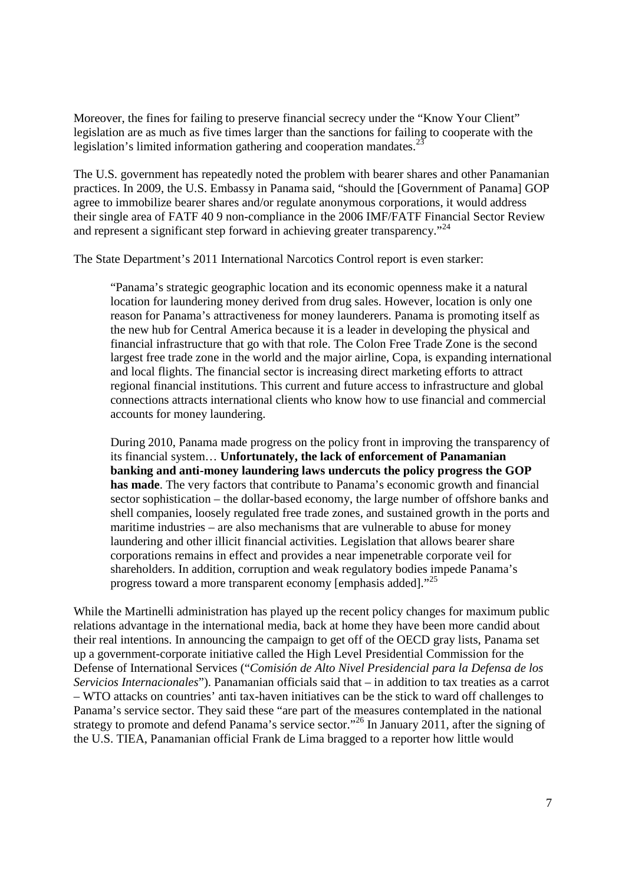Moreover, the fines for failing to preserve financial secrecy under the "Know Your Client" legislation are as much as five times larger than the sanctions for failing to cooperate with the legislation's limited information gathering and cooperation mandates.[23]

The U.S. government has repeatedly noted the problem with bearer shares and other Panamanian practices. In 2009, the U.S. Embassy in Panama said, "should the [Government of Panama] GOP agree to immobilize bearer shares and/or regulate anonymous corporations, it would address their single area of FATF 40 9 non-compliance in the 2006 IMF/FATF Financial Sector Review and represent a significant step forward in achieving greater transparency."[24]

The State Department's 2011 International Narcotics Control report is even starker:

> "Panama's strategic geographic location and its economic openness make it a natural location for laundering money derived from drug sales. However, location is only one reason for Panama's attractiveness for money launderers. Panama is promoting itself as the new hub for Central America because it is a leader in developing the physical and financial infrastructure that go with that role. The Colon Free Trade Zone is the second largest free trade zone in the world and the major airline, Copa, is expanding international and local flights. The financial sector is increasing direct marketing efforts to attract regional financial institutions. This current and future access to infrastructure and global connections attracts international clients who know how to use financial and commercial accounts for money laundering.
>
> During 2010, Panama made progress on the policy front in improving the transparency of its financial system… **Unfortunately, the lack of enforcement of Panamanian banking and anti-money laundering laws undercuts the policy progress the GOP has made**. The very factors that contribute to Panama's economic growth and financial sector sophistication – the dollar-based economy, the large number of offshore banks and shell companies, loosely regulated free trade zones, and sustained growth in the ports and maritime industries – are also mechanisms that are vulnerable to abuse for money laundering and other illicit financial activities. Legislation that allows bearer share corporations remains in effect and provides a near impenetrable corporate veil for shareholders. In addition, corruption and weak regulatory bodies impede Panama's progress toward a more transparent economy [emphasis added]."[25]

While the Martinelli administration has played up the recent policy changes for maximum public relations advantage in the international media, back at home they have been more candid about their real intentions. In announcing the campaign to get off of the OECD gray lists, Panama set up a government-corporate initiative called the High Level Presidential Commission for the Defense of International Services ("*Comisión de Alto Nivel Presidencial para la Defensa de los Servicios Internacionales*"). Panamanian officials said that – in addition to tax treaties as a carrot – WTO attacks on countries' anti tax-haven initiatives can be the stick to ward off challenges to Panama's service sector. They said these "are part of the measures contemplated in the national strategy to promote and defend Panama's service sector."[26] In January 2011, after the signing of the U.S. TIEA, Panamanian official Frank de Lima bragged to a reporter how little would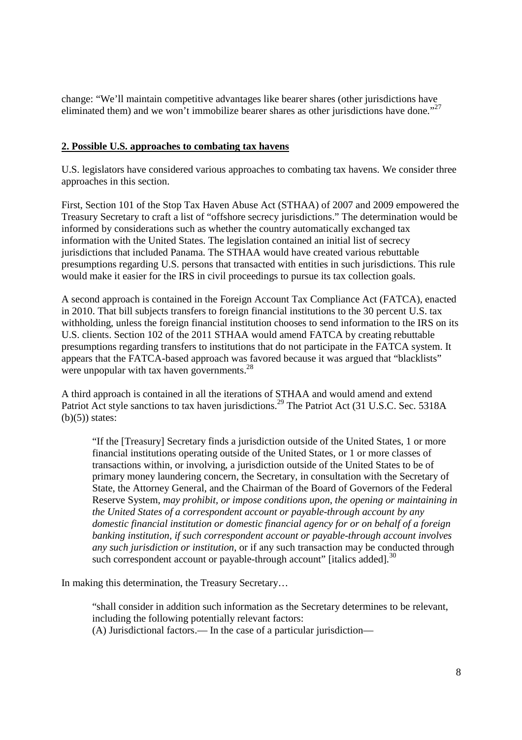change: "We'll maintain competitive advantages like bearer shares (other jurisdictions have eliminated them) and we won't immobilize bearer shares as other jurisdictions have done."[27]

## 2. Possible U.S. approaches to combating tax havens

U.S. legislators have considered various approaches to combating tax havens. We consider three approaches in this section.

First, Section 101 of the Stop Tax Haven Abuse Act (STHAA) of 2007 and 2009 empowered the Treasury Secretary to craft a list of "offshore secrecy jurisdictions." The determination would be informed by considerations such as whether the country automatically exchanged tax information with the United States. The legislation contained an initial list of secrecy jurisdictions that included Panama. The STHAA would have created various rebuttable presumptions regarding U.S. persons that transacted with entities in such jurisdictions. This rule would make it easier for the IRS in civil proceedings to pursue its tax collection goals.

A second approach is contained in the Foreign Account Tax Compliance Act (FATCA), enacted in 2010. That bill subjects transfers to foreign financial institutions to the 30 percent U.S. tax withholding, unless the foreign financial institution chooses to send information to the IRS on its U.S. clients. Section 102 of the 2011 STHAA would amend FATCA by creating rebuttable presumptions regarding transfers to institutions that do not participate in the FATCA system. It appears that the FATCA-based approach was favored because it was argued that "blacklists" were unpopular with tax haven governments.[28]

A third approach is contained in all the iterations of STHAA and would amend and extend Patriot Act style sanctions to tax haven jurisdictions.[29] The Patriot Act (31 U.S.C. Sec. 5318A (b)(5)) states:

> "If the [Treasury] Secretary finds a jurisdiction outside of the United States, 1 or more financial institutions operating outside of the United States, or 1 or more classes of transactions within, or involving, a jurisdiction outside of the United States to be of primary money laundering concern, the Secretary, in consultation with the Secretary of State, the Attorney General, and the Chairman of the Board of Governors of the Federal Reserve System, *may prohibit, or impose conditions upon, the opening or maintaining in the United States of a correspondent account or payable-through account by any domestic financial institution or domestic financial agency for or on behalf of a foreign banking institution, if such correspondent account or payable-through account involves any such jurisdiction or institution*, or if any such transaction may be conducted through such correspondent account or payable-through account" [italics added].[30]

In making this determination, the Treasury Secretary…

> "shall consider in addition such information as the Secretary determines to be relevant, including the following potentially relevant factors:
> (A) Jurisdictional factors.— In the case of a particular jurisdiction—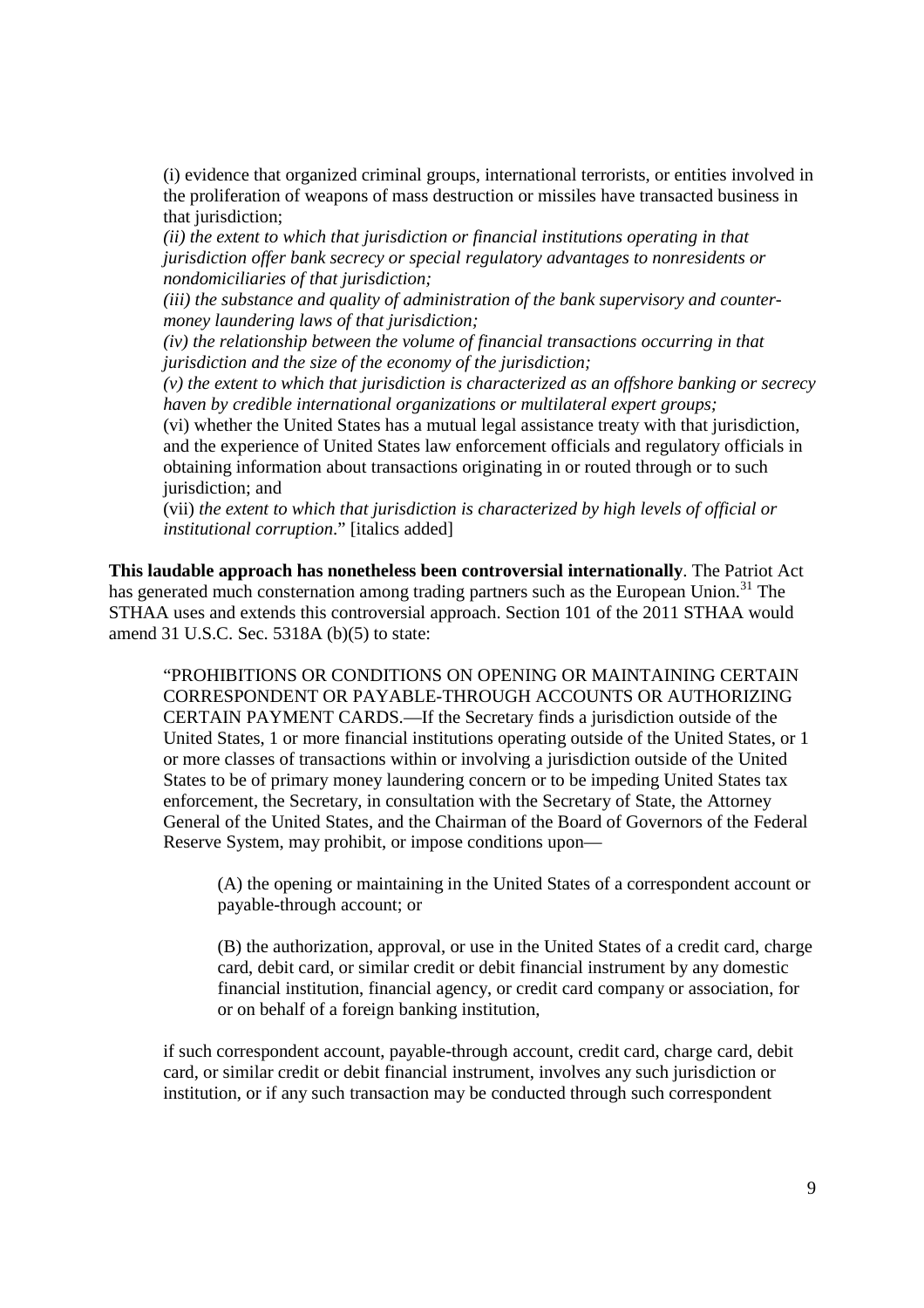(i) evidence that organized criminal groups, international terrorists, or entities involved in the proliferation of weapons of mass destruction or missiles have transacted business in that jurisdiction;

*(ii) the extent to which that jurisdiction or financial institutions operating in that jurisdiction offer bank secrecy or special regulatory advantages to nonresidents or nondomiciliaries of that jurisdiction;*

*(iii) the substance and quality of administration of the bank supervisory and counter-money laundering laws of that jurisdiction;*

*(iv) the relationship between the volume of financial transactions occurring in that jurisdiction and the size of the economy of the jurisdiction;*

*(v) the extent to which that jurisdiction is characterized as an offshore banking or secrecy haven by credible international organizations or multilateral expert groups;*

(vi) whether the United States has a mutual legal assistance treaty with that jurisdiction, and the experience of United States law enforcement officials and regulatory officials in obtaining information about transactions originating in or routed through or to such jurisdiction; and

(vii) *the extent to which that jurisdiction is characterized by high levels of official or institutional corruption*." [italics added]

**This laudable approach has nonetheless been controversial internationally**. The Patriot Act has generated much consternation among trading partners such as the European Union.[31] The STHAA uses and extends this controversial approach. Section 101 of the 2011 STHAA would amend 31 U.S.C. Sec. 5318A (b)(5) to state:

"PROHIBITIONS OR CONDITIONS ON OPENING OR MAINTAINING CERTAIN CORRESPONDENT OR PAYABLE-THROUGH ACCOUNTS OR AUTHORIZING CERTAIN PAYMENT CARDS.—If the Secretary finds a jurisdiction outside of the United States, 1 or more financial institutions operating outside of the United States, or 1 or more classes of transactions within or involving a jurisdiction outside of the United States to be of primary money laundering concern or to be impeding United States tax enforcement, the Secretary, in consultation with the Secretary of State, the Attorney General of the United States, and the Chairman of the Board of Governors of the Federal Reserve System, may prohibit, or impose conditions upon—

(A) the opening or maintaining in the United States of a correspondent account or payable-through account; or

(B) the authorization, approval, or use in the United States of a credit card, charge card, debit card, or similar credit or debit financial instrument by any domestic financial institution, financial agency, or credit card company or association, for or on behalf of a foreign banking institution,

if such correspondent account, payable-through account, credit card, charge card, debit card, or similar credit or debit financial instrument, involves any such jurisdiction or institution, or if any such transaction may be conducted through such correspondent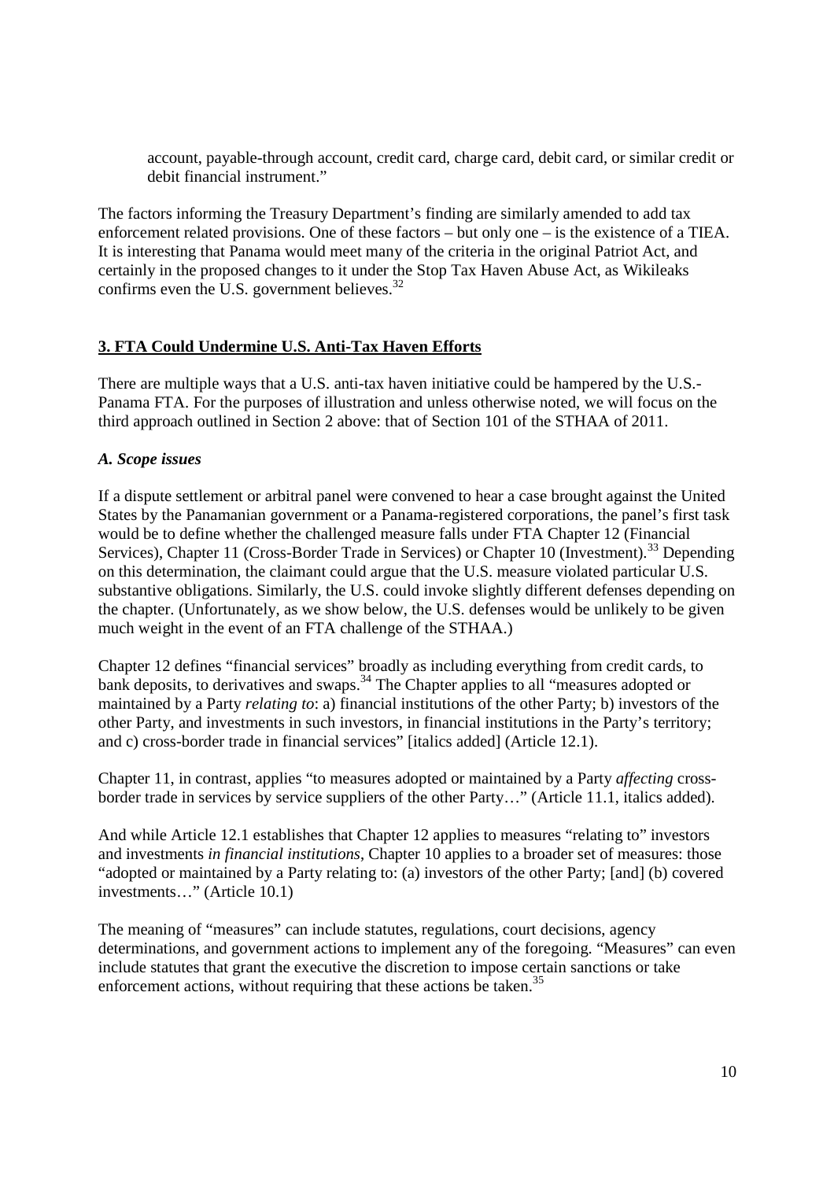> account, payable-through account, credit card, charge card, debit card, or similar credit or debit financial instrument."

The factors informing the Treasury Department's finding are similarly amended to add tax enforcement related provisions. One of these factors – but only one – is the existence of a TIEA. It is interesting that Panama would meet many of the criteria in the original Patriot Act, and certainly in the proposed changes to it under the Stop Tax Haven Abuse Act, as Wikileaks confirms even the U.S. government believes.[32]

## 3. FTA Could Undermine U.S. Anti-Tax Haven Efforts

There are multiple ways that a U.S. anti-tax haven initiative could be hampered by the U.S.-Panama FTA. For the purposes of illustration and unless otherwise noted, we will focus on the third approach outlined in Section 2 above: that of Section 101 of the STHAA of 2011.

### *A. Scope issues*

If a dispute settlement or arbitral panel were convened to hear a case brought against the United States by the Panamanian government or a Panama-registered corporations, the panel's first task would be to define whether the challenged measure falls under FTA Chapter 12 (Financial Services), Chapter 11 (Cross-Border Trade in Services) or Chapter 10 (Investment).[33] Depending on this determination, the claimant could argue that the U.S. measure violated particular U.S. substantive obligations. Similarly, the U.S. could invoke slightly different defenses depending on the chapter. (Unfortunately, as we show below, the U.S. defenses would be unlikely to be given much weight in the event of an FTA challenge of the STHAA.)

Chapter 12 defines "financial services" broadly as including everything from credit cards, to bank deposits, to derivatives and swaps.[34] The Chapter applies to all "measures adopted or maintained by a Party *relating to*: a) financial institutions of the other Party; b) investors of the other Party, and investments in such investors, in financial institutions in the Party's territory; and c) cross-border trade in financial services" [italics added] (Article 12.1).

Chapter 11, in contrast, applies "to measures adopted or maintained by a Party *affecting* cross-border trade in services by service suppliers of the other Party…" (Article 11.1, italics added).

And while Article 12.1 establishes that Chapter 12 applies to measures "relating to" investors and investments *in financial institutions*, Chapter 10 applies to a broader set of measures: those "adopted or maintained by a Party relating to: (a) investors of the other Party; [and] (b) covered investments…" (Article 10.1)

The meaning of "measures" can include statutes, regulations, court decisions, agency determinations, and government actions to implement any of the foregoing. "Measures" can even include statutes that grant the executive the discretion to impose certain sanctions or take enforcement actions, without requiring that these actions be taken.[35]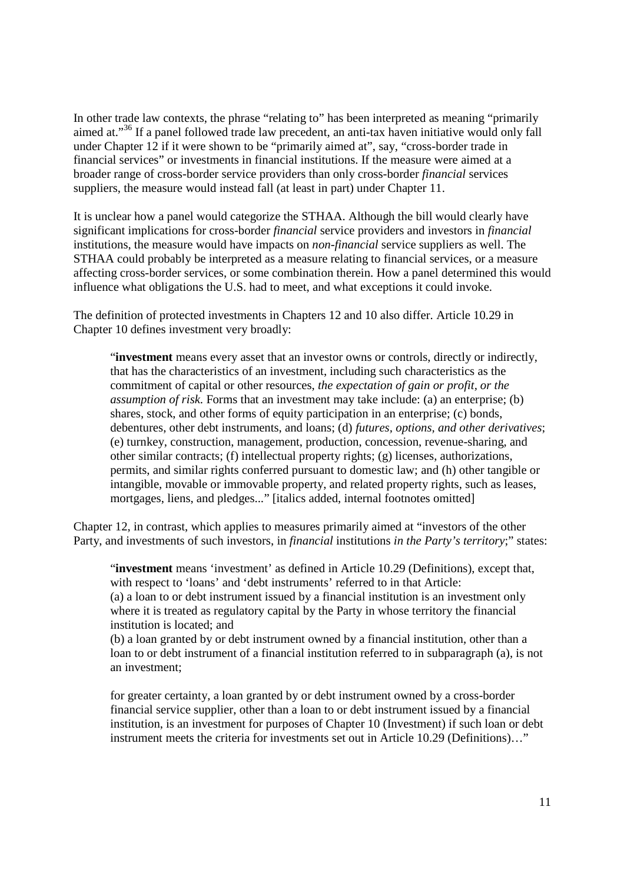In other trade law contexts, the phrase "relating to" has been interpreted as meaning "primarily aimed at."[36] If a panel followed trade law precedent, an anti-tax haven initiative would only fall under Chapter 12 if it were shown to be "primarily aimed at", say, "cross-border trade in financial services" or investments in financial institutions. If the measure were aimed at a broader range of cross-border service providers than only cross-border *financial* services suppliers, the measure would instead fall (at least in part) under Chapter 11.

It is unclear how a panel would categorize the STHAA. Although the bill would clearly have significant implications for cross-border *financial* service providers and investors in *financial* institutions, the measure would have impacts on *non-financial* service suppliers as well. The STHAA could probably be interpreted as a measure relating to financial services, or a measure affecting cross-border services, or some combination therein. How a panel determined this would influence what obligations the U.S. had to meet, and what exceptions it could invoke.

The definition of protected investments in Chapters 12 and 10 also differ. Article 10.29 in Chapter 10 defines investment very broadly:

> "**investment** means every asset that an investor owns or controls, directly or indirectly, that has the characteristics of an investment, including such characteristics as the commitment of capital or other resources, *the expectation of gain or profit, or the assumption of risk*. Forms that an investment may take include: (a) an enterprise; (b) shares, stock, and other forms of equity participation in an enterprise; (c) bonds, debentures, other debt instruments, and loans; (d) *futures, options, and other derivatives*; (e) turnkey, construction, management, production, concession, revenue-sharing, and other similar contracts; (f) intellectual property rights; (g) licenses, authorizations, permits, and similar rights conferred pursuant to domestic law; and (h) other tangible or intangible, movable or immovable property, and related property rights, such as leases, mortgages, liens, and pledges..." [italics added, internal footnotes omitted]

Chapter 12, in contrast, which applies to measures primarily aimed at "investors of the other Party, and investments of such investors, in *financial* institutions *in the Party's territory*;" states:

> "**investment** means 'investment' as defined in Article 10.29 (Definitions), except that, with respect to 'loans' and 'debt instruments' referred to in that Article:
> (a) a loan to or debt instrument issued by a financial institution is an investment only where it is treated as regulatory capital by the Party in whose territory the financial institution is located; and
> (b) a loan granted by or debt instrument owned by a financial institution, other than a loan to or debt instrument of a financial institution referred to in subparagraph (a), is not an investment;
>
> for greater certainty, a loan granted by or debt instrument owned by a cross-border financial service supplier, other than a loan to or debt instrument issued by a financial institution, is an investment for purposes of Chapter 10 (Investment) if such loan or debt instrument meets the criteria for investments set out in Article 10.29 (Definitions)…"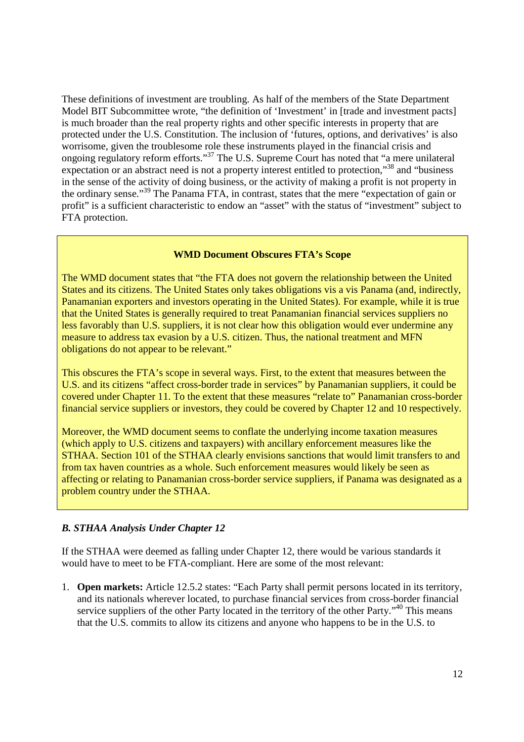These definitions of investment are troubling. As half of the members of the State Department Model BIT Subcommittee wrote, "the definition of 'Investment' in [trade and investment pacts] is much broader than the real property rights and other specific interests in property that are protected under the U.S. Constitution. The inclusion of 'futures, options, and derivatives' is also worrisome, given the troublesome role these instruments played in the financial crisis and ongoing regulatory reform efforts."[37] The U.S. Supreme Court has noted that "a mere unilateral expectation or an abstract need is not a property interest entitled to protection,"[38] and "business in the sense of the activity of doing business, or the activity of making a profit is not property in the ordinary sense."[39] The Panama FTA, in contrast, states that the mere "expectation of gain or profit" is a sufficient characteristic to endow an "asset" with the status of "investment" subject to FTA protection.

> **WMD Document Obscures FTA's Scope**
>
> The WMD document states that "the FTA does not govern the relationship between the United States and its citizens. The United States only takes obligations vis a vis Panama (and, indirectly, Panamanian exporters and investors operating in the United States). For example, while it is true that the United States is generally required to treat Panamanian financial services suppliers no less favorably than U.S. suppliers, it is not clear how this obligation would ever undermine any measure to address tax evasion by a U.S. citizen. Thus, the national treatment and MFN obligations do not appear to be relevant."
>
> This obscures the FTA's scope in several ways. First, to the extent that measures between the U.S. and its citizens "affect cross-border trade in services" by Panamanian suppliers, it could be covered under Chapter 11. To the extent that these measures "relate to" Panamanian cross-border financial service suppliers or investors, they could be covered by Chapter 12 and 10 respectively.
>
> Moreover, the WMD document seems to conflate the underlying income taxation measures (which apply to U.S. citizens and taxpayers) with ancillary enforcement measures like the STHAA. Section 101 of the STHAA clearly envisions sanctions that would limit transfers to and from tax haven countries as a whole. Such enforcement measures would likely be seen as affecting or relating to Panamanian cross-border service suppliers, if Panama was designated as a problem country under the STHAA.

### *B. STHAA Analysis Under Chapter 12*

If the STHAA were deemed as falling under Chapter 12, there would be various standards it would have to meet to be FTA-compliant. Here are some of the most relevant:

1. **Open markets:** Article 12.5.2 states: "Each Party shall permit persons located in its territory, and its nationals wherever located, to purchase financial services from cross-border financial service suppliers of the other Party located in the territory of the other Party."[40] This means that the U.S. commits to allow its citizens and anyone who happens to be in the U.S. to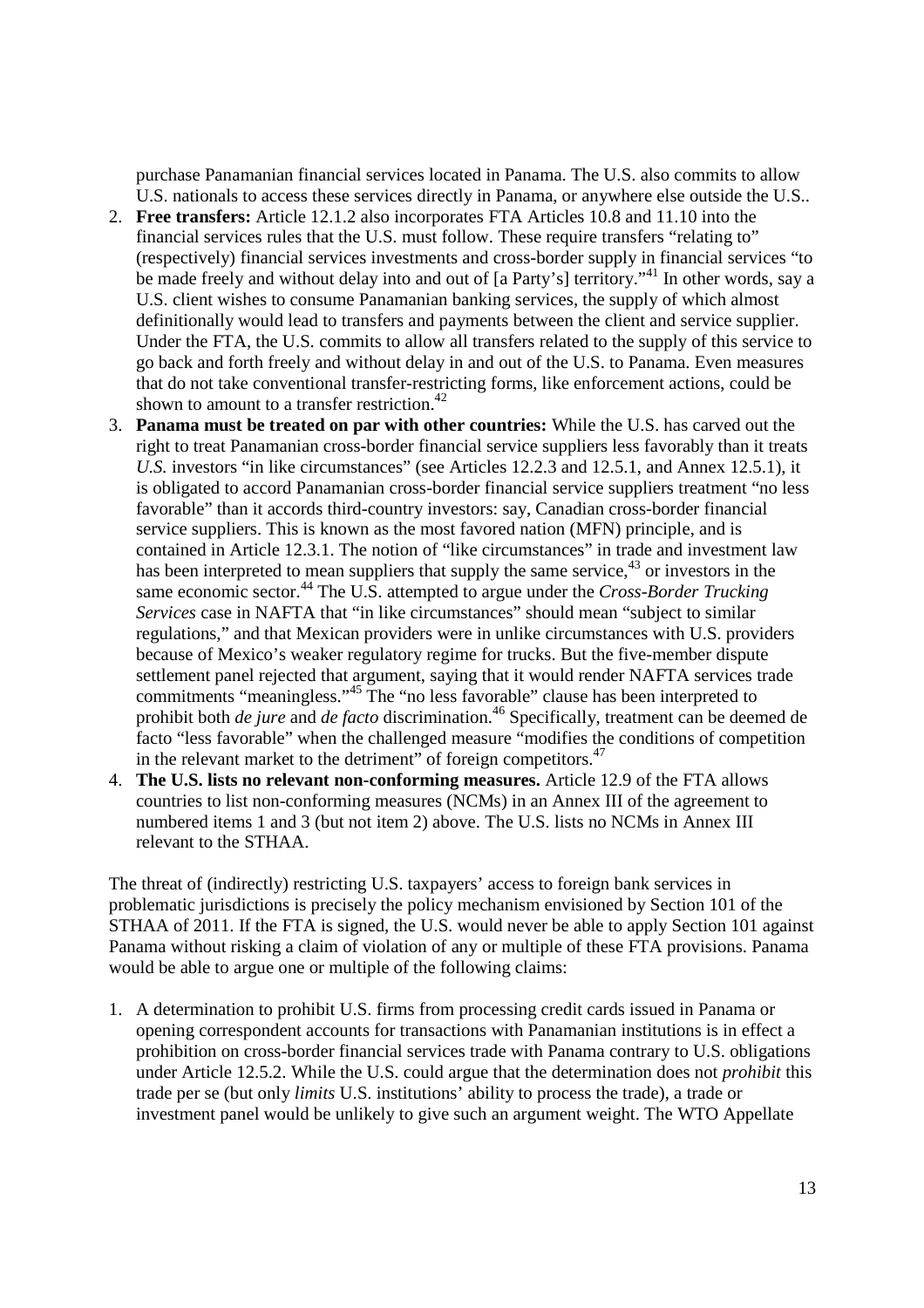purchase Panamanian financial services located in Panama. The U.S. also commits to allow U.S. nationals to access these services directly in Panama, or anywhere else outside the U.S..

2. **Free transfers:** Article 12.1.2 also incorporates FTA Articles 10.8 and 11.10 into the financial services rules that the U.S. must follow. These require transfers "relating to" (respectively) financial services investments and cross-border supply in financial services "to be made freely and without delay into and out of [a Party's] territory."[41] In other words, say a U.S. client wishes to consume Panamanian banking services, the supply of which almost definitionally would lead to transfers and payments between the client and service supplier. Under the FTA, the U.S. commits to allow all transfers related to the supply of this service to go back and forth freely and without delay in and out of the U.S. to Panama. Even measures that do not take conventional transfer-restricting forms, like enforcement actions, could be shown to amount to a transfer restriction.[42]
3. **Panama must be treated on par with other countries:** While the U.S. has carved out the right to treat Panamanian cross-border financial service suppliers less favorably than it treats *U.S.* investors "in like circumstances" (see Articles 12.2.3 and 12.5.1, and Annex 12.5.1), it is obligated to accord Panamanian cross-border financial service suppliers treatment "no less favorable" than it accords third-country investors: say, Canadian cross-border financial service suppliers. This is known as the most favored nation (MFN) principle, and is contained in Article 12.3.1. The notion of "like circumstances" in trade and investment law has been interpreted to mean suppliers that supply the same service,[43] or investors in the same economic sector.[44] The U.S. attempted to argue under the *Cross-Border Trucking Services* case in NAFTA that "in like circumstances" should mean "subject to similar regulations," and that Mexican providers were in unlike circumstances with U.S. providers because of Mexico's weaker regulatory regime for trucks. But the five-member dispute settlement panel rejected that argument, saying that it would render NAFTA services trade commitments "meaningless."[45] The "no less favorable" clause has been interpreted to prohibit both *de jure* and *de facto* discrimination.[46] Specifically, treatment can be deemed de facto "less favorable" when the challenged measure "modifies the conditions of competition in the relevant market to the detriment" of foreign competitors.[47]
4. **The U.S. lists no relevant non-conforming measures.** Article 12.9 of the FTA allows countries to list non-conforming measures (NCMs) in an Annex III of the agreement to numbered items 1 and 3 (but not item 2) above. The U.S. lists no NCMs in Annex III relevant to the STHAA.

The threat of (indirectly) restricting U.S. taxpayers' access to foreign bank services in problematic jurisdictions is precisely the policy mechanism envisioned by Section 101 of the STHAA of 2011. If the FTA is signed, the U.S. would never be able to apply Section 101 against Panama without risking a claim of violation of any or multiple of these FTA provisions. Panama would be able to argue one or multiple of the following claims:

1. A determination to prohibit U.S. firms from processing credit cards issued in Panama or opening correspondent accounts for transactions with Panamanian institutions is in effect a prohibition on cross-border financial services trade with Panama contrary to U.S. obligations under Article 12.5.2. While the U.S. could argue that the determination does not *prohibit* this trade per se (but only *limits* U.S. institutions' ability to process the trade), a trade or investment panel would be unlikely to give such an argument weight. The WTO Appellate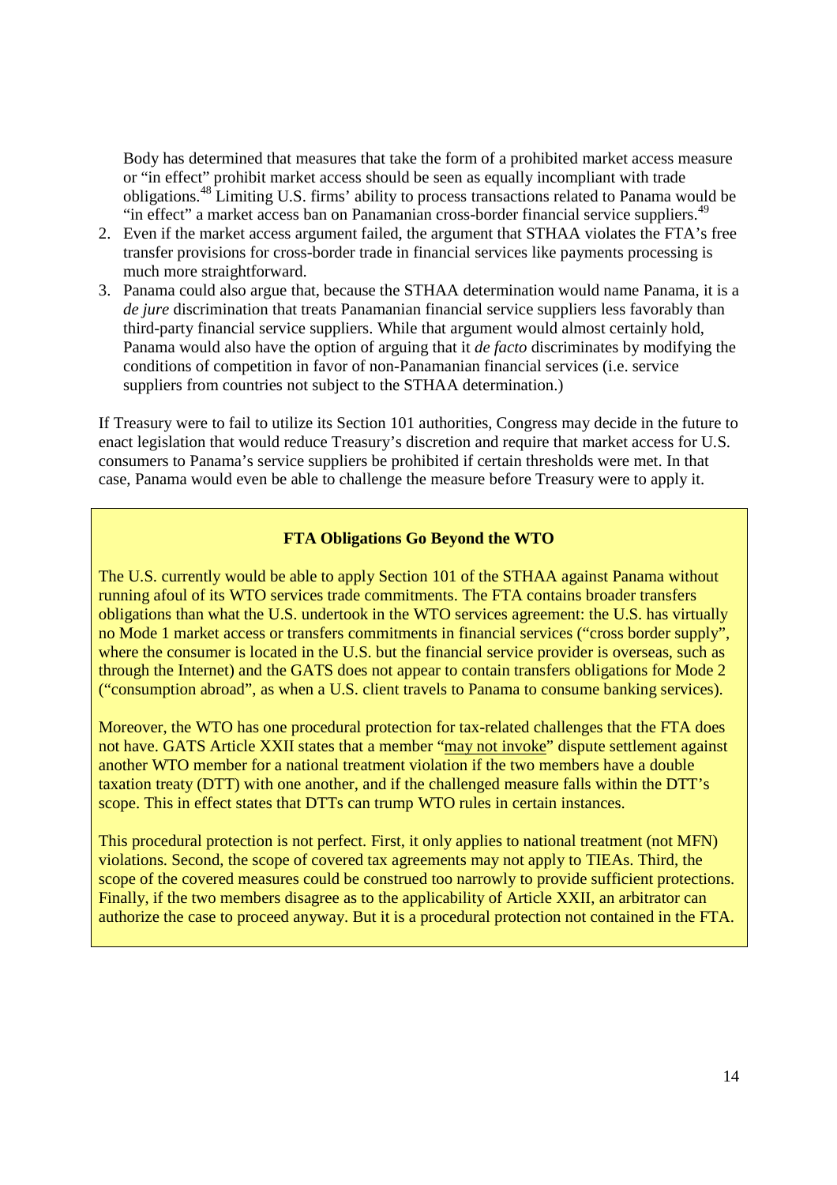Body has determined that measures that take the form of a prohibited market access measure or "in effect" prohibit market access should be seen as equally incompliant with trade obligations.[48] Limiting U.S. firms' ability to process transactions related to Panama would be "in effect" a market access ban on Panamanian cross-border financial service suppliers.[49]

2. Even if the market access argument failed, the argument that STHAA violates the FTA's free transfer provisions for cross-border trade in financial services like payments processing is much more straightforward.
3. Panama could also argue that, because the STHAA determination would name Panama, it is a *de jure* discrimination that treats Panamanian financial service suppliers less favorably than third-party financial service suppliers. While that argument would almost certainly hold, Panama would also have the option of arguing that it *de facto* discriminates by modifying the conditions of competition in favor of non-Panamanian financial services (i.e. service suppliers from countries not subject to the STHAA determination.)

If Treasury were to fail to utilize its Section 101 authorities, Congress may decide in the future to enact legislation that would reduce Treasury's discretion and require that market access for U.S. consumers to Panama's service suppliers be prohibited if certain thresholds were met. In that case, Panama would even be able to challenge the measure before Treasury were to apply it.

**FTA Obligations Go Beyond the WTO**

The U.S. currently would be able to apply Section 101 of the STHAA against Panama without running afoul of its WTO services trade commitments. The FTA contains broader transfers obligations than what the U.S. undertook in the WTO services agreement: the U.S. has virtually no Mode 1 market access or transfers commitments in financial services ("cross border supply", where the consumer is located in the U.S. but the financial service provider is overseas, such as through the Internet) and the GATS does not appear to contain transfers obligations for Mode 2 ("consumption abroad", as when a U.S. client travels to Panama to consume banking services).

Moreover, the WTO has one procedural protection for tax-related challenges that the FTA does not have. GATS Article XXII states that a member "may not invoke" dispute settlement against another WTO member for a national treatment violation if the two members have a double taxation treaty (DTT) with one another, and if the challenged measure falls within the DTT's scope. This in effect states that DTTs can trump WTO rules in certain instances.

This procedural protection is not perfect. First, it only applies to national treatment (not MFN) violations. Second, the scope of covered tax agreements may not apply to TIEAs. Third, the scope of the covered measures could be construed too narrowly to provide sufficient protections. Finally, if the two members disagree as to the applicability of Article XXII, an arbitrator can authorize the case to proceed anyway. But it is a procedural protection not contained in the FTA.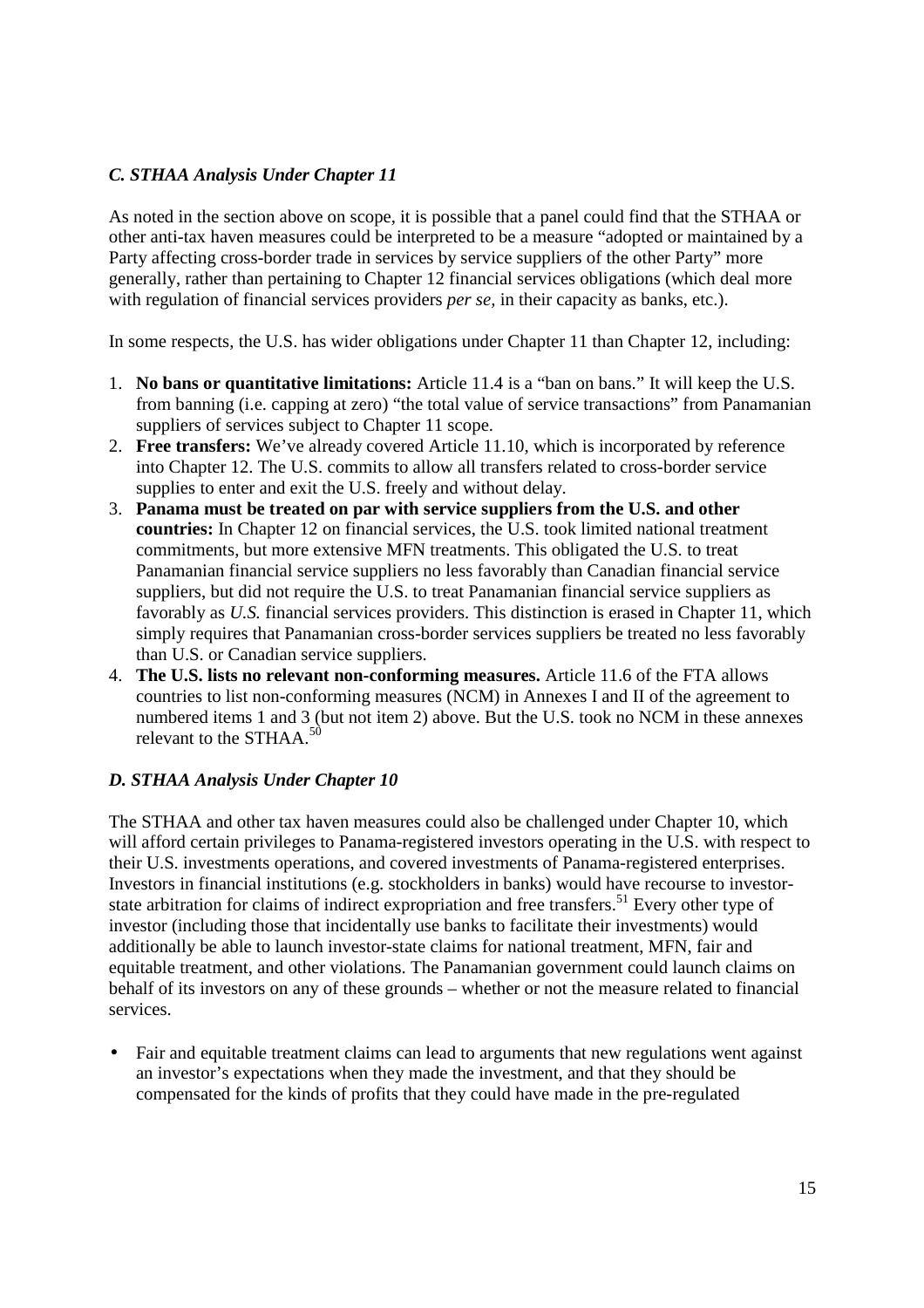### *C. STHAA Analysis Under Chapter 11*

As noted in the section above on scope, it is possible that a panel could find that the STHAA or other anti-tax haven measures could be interpreted to be a measure "adopted or maintained by a Party affecting cross-border trade in services by service suppliers of the other Party" more generally, rather than pertaining to Chapter 12 financial services obligations (which deal more with regulation of financial services providers *per se,* in their capacity as banks, etc.).

In some respects, the U.S. has wider obligations under Chapter 11 than Chapter 12, including:

1. **No bans or quantitative limitations:** Article 11.4 is a "ban on bans." It will keep the U.S. from banning (i.e. capping at zero) "the total value of service transactions" from Panamanian suppliers of services subject to Chapter 11 scope.
2. **Free transfers:** We've already covered Article 11.10, which is incorporated by reference into Chapter 12. The U.S. commits to allow all transfers related to cross-border service supplies to enter and exit the U.S. freely and without delay.
3. **Panama must be treated on par with service suppliers from the U.S. and other countries:** In Chapter 12 on financial services, the U.S. took limited national treatment commitments, but more extensive MFN treatments. This obligated the U.S. to treat Panamanian financial service suppliers no less favorably than Canadian financial service suppliers, but did not require the U.S. to treat Panamanian financial service suppliers as favorably as *U.S.* financial services providers. This distinction is erased in Chapter 11, which simply requires that Panamanian cross-border services suppliers be treated no less favorably than U.S. or Canadian service suppliers.
4. **The U.S. lists no relevant non-conforming measures.** Article 11.6 of the FTA allows countries to list non-conforming measures (NCM) in Annexes I and II of the agreement to numbered items 1 and 3 (but not item 2) above. But the U.S. took no NCM in these annexes relevant to the STHAA.[50]

### *D. STHAA Analysis Under Chapter 10*

The STHAA and other tax haven measures could also be challenged under Chapter 10, which will afford certain privileges to Panama-registered investors operating in the U.S. with respect to their U.S. investments operations, and covered investments of Panama-registered enterprises. Investors in financial institutions (e.g. stockholders in banks) would have recourse to investor-state arbitration for claims of indirect expropriation and free transfers.[51] Every other type of investor (including those that incidentally use banks to facilitate their investments) would additionally be able to launch investor-state claims for national treatment, MFN, fair and equitable treatment, and other violations. The Panamanian government could launch claims on behalf of its investors on any of these grounds – whether or not the measure related to financial services.

- Fair and equitable treatment claims can lead to arguments that new regulations went against an investor's expectations when they made the investment, and that they should be compensated for the kinds of profits that they could have made in the pre-regulated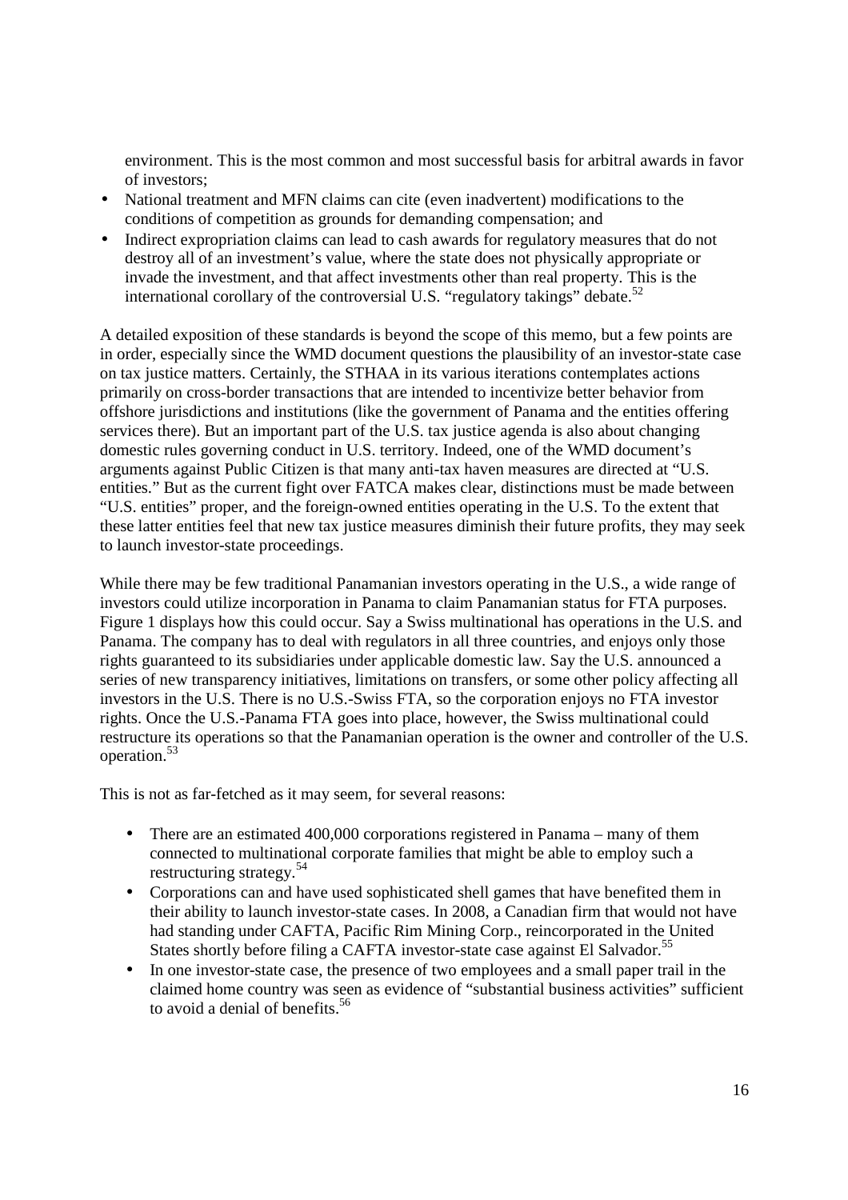environment. This is the most common and most successful basis for arbitral awards in favor of investors;

- National treatment and MFN claims can cite (even inadvertent) modifications to the conditions of competition as grounds for demanding compensation; and
- Indirect expropriation claims can lead to cash awards for regulatory measures that do not destroy all of an investment's value, where the state does not physically appropriate or invade the investment, and that affect investments other than real property. This is the international corollary of the controversial U.S. "regulatory takings" debate.[52]

A detailed exposition of these standards is beyond the scope of this memo, but a few points are in order, especially since the WMD document questions the plausibility of an investor-state case on tax justice matters. Certainly, the STHAA in its various iterations contemplates actions primarily on cross-border transactions that are intended to incentivize better behavior from offshore jurisdictions and institutions (like the government of Panama and the entities offering services there). But an important part of the U.S. tax justice agenda is also about changing domestic rules governing conduct in U.S. territory. Indeed, one of the WMD document's arguments against Public Citizen is that many anti-tax haven measures are directed at "U.S. entities." But as the current fight over FATCA makes clear, distinctions must be made between "U.S. entities" proper, and the foreign-owned entities operating in the U.S. To the extent that these latter entities feel that new tax justice measures diminish their future profits, they may seek to launch investor-state proceedings.

While there may be few traditional Panamanian investors operating in the U.S., a wide range of investors could utilize incorporation in Panama to claim Panamanian status for FTA purposes. Figure 1 displays how this could occur. Say a Swiss multinational has operations in the U.S. and Panama. The company has to deal with regulators in all three countries, and enjoys only those rights guaranteed to its subsidiaries under applicable domestic law. Say the U.S. announced a series of new transparency initiatives, limitations on transfers, or some other policy affecting all investors in the U.S. There is no U.S.-Swiss FTA, so the corporation enjoys no FTA investor rights. Once the U.S.-Panama FTA goes into place, however, the Swiss multinational could restructure its operations so that the Panamanian operation is the owner and controller of the U.S. operation.[53]

This is not as far-fetched as it may seem, for several reasons:

- There are an estimated 400,000 corporations registered in Panama – many of them connected to multinational corporate families that might be able to employ such a restructuring strategy.[54]
- Corporations can and have used sophisticated shell games that have benefited them in their ability to launch investor-state cases. In 2008, a Canadian firm that would not have had standing under CAFTA, Pacific Rim Mining Corp., reincorporated in the United States shortly before filing a CAFTA investor-state case against El Salvador.[55]
- In one investor-state case, the presence of two employees and a small paper trail in the claimed home country was seen as evidence of "substantial business activities" sufficient to avoid a denial of benefits.[56]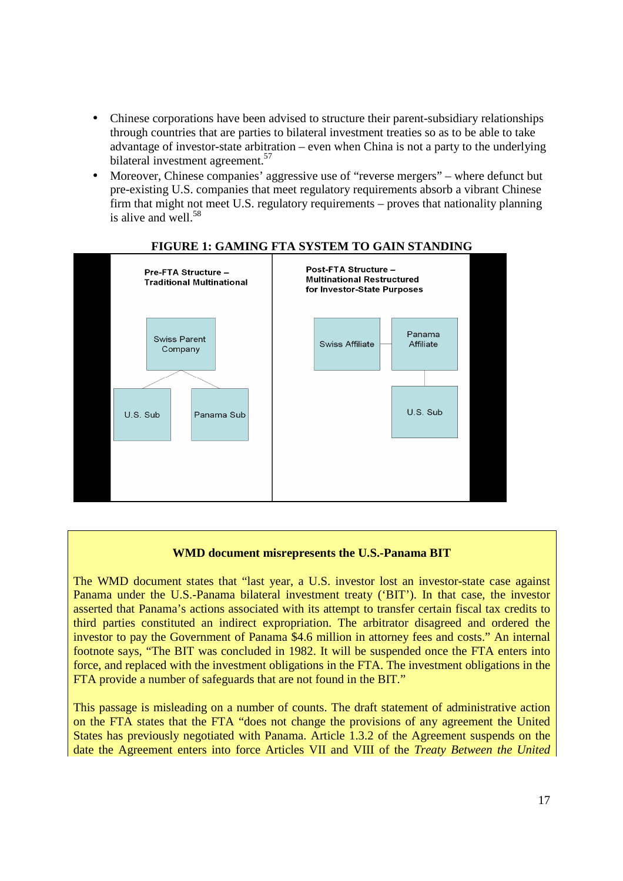- Chinese corporations have been advised to structure their parent-subsidiary relationships through countries that are parties to bilateral investment treaties so as to be able to take advantage of investor-state arbitration – even when China is not a party to the underlying bilateral investment agreement.[57]
- Moreover, Chinese companies' aggressive use of "reverse mergers" – where defunct but pre-existing U.S. companies that meet regulatory requirements absorb a vibrant Chinese firm that might not meet U.S. regulatory requirements – proves that nationality planning is alive and well.[58]

**FIGURE 1: GAMING FTA SYSTEM TO GAIN STANDING**

Pre-FTA Structure – Traditional Multinational

Swiss Parent Company

U.S. Sub

Panama Sub

Post-FTA Structure – Multinational Restructured for Investor-State Purposes

Swiss Affiliate

Panama Affiliate

U.S. Sub

**WMD document misrepresents the U.S.-Panama BIT**

The WMD document states that "last year, a U.S. investor lost an investor-state case against Panama under the U.S.-Panama bilateral investment treaty ('BIT'). In that case, the investor asserted that Panama's actions associated with its attempt to transfer certain fiscal tax credits to third parties constituted an indirect expropriation. The arbitrator disagreed and ordered the investor to pay the Government of Panama $4.6 million in attorney fees and costs." An internal footnote says, "The BIT was concluded in 1982. It will be suspended once the FTA enters into force, and replaced with the investment obligations in the FTA. The investment obligations in the FTA provide a number of safeguards that are not found in the BIT."

This passage is misleading on a number of counts. The draft statement of administrative action on the FTA states that the FTA "does not change the provisions of any agreement the United States has previously negotiated with Panama. Article 1.3.2 of the Agreement suspends on the date the Agreement enters into force Articles VII and VIII of the *Treaty Between the United*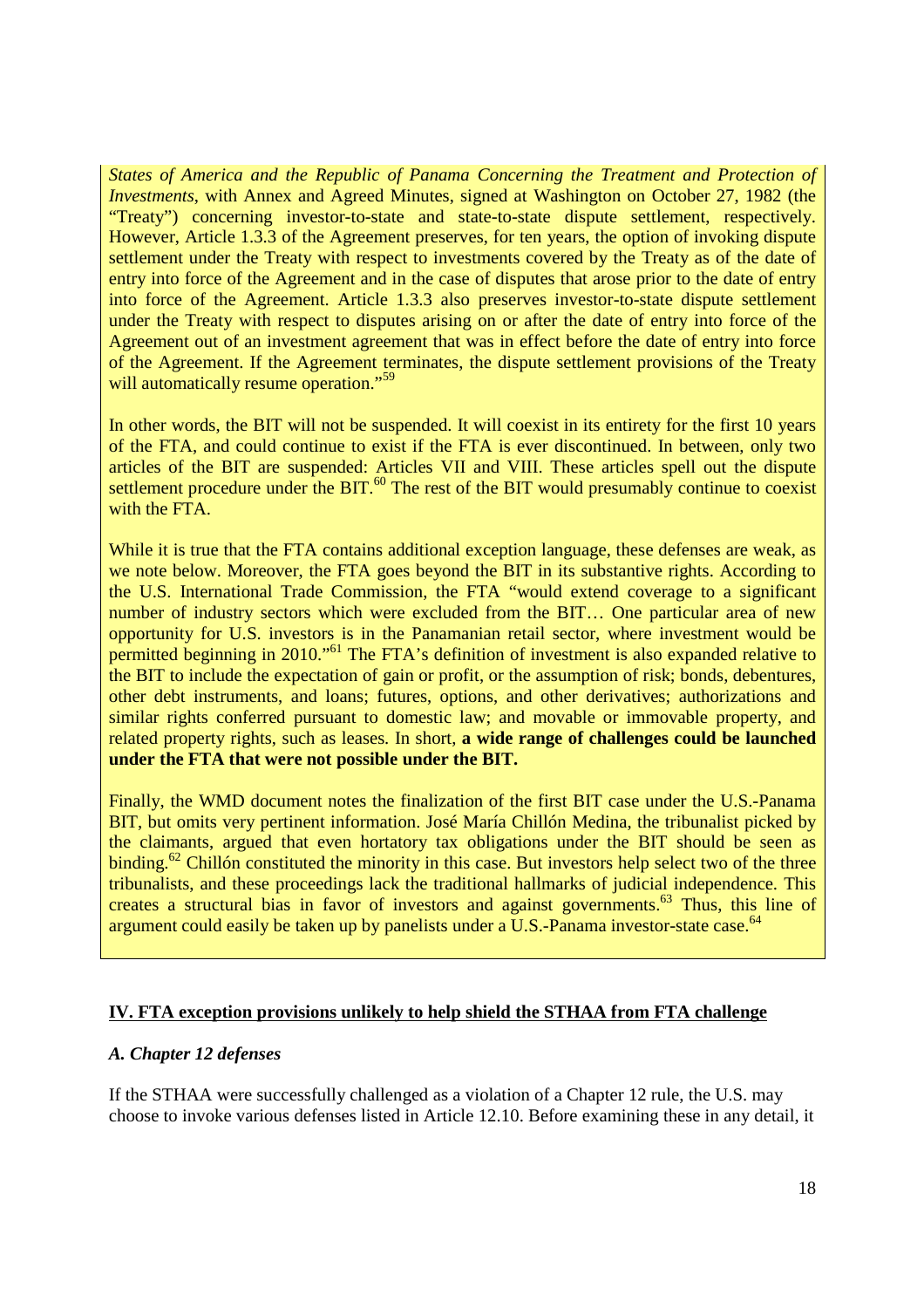*States of America and the Republic of Panama Concerning the Treatment and Protection of Investments*, with Annex and Agreed Minutes, signed at Washington on October 27, 1982 (the "Treaty") concerning investor-to-state and state-to-state dispute settlement, respectively. However, Article 1.3.3 of the Agreement preserves, for ten years, the option of invoking dispute settlement under the Treaty with respect to investments covered by the Treaty as of the date of entry into force of the Agreement and in the case of disputes that arose prior to the date of entry into force of the Agreement. Article 1.3.3 also preserves investor-to-state dispute settlement under the Treaty with respect to disputes arising on or after the date of entry into force of the Agreement out of an investment agreement that was in effect before the date of entry into force of the Agreement. If the Agreement terminates, the dispute settlement provisions of the Treaty will automatically resume operation."[59]

In other words, the BIT will not be suspended. It will coexist in its entirety for the first 10 years of the FTA, and could continue to exist if the FTA is ever discontinued. In between, only two articles of the BIT are suspended: Articles VII and VIII. These articles spell out the dispute settlement procedure under the BIT.[60] The rest of the BIT would presumably continue to coexist with the FTA.

While it is true that the FTA contains additional exception language, these defenses are weak, as we note below. Moreover, the FTA goes beyond the BIT in its substantive rights. According to the U.S. International Trade Commission, the FTA "would extend coverage to a significant number of industry sectors which were excluded from the BIT… One particular area of new opportunity for U.S. investors is in the Panamanian retail sector, where investment would be permitted beginning in 2010."[61] The FTA's definition of investment is also expanded relative to the BIT to include the expectation of gain or profit, or the assumption of risk; bonds, debentures, other debt instruments, and loans; futures, options, and other derivatives; authorizations and similar rights conferred pursuant to domestic law; and movable or immovable property, and related property rights, such as leases. In short, **a wide range of challenges could be launched under the FTA that were not possible under the BIT.**

Finally, the WMD document notes the finalization of the first BIT case under the U.S.-Panama BIT, but omits very pertinent information. José María Chillón Medina, the tribunalist picked by the claimants, argued that even hortatory tax obligations under the BIT should be seen as binding.[62] Chillón constituted the minority in this case. But investors help select two of the three tribunalists, and these proceedings lack the traditional hallmarks of judicial independence. This creates a structural bias in favor of investors and against governments.[63] Thus, this line of argument could easily be taken up by panelists under a U.S.-Panama investor-state case.[64]

## IV. FTA exception provisions unlikely to help shield the STHAA from FTA challenge

### *A. Chapter 12 defenses*

If the STHAA were successfully challenged as a violation of a Chapter 12 rule, the U.S. may choose to invoke various defenses listed in Article 12.10. Before examining these in any detail, it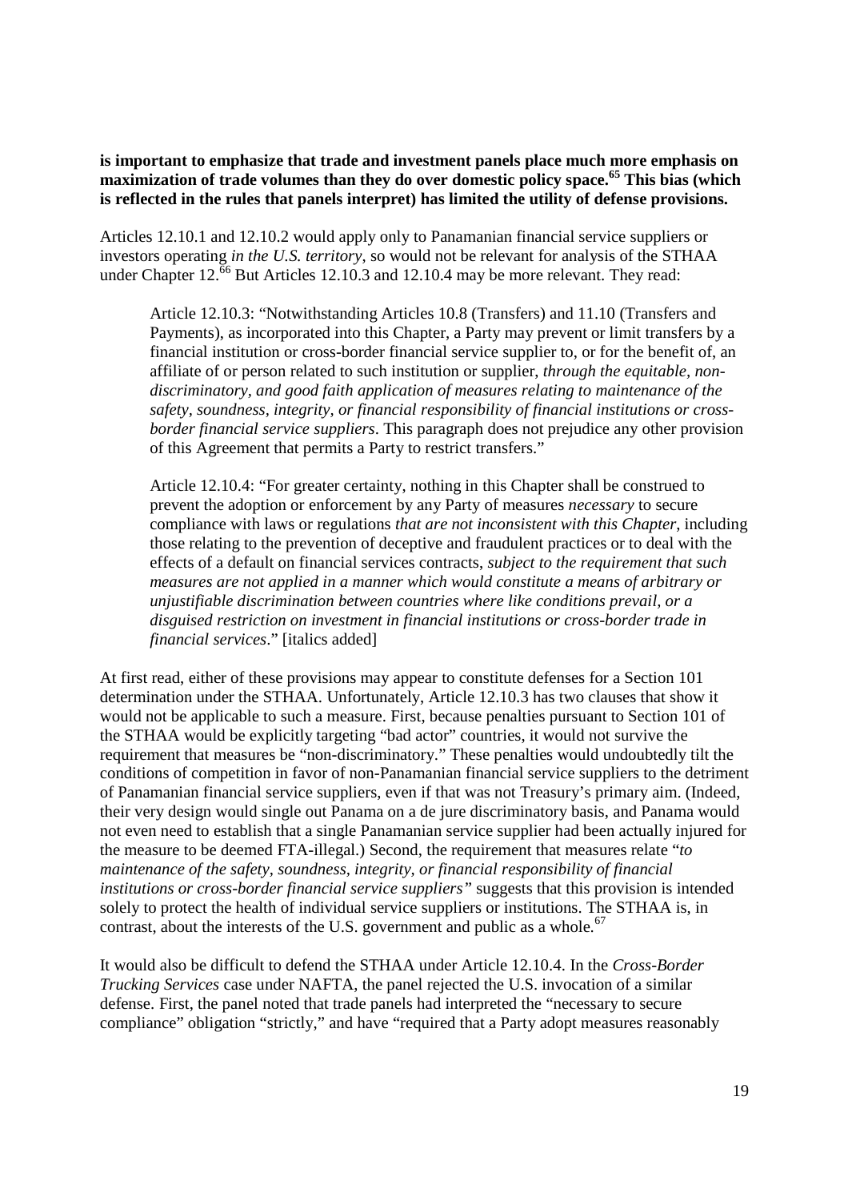**is important to emphasize that trade and investment panels place much more emphasis on maximization of trade volumes than they do over domestic policy space.[65] This bias (which is reflected in the rules that panels interpret) has limited the utility of defense provisions.**

Articles 12.10.1 and 12.10.2 would apply only to Panamanian financial service suppliers or investors operating *in the U.S. territory*, so would not be relevant for analysis of the STHAA under Chapter 12.[66] But Articles 12.10.3 and 12.10.4 may be more relevant. They read:

> Article 12.10.3: "Notwithstanding Articles 10.8 (Transfers) and 11.10 (Transfers and Payments), as incorporated into this Chapter, a Party may prevent or limit transfers by a financial institution or cross-border financial service supplier to, or for the benefit of, an affiliate of or person related to such institution or supplier, *through the equitable, non-discriminatory, and good faith application of measures relating to maintenance of the safety, soundness, integrity, or financial responsibility of financial institutions or cross-border financial service suppliers*. This paragraph does not prejudice any other provision of this Agreement that permits a Party to restrict transfers."
>
> Article 12.10.4: "For greater certainty, nothing in this Chapter shall be construed to prevent the adoption or enforcement by any Party of measures *necessary* to secure compliance with laws or regulations *that are not inconsistent with this Chapter*, including those relating to the prevention of deceptive and fraudulent practices or to deal with the effects of a default on financial services contracts, *subject to the requirement that such measures are not applied in a manner which would constitute a means of arbitrary or unjustifiable discrimination between countries where like conditions prevail, or a disguised restriction on investment in financial institutions or cross-border trade in financial services*." [italics added]

At first read, either of these provisions may appear to constitute defenses for a Section 101 determination under the STHAA. Unfortunately, Article 12.10.3 has two clauses that show it would not be applicable to such a measure. First, because penalties pursuant to Section 101 of the STHAA would be explicitly targeting "bad actor" countries, it would not survive the requirement that measures be "non-discriminatory." These penalties would undoubtedly tilt the conditions of competition in favor of non-Panamanian financial service suppliers to the detriment of Panamanian financial service suppliers, even if that was not Treasury's primary aim. (Indeed, their very design would single out Panama on a de jure discriminatory basis, and Panama would not even need to establish that a single Panamanian service supplier had been actually injured for the measure to be deemed FTA-illegal.) Second, the requirement that measures relate "*to maintenance of the safety, soundness, integrity, or financial responsibility of financial institutions or cross-border financial service suppliers"* suggests that this provision is intended solely to protect the health of individual service suppliers or institutions. The STHAA is, in contrast, about the interests of the U.S. government and public as a whole.[67]

It would also be difficult to defend the STHAA under Article 12.10.4. In the *Cross-Border Trucking Services* case under NAFTA, the panel rejected the U.S. invocation of a similar defense. First, the panel noted that trade panels had interpreted the "necessary to secure compliance" obligation "strictly," and have "required that a Party adopt measures reasonably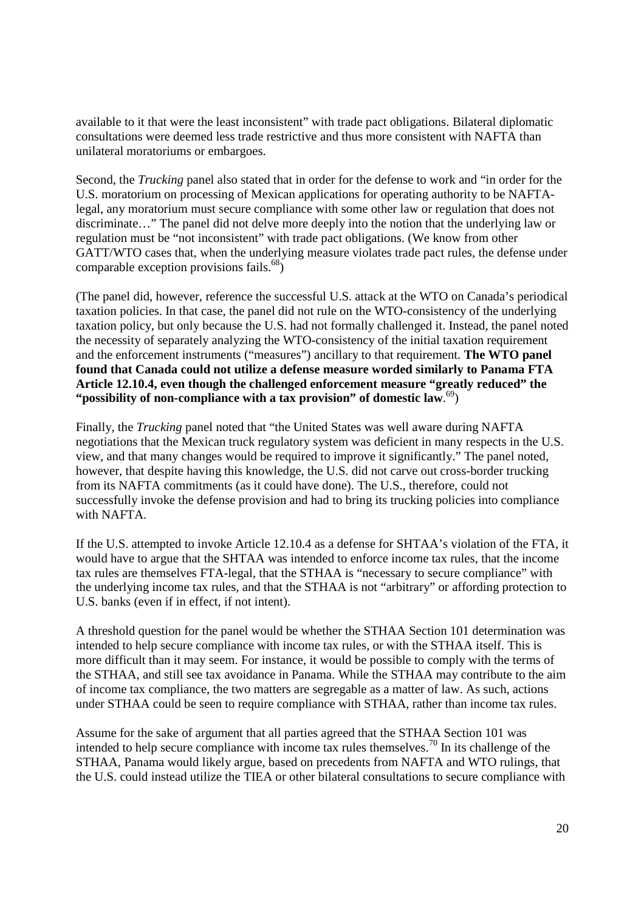available to it that were the least inconsistent" with trade pact obligations. Bilateral diplomatic consultations were deemed less trade restrictive and thus more consistent with NAFTA than unilateral moratoriums or embargoes.

Second, the *Trucking* panel also stated that in order for the defense to work and "in order for the U.S. moratorium on processing of Mexican applications for operating authority to be NAFTA-legal, any moratorium must secure compliance with some other law or regulation that does not discriminate…" The panel did not delve more deeply into the notion that the underlying law or regulation must be "not inconsistent" with trade pact obligations. (We know from other GATT/WTO cases that, when the underlying measure violates trade pact rules, the defense under comparable exception provisions fails.[68])

(The panel did, however, reference the successful U.S. attack at the WTO on Canada's periodical taxation policies. In that case, the panel did not rule on the WTO-consistency of the underlying taxation policy, but only because the U.S. had not formally challenged it. Instead, the panel noted the necessity of separately analyzing the WTO-consistency of the initial taxation requirement and the enforcement instruments ("measures") ancillary to that requirement. **The WTO panel found that Canada could not utilize a defense measure worded similarly to Panama FTA Article 12.10.4, even though the challenged enforcement measure "greatly reduced" the "possibility of non-compliance with a tax provision" of domestic law**.[69])

Finally, the *Trucking* panel noted that "the United States was well aware during NAFTA negotiations that the Mexican truck regulatory system was deficient in many respects in the U.S. view, and that many changes would be required to improve it significantly." The panel noted, however, that despite having this knowledge, the U.S. did not carve out cross-border trucking from its NAFTA commitments (as it could have done). The U.S., therefore, could not successfully invoke the defense provision and had to bring its trucking policies into compliance with NAFTA.

If the U.S. attempted to invoke Article 12.10.4 as a defense for SHTAA's violation of the FTA, it would have to argue that the SHTAA was intended to enforce income tax rules, that the income tax rules are themselves FTA-legal, that the STHAA is "necessary to secure compliance" with the underlying income tax rules, and that the STHAA is not "arbitrary" or affording protection to U.S. banks (even if in effect, if not intent).

A threshold question for the panel would be whether the STHAA Section 101 determination was intended to help secure compliance with income tax rules, or with the STHAA itself. This is more difficult than it may seem. For instance, it would be possible to comply with the terms of the STHAA, and still see tax avoidance in Panama. While the STHAA may contribute to the aim of income tax compliance, the two matters are segregable as a matter of law. As such, actions under STHAA could be seen to require compliance with STHAA, rather than income tax rules.

Assume for the sake of argument that all parties agreed that the STHAA Section 101 was intended to help secure compliance with income tax rules themselves.[70] In its challenge of the STHAA, Panama would likely argue, based on precedents from NAFTA and WTO rulings, that the U.S. could instead utilize the TIEA or other bilateral consultations to secure compliance with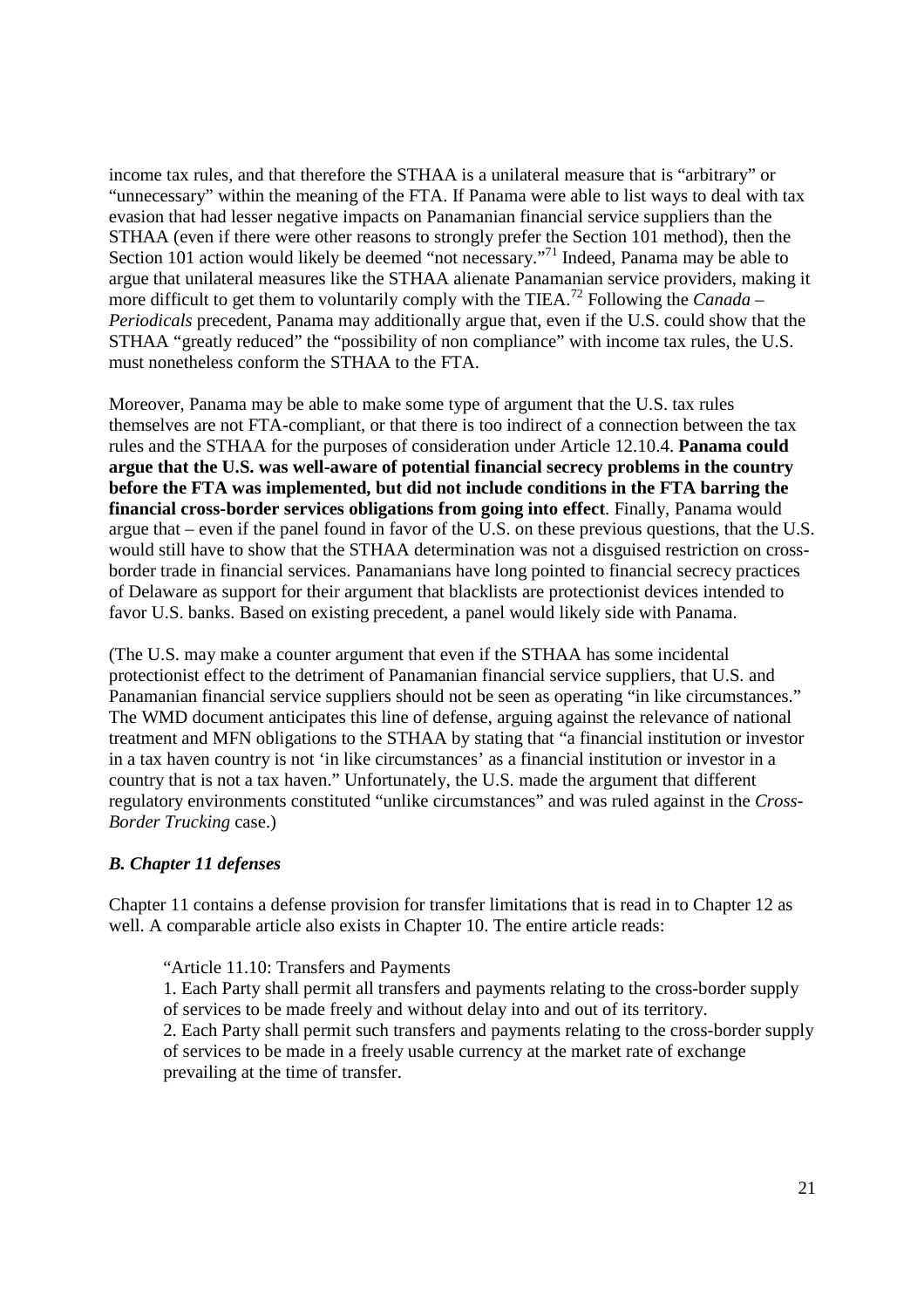income tax rules, and that therefore the STHAA is a unilateral measure that is "arbitrary" or "unnecessary" within the meaning of the FTA. If Panama were able to list ways to deal with tax evasion that had lesser negative impacts on Panamanian financial service suppliers than the STHAA (even if there were other reasons to strongly prefer the Section 101 method), then the Section 101 action would likely be deemed "not necessary."[71] Indeed, Panama may be able to argue that unilateral measures like the STHAA alienate Panamanian service providers, making it more difficult to get them to voluntarily comply with the TIEA.[72] Following the *Canada – Periodicals* precedent, Panama may additionally argue that, even if the U.S. could show that the STHAA "greatly reduced" the "possibility of non compliance" with income tax rules, the U.S. must nonetheless conform the STHAA to the FTA.

Moreover, Panama may be able to make some type of argument that the U.S. tax rules themselves are not FTA-compliant, or that there is too indirect of a connection between the tax rules and the STHAA for the purposes of consideration under Article 12.10.4. **Panama could argue that the U.S. was well-aware of potential financial secrecy problems in the country before the FTA was implemented, but did not include conditions in the FTA barring the financial cross-border services obligations from going into effect**. Finally, Panama would argue that – even if the panel found in favor of the U.S. on these previous questions, that the U.S. would still have to show that the STHAA determination was not a disguised restriction on cross-border trade in financial services. Panamanians have long pointed to financial secrecy practices of Delaware as support for their argument that blacklists are protectionist devices intended to favor U.S. banks. Based on existing precedent, a panel would likely side with Panama.

(The U.S. may make a counter argument that even if the STHAA has some incidental protectionist effect to the detriment of Panamanian financial service suppliers, that U.S. and Panamanian financial service suppliers should not be seen as operating "in like circumstances." The WMD document anticipates this line of defense, arguing against the relevance of national treatment and MFN obligations to the STHAA by stating that "a financial institution or investor in a tax haven country is not 'in like circumstances' as a financial institution or investor in a country that is not a tax haven." Unfortunately, the U.S. made the argument that different regulatory environments constituted "unlike circumstances" and was ruled against in the *Cross-Border Trucking* case.)

### *B. Chapter 11 defenses*

Chapter 11 contains a defense provision for transfer limitations that is read in to Chapter 12 as well. A comparable article also exists in Chapter 10. The entire article reads:

> "Article 11.10: Transfers and Payments
>
> 1. Each Party shall permit all transfers and payments relating to the cross-border supply of services to be made freely and without delay into and out of its territory.
>
> 2. Each Party shall permit such transfers and payments relating to the cross-border supply of services to be made in a freely usable currency at the market rate of exchange prevailing at the time of transfer.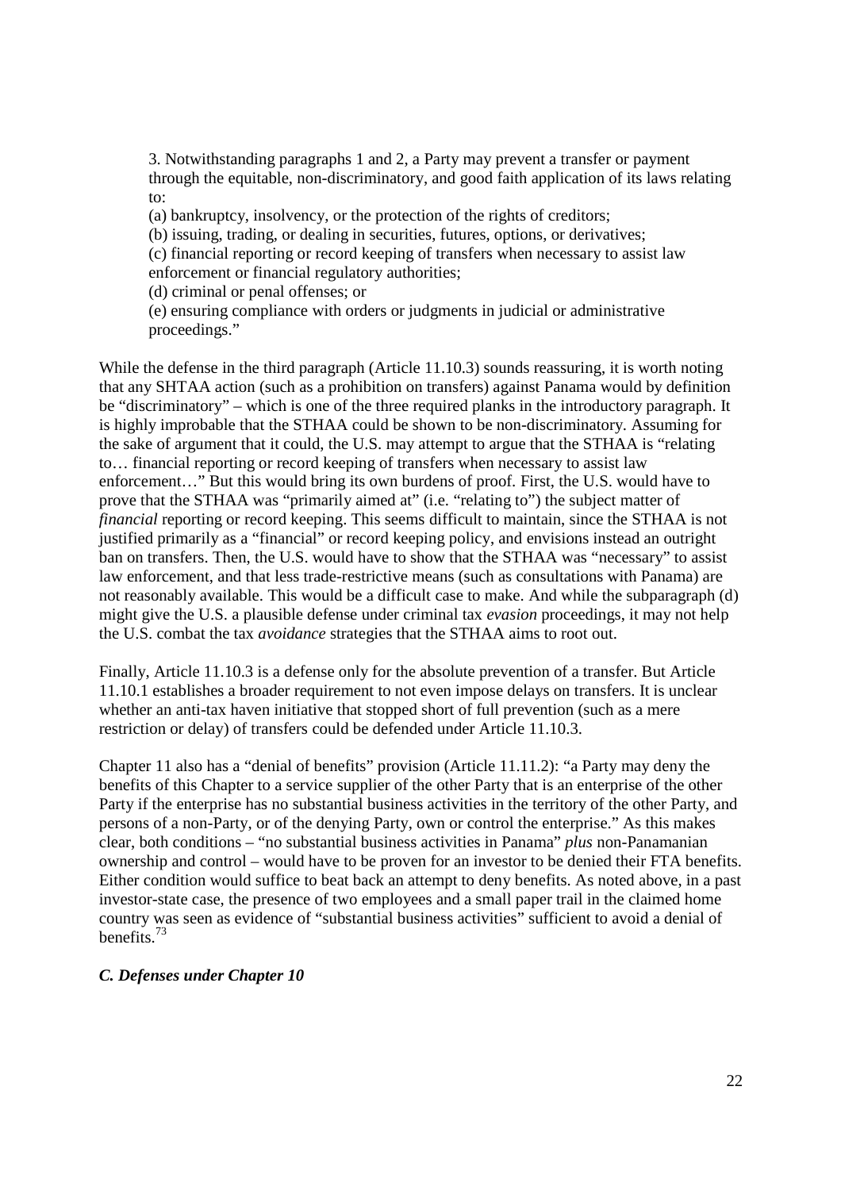> 3. Notwithstanding paragraphs 1 and 2, a Party may prevent a transfer or payment through the equitable, non-discriminatory, and good faith application of its laws relating to:
> (a) bankruptcy, insolvency, or the protection of the rights of creditors;
> (b) issuing, trading, or dealing in securities, futures, options, or derivatives;
> (c) financial reporting or record keeping of transfers when necessary to assist law enforcement or financial regulatory authorities;
> (d) criminal or penal offenses; or
> (e) ensuring compliance with orders or judgments in judicial or administrative proceedings."

While the defense in the third paragraph (Article 11.10.3) sounds reassuring, it is worth noting that any SHTAA action (such as a prohibition on transfers) against Panama would by definition be "discriminatory" – which is one of the three required planks in the introductory paragraph. It is highly improbable that the STHAA could be shown to be non-discriminatory. Assuming for the sake of argument that it could, the U.S. may attempt to argue that the STHAA is "relating to… financial reporting or record keeping of transfers when necessary to assist law enforcement…" But this would bring its own burdens of proof. First, the U.S. would have to prove that the STHAA was "primarily aimed at" (i.e. "relating to") the subject matter of *financial* reporting or record keeping. This seems difficult to maintain, since the STHAA is not justified primarily as a "financial" or record keeping policy, and envisions instead an outright ban on transfers. Then, the U.S. would have to show that the STHAA was "necessary" to assist law enforcement, and that less trade-restrictive means (such as consultations with Panama) are not reasonably available. This would be a difficult case to make. And while the subparagraph (d) might give the U.S. a plausible defense under criminal tax *evasion* proceedings, it may not help the U.S. combat the tax *avoidance* strategies that the STHAA aims to root out.

Finally, Article 11.10.3 is a defense only for the absolute prevention of a transfer. But Article 11.10.1 establishes a broader requirement to not even impose delays on transfers. It is unclear whether an anti-tax haven initiative that stopped short of full prevention (such as a mere restriction or delay) of transfers could be defended under Article 11.10.3.

Chapter 11 also has a "denial of benefits" provision (Article 11.11.2): "a Party may deny the benefits of this Chapter to a service supplier of the other Party that is an enterprise of the other Party if the enterprise has no substantial business activities in the territory of the other Party, and persons of a non-Party, or of the denying Party, own or control the enterprise." As this makes clear, both conditions – "no substantial business activities in Panama" *plus* non-Panamanian ownership and control – would have to be proven for an investor to be denied their FTA benefits. Either condition would suffice to beat back an attempt to deny benefits. As noted above, in a past investor-state case, the presence of two employees and a small paper trail in the claimed home country was seen as evidence of "substantial business activities" sufficient to avoid a denial of benefits.[73]

### *C. Defenses under Chapter 10*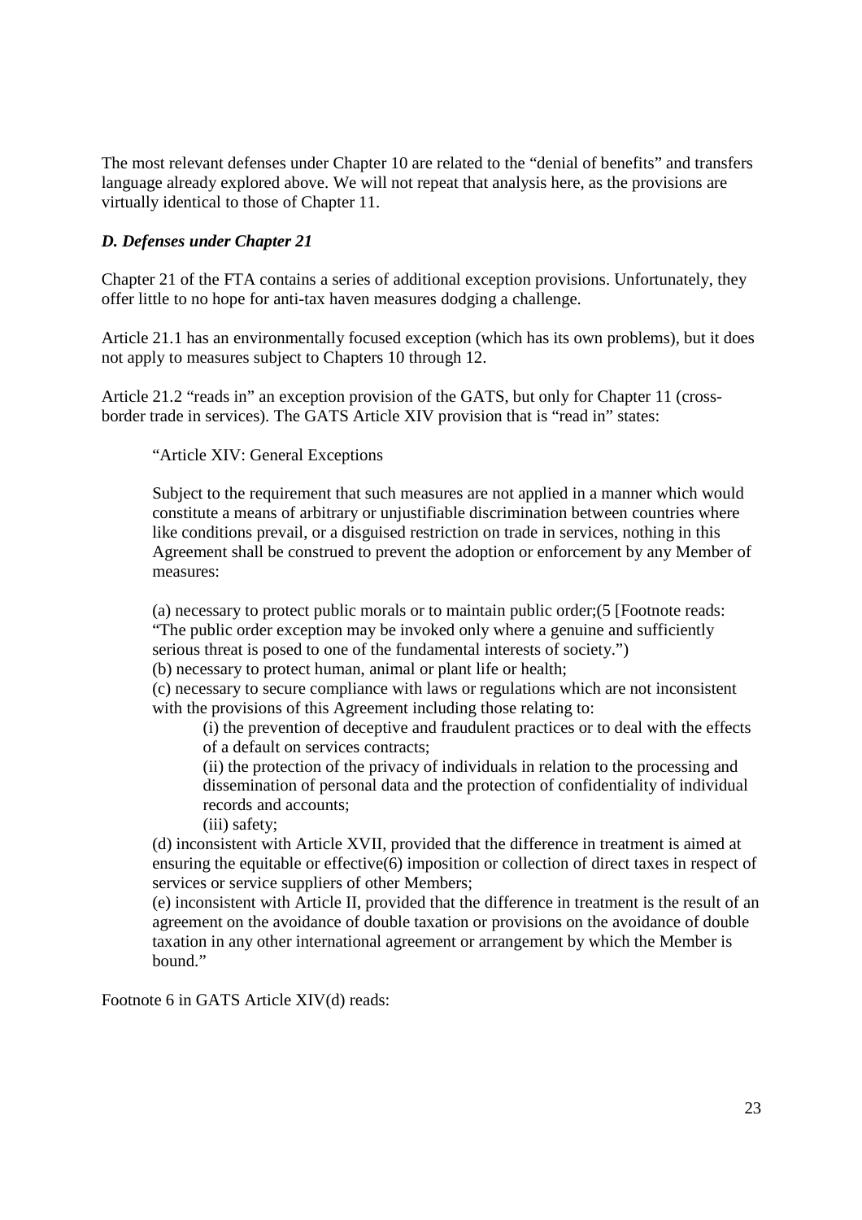The most relevant defenses under Chapter 10 are related to the "denial of benefits" and transfers language already explored above. We will not repeat that analysis here, as the provisions are virtually identical to those of Chapter 11.

### *D. Defenses under Chapter 21*

Chapter 21 of the FTA contains a series of additional exception provisions. Unfortunately, they offer little to no hope for anti-tax haven measures dodging a challenge.

Article 21.1 has an environmentally focused exception (which has its own problems), but it does not apply to measures subject to Chapters 10 through 12.

Article 21.2 "reads in" an exception provision of the GATS, but only for Chapter 11 (cross-border trade in services). The GATS Article XIV provision that is "read in" states:

> "Article XIV: General Exceptions
>
> Subject to the requirement that such measures are not applied in a manner which would constitute a means of arbitrary or unjustifiable discrimination between countries where like conditions prevail, or a disguised restriction on trade in services, nothing in this Agreement shall be construed to prevent the adoption or enforcement by any Member of measures:
>
> (a) necessary to protect public morals or to maintain public order;(5 [Footnote reads: "The public order exception may be invoked only where a genuine and sufficiently serious threat is posed to one of the fundamental interests of society.")
> (b) necessary to protect human, animal or plant life or health;
> (c) necessary to secure compliance with laws or regulations which are not inconsistent with the provisions of this Agreement including those relating to:
>
> > (i) the prevention of deceptive and fraudulent practices or to deal with the effects of a default on services contracts;
> > (ii) the protection of the privacy of individuals in relation to the processing and dissemination of personal data and the protection of confidentiality of individual records and accounts;
> > (iii) safety;
>
> (d) inconsistent with Article XVII, provided that the difference in treatment is aimed at ensuring the equitable or effective(6) imposition or collection of direct taxes in respect of services or service suppliers of other Members;
> (e) inconsistent with Article II, provided that the difference in treatment is the result of an agreement on the avoidance of double taxation or provisions on the avoidance of double taxation in any other international agreement or arrangement by which the Member is bound."

Footnote 6 in GATS Article XIV(d) reads: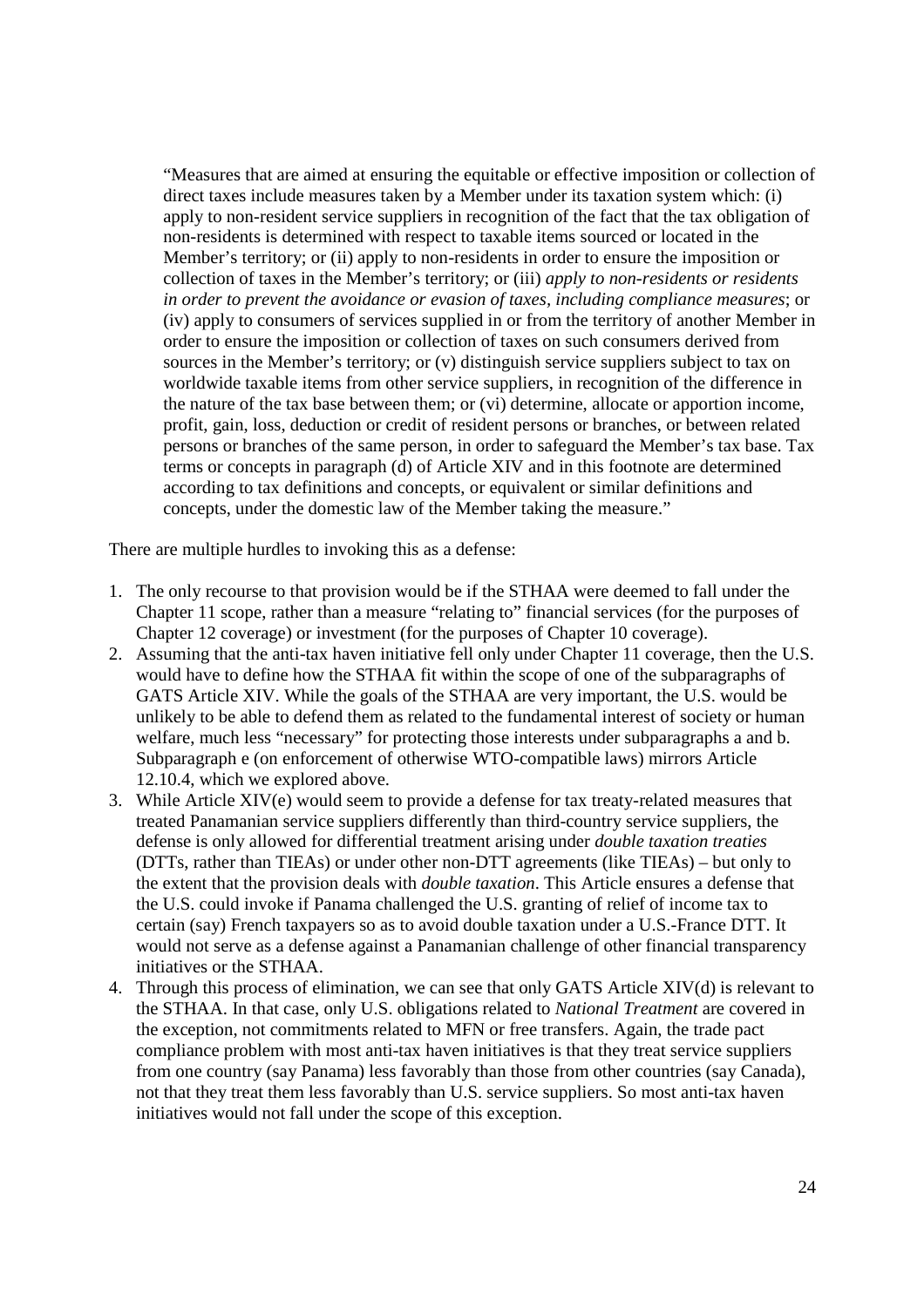> "Measures that are aimed at ensuring the equitable or effective imposition or collection of direct taxes include measures taken by a Member under its taxation system which: (i) apply to non-resident service suppliers in recognition of the fact that the tax obligation of non-residents is determined with respect to taxable items sourced or located in the Member's territory; or (ii) apply to non-residents in order to ensure the imposition or collection of taxes in the Member's territory; or (iii) *apply to non-residents or residents in order to prevent the avoidance or evasion of taxes, including compliance measures*; or (iv) apply to consumers of services supplied in or from the territory of another Member in order to ensure the imposition or collection of taxes on such consumers derived from sources in the Member's territory; or (v) distinguish service suppliers subject to tax on worldwide taxable items from other service suppliers, in recognition of the difference in the nature of the tax base between them; or (vi) determine, allocate or apportion income, profit, gain, loss, deduction or credit of resident persons or branches, or between related persons or branches of the same person, in order to safeguard the Member's tax base. Tax terms or concepts in paragraph (d) of Article XIV and in this footnote are determined according to tax definitions and concepts, or equivalent or similar definitions and concepts, under the domestic law of the Member taking the measure."

There are multiple hurdles to invoking this as a defense:

1. The only recourse to that provision would be if the STHAA were deemed to fall under the Chapter 11 scope, rather than a measure "relating to" financial services (for the purposes of Chapter 12 coverage) or investment (for the purposes of Chapter 10 coverage).
2. Assuming that the anti-tax haven initiative fell only under Chapter 11 coverage, then the U.S. would have to define how the STHAA fit within the scope of one of the subparagraphs of GATS Article XIV. While the goals of the STHAA are very important, the U.S. would be unlikely to be able to defend them as related to the fundamental interest of society or human welfare, much less "necessary" for protecting those interests under subparagraphs a and b. Subparagraph e (on enforcement of otherwise WTO-compatible laws) mirrors Article 12.10.4, which we explored above.
3. While Article XIV(e) would seem to provide a defense for tax treaty-related measures that treated Panamanian service suppliers differently than third-country service suppliers, the defense is only allowed for differential treatment arising under *double taxation treaties* (DTTs, rather than TIEAs) or under other non-DTT agreements (like TIEAs) – but only to the extent that the provision deals with *double taxation*. This Article ensures a defense that the U.S. could invoke if Panama challenged the U.S. granting of relief of income tax to certain (say) French taxpayers so as to avoid double taxation under a U.S.-France DTT. It would not serve as a defense against a Panamanian challenge of other financial transparency initiatives or the STHAA.
4. Through this process of elimination, we can see that only GATS Article XIV(d) is relevant to the STHAA. In that case, only U.S. obligations related to *National Treatment* are covered in the exception, not commitments related to MFN or free transfers. Again, the trade pact compliance problem with most anti-tax haven initiatives is that they treat service suppliers from one country (say Panama) less favorably than those from other countries (say Canada), not that they treat them less favorably than U.S. service suppliers. So most anti-tax haven initiatives would not fall under the scope of this exception.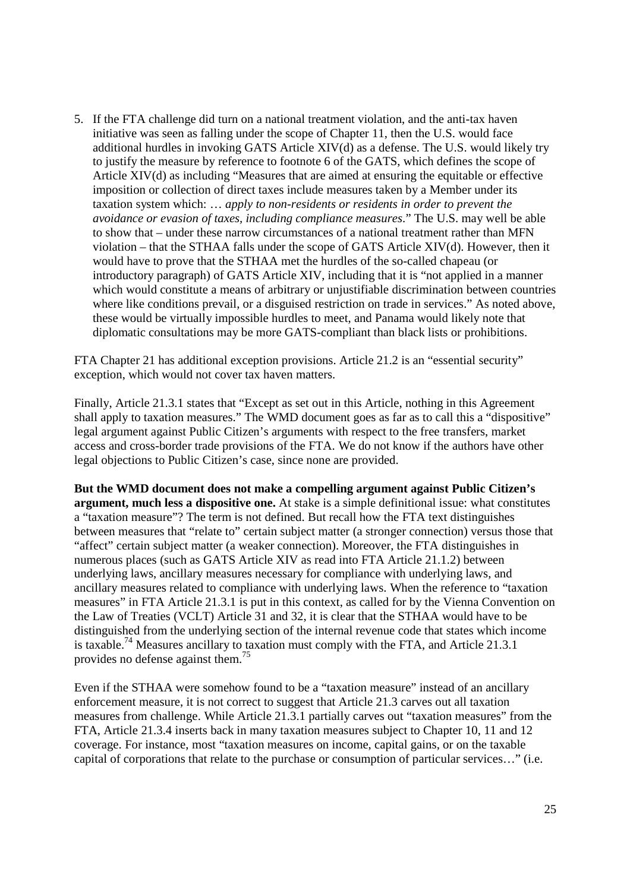5. If the FTA challenge did turn on a national treatment violation, and the anti-tax haven initiative was seen as falling under the scope of Chapter 11, then the U.S. would face additional hurdles in invoking GATS Article XIV(d) as a defense. The U.S. would likely try to justify the measure by reference to footnote 6 of the GATS, which defines the scope of Article XIV(d) as including "Measures that are aimed at ensuring the equitable or effective imposition or collection of direct taxes include measures taken by a Member under its taxation system which: … *apply to non-residents or residents in order to prevent the avoidance or evasion of taxes, including compliance measures*." The U.S. may well be able to show that – under these narrow circumstances of a national treatment rather than MFN violation – that the STHAA falls under the scope of GATS Article XIV(d). However, then it would have to prove that the STHAA met the hurdles of the so-called chapeau (or introductory paragraph) of GATS Article XIV, including that it is "not applied in a manner which would constitute a means of arbitrary or unjustifiable discrimination between countries where like conditions prevail, or a disguised restriction on trade in services." As noted above, these would be virtually impossible hurdles to meet, and Panama would likely note that diplomatic consultations may be more GATS-compliant than black lists or prohibitions.

FTA Chapter 21 has additional exception provisions. Article 21.2 is an "essential security" exception, which would not cover tax haven matters.

Finally, Article 21.3.1 states that "Except as set out in this Article, nothing in this Agreement shall apply to taxation measures." The WMD document goes as far as to call this a "dispositive" legal argument against Public Citizen's arguments with respect to the free transfers, market access and cross-border trade provisions of the FTA. We do not know if the authors have other legal objections to Public Citizen's case, since none are provided.

**But the WMD document does not make a compelling argument against Public Citizen's argument, much less a dispositive one.** At stake is a simple definitional issue: what constitutes a "taxation measure"? The term is not defined. But recall how the FTA text distinguishes between measures that "relate to" certain subject matter (a stronger connection) versus those that "affect" certain subject matter (a weaker connection). Moreover, the FTA distinguishes in numerous places (such as GATS Article XIV as read into FTA Article 21.1.2) between underlying laws, ancillary measures necessary for compliance with underlying laws, and ancillary measures related to compliance with underlying laws. When the reference to "taxation measures" in FTA Article 21.3.1 is put in this context, as called for by the Vienna Convention on the Law of Treaties (VCLT) Article 31 and 32, it is clear that the STHAA would have to be distinguished from the underlying section of the internal revenue code that states which income is taxable.[74] Measures ancillary to taxation must comply with the FTA, and Article 21.3.1 provides no defense against them.[75]

Even if the STHAA were somehow found to be a "taxation measure" instead of an ancillary enforcement measure, it is not correct to suggest that Article 21.3 carves out all taxation measures from challenge. While Article 21.3.1 partially carves out "taxation measures" from the FTA, Article 21.3.4 inserts back in many taxation measures subject to Chapter 10, 11 and 12 coverage. For instance, most "taxation measures on income, capital gains, or on the taxable capital of corporations that relate to the purchase or consumption of particular services…" (i.e.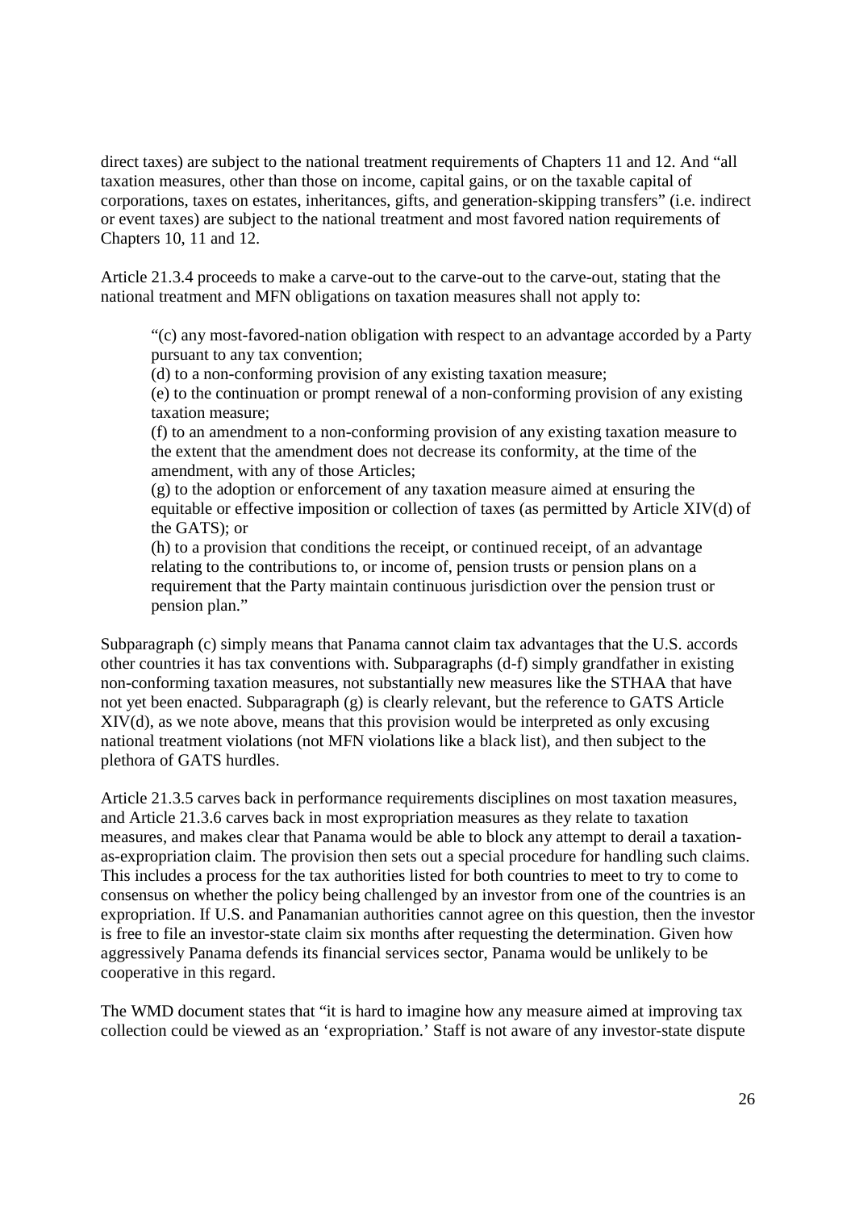direct taxes) are subject to the national treatment requirements of Chapters 11 and 12. And "all taxation measures, other than those on income, capital gains, or on the taxable capital of corporations, taxes on estates, inheritances, gifts, and generation-skipping transfers" (i.e. indirect or event taxes) are subject to the national treatment and most favored nation requirements of Chapters 10, 11 and 12.

Article 21.3.4 proceeds to make a carve-out to the carve-out to the carve-out, stating that the national treatment and MFN obligations on taxation measures shall not apply to:

> "(c) any most-favored-nation obligation with respect to an advantage accorded by a Party pursuant to any tax convention;
> (d) to a non-conforming provision of any existing taxation measure;
> (e) to the continuation or prompt renewal of a non-conforming provision of any existing taxation measure;
> (f) to an amendment to a non-conforming provision of any existing taxation measure to the extent that the amendment does not decrease its conformity, at the time of the amendment, with any of those Articles;
> (g) to the adoption or enforcement of any taxation measure aimed at ensuring the equitable or effective imposition or collection of taxes (as permitted by Article XIV(d) of the GATS); or
> (h) to a provision that conditions the receipt, or continued receipt, of an advantage relating to the contributions to, or income of, pension trusts or pension plans on a requirement that the Party maintain continuous jurisdiction over the pension trust or pension plan."

Subparagraph (c) simply means that Panama cannot claim tax advantages that the U.S. accords other countries it has tax conventions with. Subparagraphs (d-f) simply grandfather in existing non-conforming taxation measures, not substantially new measures like the STHAA that have not yet been enacted. Subparagraph (g) is clearly relevant, but the reference to GATS Article XIV(d), as we note above, means that this provision would be interpreted as only excusing national treatment violations (not MFN violations like a black list), and then subject to the plethora of GATS hurdles.

Article 21.3.5 carves back in performance requirements disciplines on most taxation measures, and Article 21.3.6 carves back in most expropriation measures as they relate to taxation measures, and makes clear that Panama would be able to block any attempt to derail a taxation-as-expropriation claim. The provision then sets out a special procedure for handling such claims. This includes a process for the tax authorities listed for both countries to meet to try to come to consensus on whether the policy being challenged by an investor from one of the countries is an expropriation. If U.S. and Panamanian authorities cannot agree on this question, then the investor is free to file an investor-state claim six months after requesting the determination. Given how aggressively Panama defends its financial services sector, Panama would be unlikely to be cooperative in this regard.

The WMD document states that "it is hard to imagine how any measure aimed at improving tax collection could be viewed as an 'expropriation.' Staff is not aware of any investor-state dispute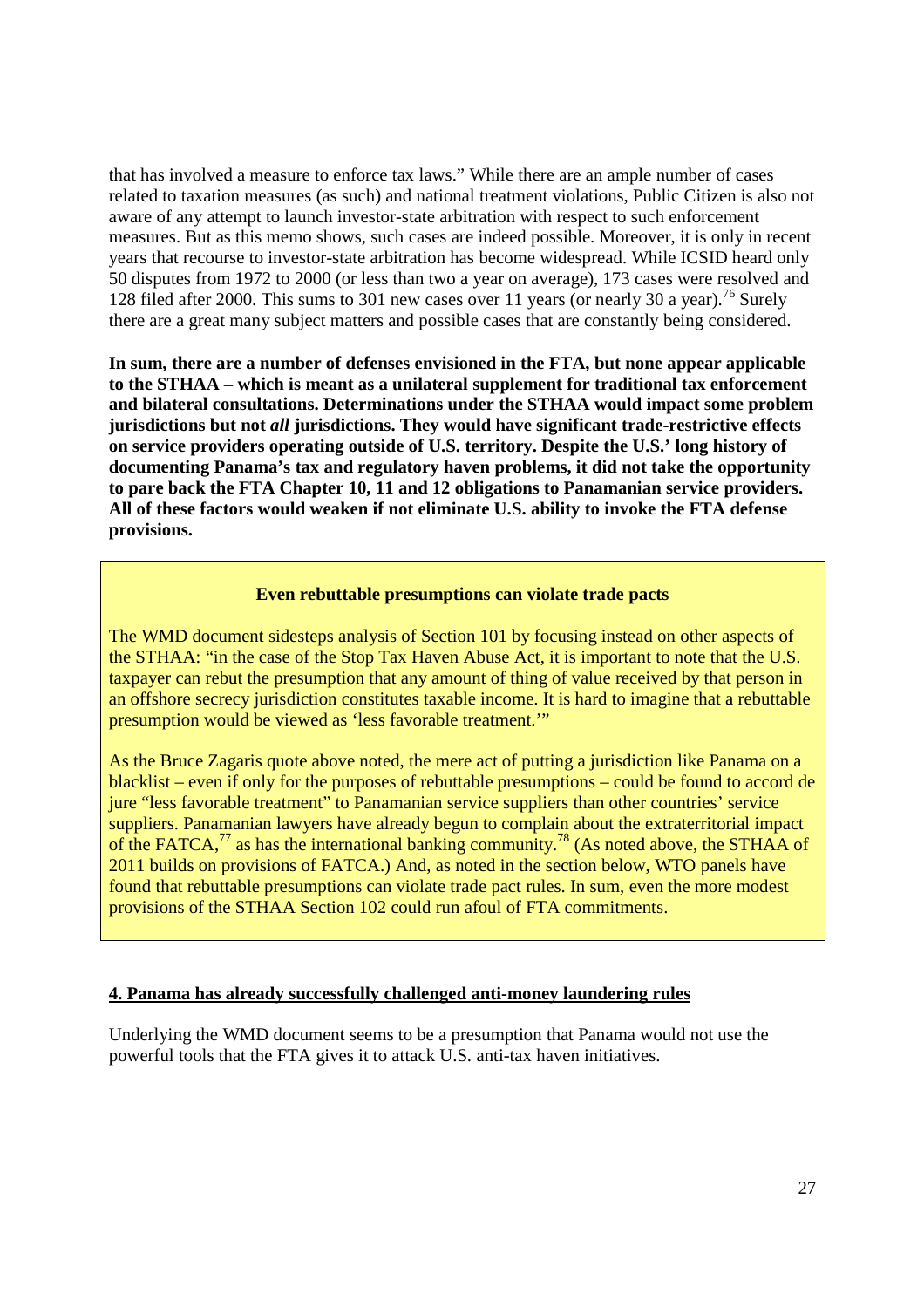that has involved a measure to enforce tax laws." While there are an ample number of cases related to taxation measures (as such) and national treatment violations, Public Citizen is also not aware of any attempt to launch investor-state arbitration with respect to such enforcement measures. But as this memo shows, such cases are indeed possible. Moreover, it is only in recent years that recourse to investor-state arbitration has become widespread. While ICSID heard only 50 disputes from 1972 to 2000 (or less than two a year on average), 173 cases were resolved and 128 filed after 2000. This sums to 301 new cases over 11 years (or nearly 30 a year).[76] Surely there are a great many subject matters and possible cases that are constantly being considered.

**In sum, there are a number of defenses envisioned in the FTA, but none appear applicable to the STHAA – which is meant as a unilateral supplement for traditional tax enforcement and bilateral consultations. Determinations under the STHAA would impact some problem jurisdictions but not *all* jurisdictions. They would have significant trade-restrictive effects on service providers operating outside of U.S. territory. Despite the U.S.' long history of documenting Panama's tax and regulatory haven problems, it did not take the opportunity to pare back the FTA Chapter 10, 11 and 12 obligations to Panamanian service providers. All of these factors would weaken if not eliminate U.S. ability to invoke the FTA defense provisions.**

**Even rebuttable presumptions can violate trade pacts**

The WMD document sidesteps analysis of Section 101 by focusing instead on other aspects of the STHAA: "in the case of the Stop Tax Haven Abuse Act, it is important to note that the U.S. taxpayer can rebut the presumption that any amount of thing of value received by that person in an offshore secrecy jurisdiction constitutes taxable income. It is hard to imagine that a rebuttable presumption would be viewed as 'less favorable treatment.'"

As the Bruce Zagaris quote above noted, the mere act of putting a jurisdiction like Panama on a blacklist – even if only for the purposes of rebuttable presumptions – could be found to accord de jure "less favorable treatment" to Panamanian service suppliers than other countries' service suppliers. Panamanian lawyers have already begun to complain about the extraterritorial impact of the FATCA,[77] as has the international banking community.[78] (As noted above, the STHAA of 2011 builds on provisions of FATCA.) And, as noted in the section below, WTO panels have found that rebuttable presumptions can violate trade pact rules. In sum, even the more modest provisions of the STHAA Section 102 could run afoul of FTA commitments.

**4. Panama has already successfully challenged anti-money laundering rules**

Underlying the WMD document seems to be a presumption that Panama would not use the powerful tools that the FTA gives it to attack U.S. anti-tax haven initiatives.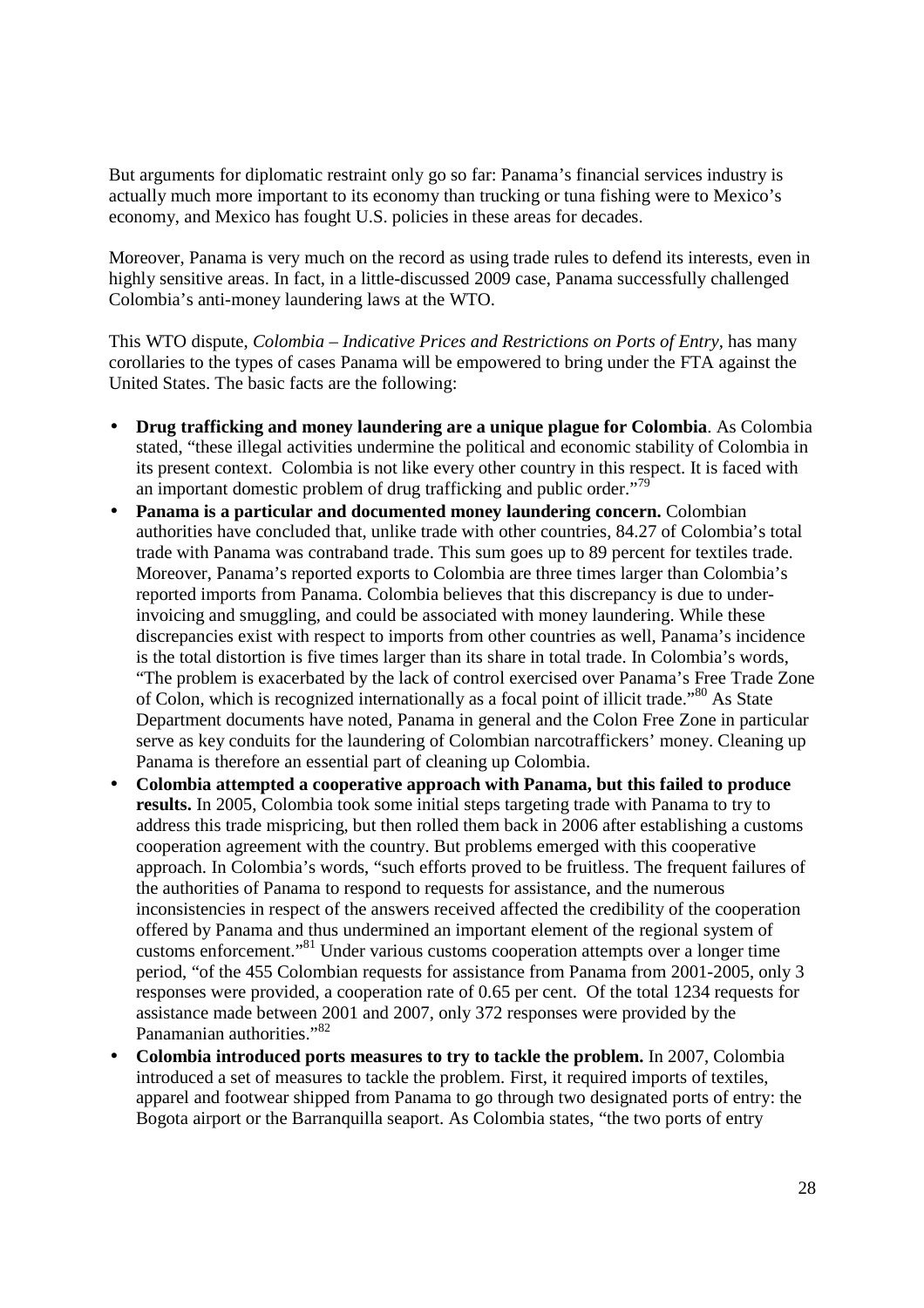But arguments for diplomatic restraint only go so far: Panama's financial services industry is actually much more important to its economy than trucking or tuna fishing were to Mexico's economy, and Mexico has fought U.S. policies in these areas for decades.

Moreover, Panama is very much on the record as using trade rules to defend its interests, even in highly sensitive areas. In fact, in a little-discussed 2009 case, Panama successfully challenged Colombia's anti-money laundering laws at the WTO.

This WTO dispute, *Colombia – Indicative Prices and Restrictions on Ports of Entry*, has many corollaries to the types of cases Panama will be empowered to bring under the FTA against the United States. The basic facts are the following:

- **Drug trafficking and money laundering are a unique plague for Colombia**. As Colombia stated, "these illegal activities undermine the political and economic stability of Colombia in its present context. Colombia is not like every other country in this respect. It is faced with an important domestic problem of drug trafficking and public order."[79]
- **Panama is a particular and documented money laundering concern.** Colombian authorities have concluded that, unlike trade with other countries, 84.27 of Colombia's total trade with Panama was contraband trade. This sum goes up to 89 percent for textiles trade. Moreover, Panama's reported exports to Colombia are three times larger than Colombia's reported imports from Panama. Colombia believes that this discrepancy is due to under-invoicing and smuggling, and could be associated with money laundering. While these discrepancies exist with respect to imports from other countries as well, Panama's incidence is the total distortion is five times larger than its share in total trade. In Colombia's words, "The problem is exacerbated by the lack of control exercised over Panama's Free Trade Zone of Colon, which is recognized internationally as a focal point of illicit trade."[80] As State Department documents have noted, Panama in general and the Colon Free Zone in particular serve as key conduits for the laundering of Colombian narcotraffickers' money. Cleaning up Panama is therefore an essential part of cleaning up Colombia.
- **Colombia attempted a cooperative approach with Panama, but this failed to produce results.** In 2005, Colombia took some initial steps targeting trade with Panama to try to address this trade mispricing, but then rolled them back in 2006 after establishing a customs cooperation agreement with the country. But problems emerged with this cooperative approach. In Colombia's words, "such efforts proved to be fruitless. The frequent failures of the authorities of Panama to respond to requests for assistance, and the numerous inconsistencies in respect of the answers received affected the credibility of the cooperation offered by Panama and thus undermined an important element of the regional system of customs enforcement."[81] Under various customs cooperation attempts over a longer time period, "of the 455 Colombian requests for assistance from Panama from 2001-2005, only 3 responses were provided, a cooperation rate of 0.65 per cent. Of the total 1234 requests for assistance made between 2001 and 2007, only 372 responses were provided by the Panamanian authorities."[82]
- **Colombia introduced ports measures to try to tackle the problem.** In 2007, Colombia introduced a set of measures to tackle the problem. First, it required imports of textiles, apparel and footwear shipped from Panama to go through two designated ports of entry: the Bogota airport or the Barranquilla seaport. As Colombia states, "the two ports of entry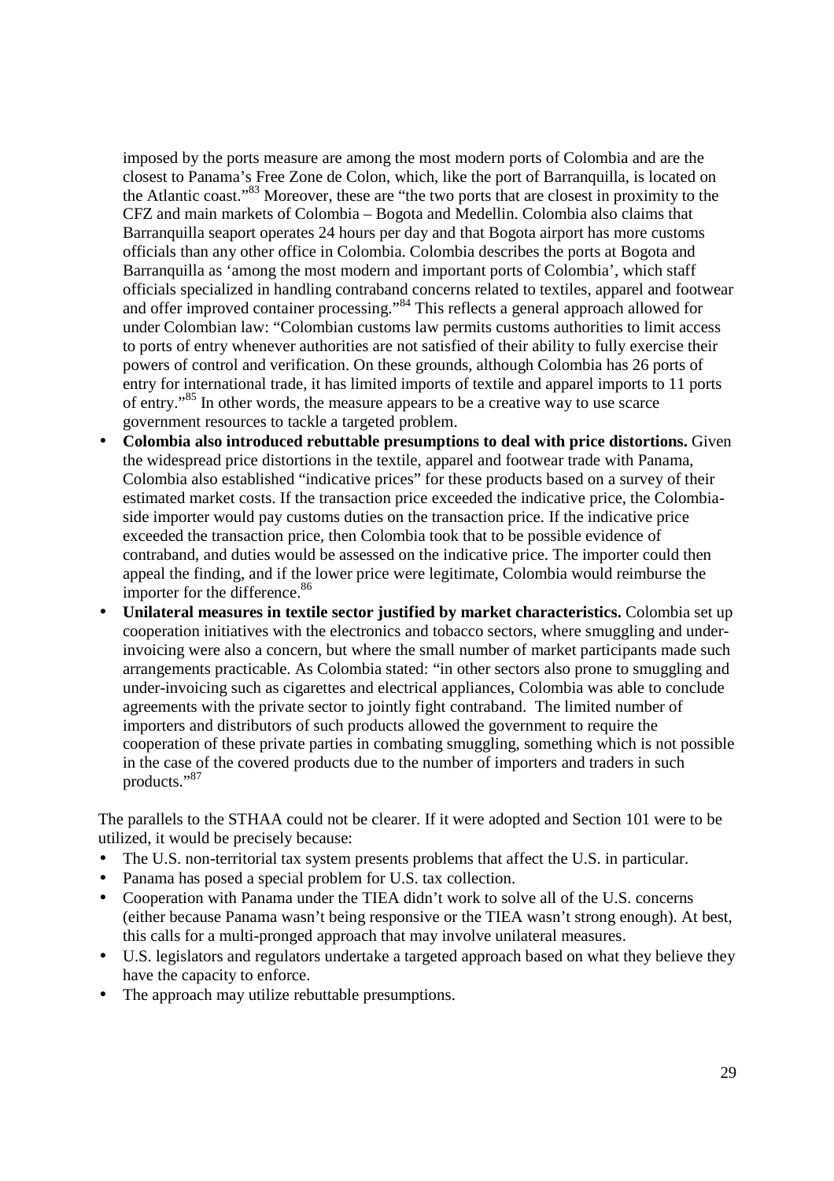imposed by the ports measure are among the most modern ports of Colombia and are the closest to Panama's Free Zone de Colon, which, like the port of Barranquilla, is located on the Atlantic coast."[83] Moreover, these are "the two ports that are closest in proximity to the CFZ and main markets of Colombia – Bogota and Medellin. Colombia also claims that Barranquilla seaport operates 24 hours per day and that Bogota airport has more customs officials than any other office in Colombia. Colombia describes the ports at Bogota and Barranquilla as 'among the most modern and important ports of Colombia', which staff officials specialized in handling contraband concerns related to textiles, apparel and footwear and offer improved container processing."[84] This reflects a general approach allowed for under Colombian law: "Colombian customs law permits customs authorities to limit access to ports of entry whenever authorities are not satisfied of their ability to fully exercise their powers of control and verification. On these grounds, although Colombia has 26 ports of entry for international trade, it has limited imports of textile and apparel imports to 11 ports of entry."[85] In other words, the measure appears to be a creative way to use scarce government resources to tackle a targeted problem.

- **Colombia also introduced rebuttable presumptions to deal with price distortions.** Given the widespread price distortions in the textile, apparel and footwear trade with Panama, Colombia also established "indicative prices" for these products based on a survey of their estimated market costs. If the transaction price exceeded the indicative price, the Colombia-side importer would pay customs duties on the transaction price. If the indicative price exceeded the transaction price, then Colombia took that to be possible evidence of contraband, and duties would be assessed on the indicative price. The importer could then appeal the finding, and if the lower price were legitimate, Colombia would reimburse the importer for the difference.[86]
- **Unilateral measures in textile sector justified by market characteristics.** Colombia set up cooperation initiatives with the electronics and tobacco sectors, where smuggling and under-invoicing were also a concern, but where the small number of market participants made such arrangements practicable. As Colombia stated: "in other sectors also prone to smuggling and under-invoicing such as cigarettes and electrical appliances, Colombia was able to conclude agreements with the private sector to jointly fight contraband. The limited number of importers and distributors of such products allowed the government to require the cooperation of these private parties in combating smuggling, something which is not possible in the case of the covered products due to the number of importers and traders in such products."[87]

The parallels to the STHAA could not be clearer. If it were adopted and Section 101 were to be utilized, it would be precisely because:

- The U.S. non-territorial tax system presents problems that affect the U.S. in particular.
- Panama has posed a special problem for U.S. tax collection.
- Cooperation with Panama under the TIEA didn't work to solve all of the U.S. concerns (either because Panama wasn't being responsive or the TIEA wasn't strong enough). At best, this calls for a multi-pronged approach that may involve unilateral measures.
- U.S. legislators and regulators undertake a targeted approach based on what they believe they have the capacity to enforce.
- The approach may utilize rebuttable presumptions.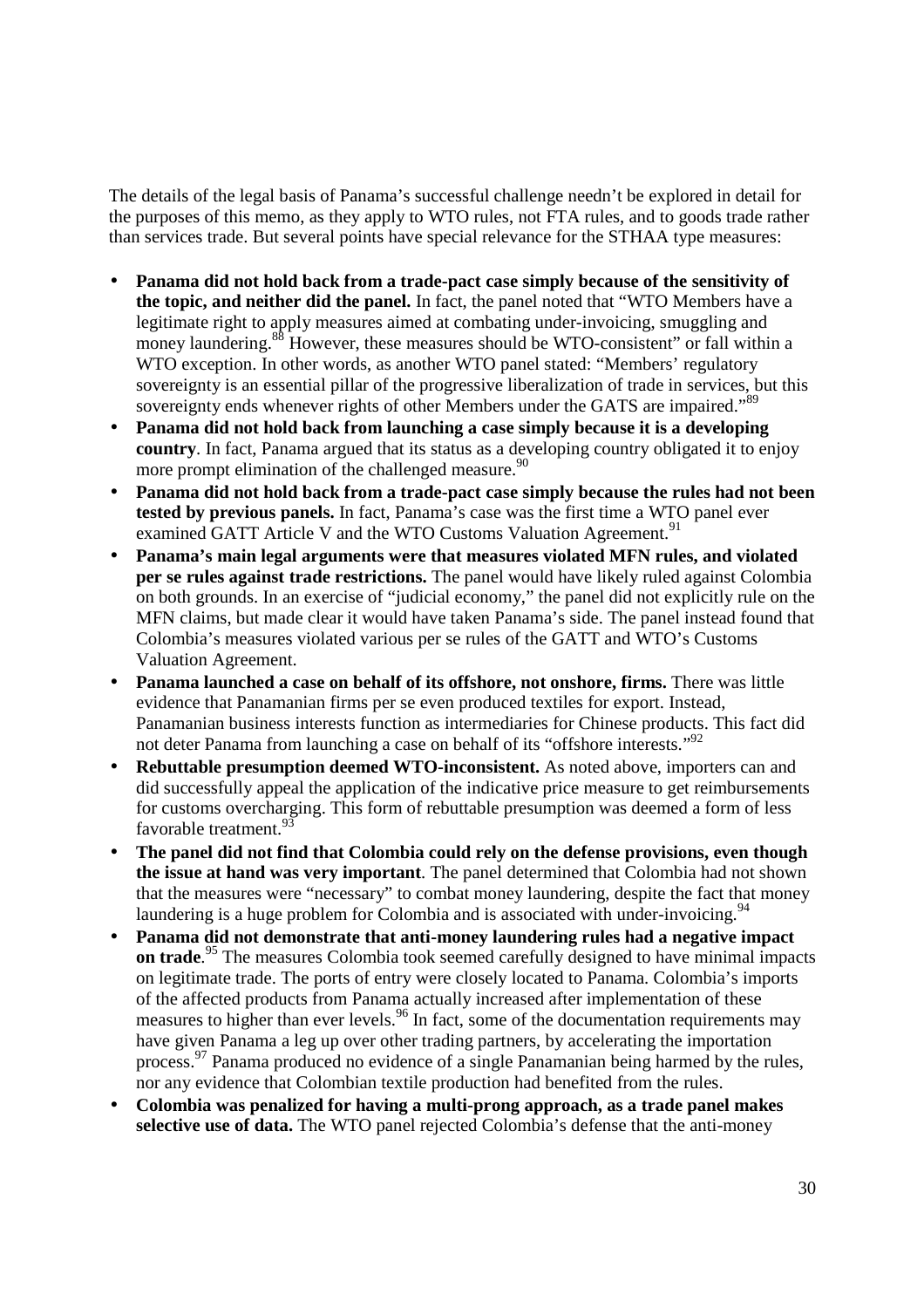The details of the legal basis of Panama's successful challenge needn't be explored in detail for the purposes of this memo, as they apply to WTO rules, not FTA rules, and to goods trade rather than services trade. But several points have special relevance for the STHAA type measures:

- **Panama did not hold back from a trade-pact case simply because of the sensitivity of the topic, and neither did the panel.** In fact, the panel noted that "WTO Members have a legitimate right to apply measures aimed at combating under-invoicing, smuggling and money laundering.[88] However, these measures should be WTO-consistent" or fall within a WTO exception. In other words, as another WTO panel stated: "Members' regulatory sovereignty is an essential pillar of the progressive liberalization of trade in services, but this sovereignty ends whenever rights of other Members under the GATS are impaired."[89]
- **Panama did not hold back from launching a case simply because it is a developing country**. In fact, Panama argued that its status as a developing country obligated it to enjoy more prompt elimination of the challenged measure.[90]
- **Panama did not hold back from a trade-pact case simply because the rules had not been tested by previous panels.** In fact, Panama's case was the first time a WTO panel ever examined GATT Article V and the WTO Customs Valuation Agreement.[91]
- **Panama's main legal arguments were that measures violated MFN rules, and violated per se rules against trade restrictions.** The panel would have likely ruled against Colombia on both grounds. In an exercise of "judicial economy," the panel did not explicitly rule on the MFN claims, but made clear it would have taken Panama's side. The panel instead found that Colombia's measures violated various per se rules of the GATT and WTO's Customs Valuation Agreement.
- **Panama launched a case on behalf of its offshore, not onshore, firms.** There was little evidence that Panamanian firms per se even produced textiles for export. Instead, Panamanian business interests function as intermediaries for Chinese products. This fact did not deter Panama from launching a case on behalf of its "offshore interests."[92]
- **Rebuttable presumption deemed WTO-inconsistent.** As noted above, importers can and did successfully appeal the application of the indicative price measure to get reimbursements for customs overcharging. This form of rebuttable presumption was deemed a form of less favorable treatment.[93]
- **The panel did not find that Colombia could rely on the defense provisions, even though the issue at hand was very important**. The panel determined that Colombia had not shown that the measures were "necessary" to combat money laundering, despite the fact that money laundering is a huge problem for Colombia and is associated with under-invoicing.[94]
- **Panama did not demonstrate that anti-money laundering rules had a negative impact on trade**.[95] The measures Colombia took seemed carefully designed to have minimal impacts on legitimate trade. The ports of entry were closely located to Panama. Colombia's imports of the affected products from Panama actually increased after implementation of these measures to higher than ever levels.[96] In fact, some of the documentation requirements may have given Panama a leg up over other trading partners, by accelerating the importation process.[97] Panama produced no evidence of a single Panamanian being harmed by the rules, nor any evidence that Colombian textile production had benefited from the rules.
- **Colombia was penalized for having a multi-prong approach, as a trade panel makes selective use of data.** The WTO panel rejected Colombia's defense that the anti-money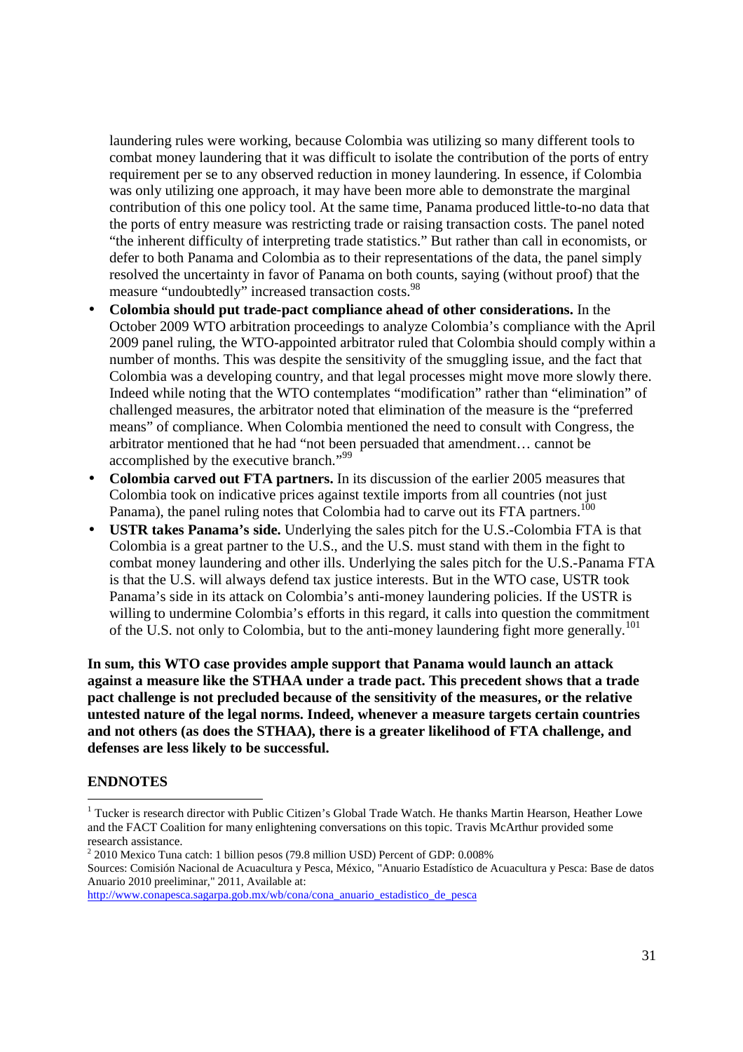laundering rules were working, because Colombia was utilizing so many different tools to combat money laundering that it was difficult to isolate the contribution of the ports of entry requirement per se to any observed reduction in money laundering. In essence, if Colombia was only utilizing one approach, it may have been more able to demonstrate the marginal contribution of this one policy tool. At the same time, Panama produced little-to-no data that the ports of entry measure was restricting trade or raising transaction costs. The panel noted "the inherent difficulty of interpreting trade statistics." But rather than call in economists, or defer to both Panama and Colombia as to their representations of the data, the panel simply resolved the uncertainty in favor of Panama on both counts, saying (without proof) that the measure "undoubtedly" increased transaction costs.[98]

- **Colombia should put trade-pact compliance ahead of other considerations.** In the October 2009 WTO arbitration proceedings to analyze Colombia's compliance with the April 2009 panel ruling, the WTO-appointed arbitrator ruled that Colombia should comply within a number of months. This was despite the sensitivity of the smuggling issue, and the fact that Colombia was a developing country, and that legal processes might move more slowly there. Indeed while noting that the WTO contemplates "modification" rather than "elimination" of challenged measures, the arbitrator noted that elimination of the measure is the "preferred means" of compliance. When Colombia mentioned the need to consult with Congress, the arbitrator mentioned that he had "not been persuaded that amendment… cannot be accomplished by the executive branch."[99]
- **Colombia carved out FTA partners.** In its discussion of the earlier 2005 measures that Colombia took on indicative prices against textile imports from all countries (not just Panama), the panel ruling notes that Colombia had to carve out its FTA partners.[100]
- **USTR takes Panama's side.** Underlying the sales pitch for the U.S.-Colombia FTA is that Colombia is a great partner to the U.S., and the U.S. must stand with them in the fight to combat money laundering and other ills. Underlying the sales pitch for the U.S.-Panama FTA is that the U.S. will always defend tax justice interests. But in the WTO case, USTR took Panama's side in its attack on Colombia's anti-money laundering policies. If the USTR is willing to undermine Colombia's efforts in this regard, it calls into question the commitment of the U.S. not only to Colombia, but to the anti-money laundering fight more generally.[101]

**In sum, this WTO case provides ample support that Panama would launch an attack against a measure like the STHAA under a trade pact. This precedent shows that a trade pact challenge is not precluded because of the sensitivity of the measures, or the relative untested nature of the legal norms. Indeed, whenever a measure targets certain countries and not others (as does the STHAA), there is a greater likelihood of FTA challenge, and defenses are less likely to be successful.**

## ENDNOTES

[1] Tucker is research director with Public Citizen's Global Trade Watch. He thanks Martin Hearson, Heather Lowe and the FACT Coalition for many enlightening conversations on this topic. Travis McArthur provided some research assistance.

[2] 2010 Mexico Tuna catch: 1 billion pesos (79.8 million USD) Percent of GDP: 0.008%

Sources: Comisión Nacional de Acuacultura y Pesca, México, "Anuario Estadístico de Acuacultura y Pesca: Base de datos Anuario 2010 preeliminar," 2011, Available at: http://www.conapesca.sagarpa.gob.mx/wb/cona/cona_anuario_estadistico_de_pesca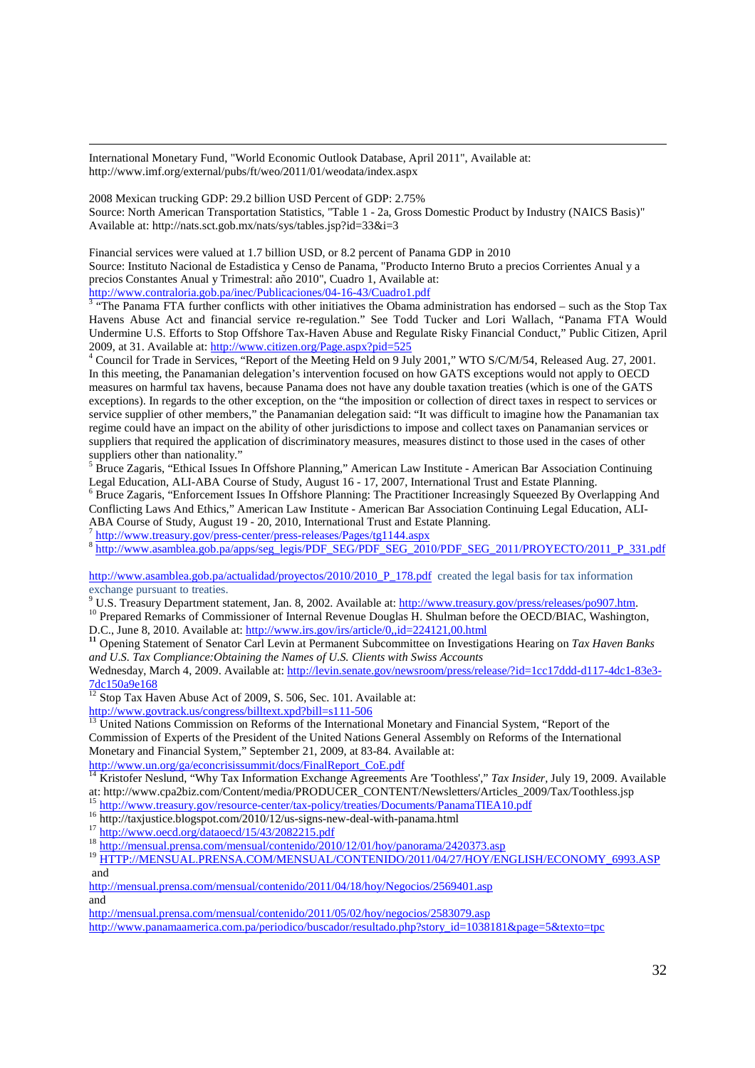International Monetary Fund, "World Economic Outlook Database, April 2011", Available at: http://www.imf.org/external/pubs/ft/weo/2011/01/weodata/index.aspx

2008 Mexican trucking GDP: 29.2 billion USD Percent of GDP: 2.75%
Source: North American Transportation Statistics, "Table 1 - 2a, Gross Domestic Product by Industry (NAICS Basis)" Available at: http://nats.sct.gob.mx/nats/sys/tables.jsp?id=33&i=3

Financial services were valued at 1.7 billion USD, or 8.2 percent of Panama GDP in 2010
Source: Instituto Nacional de Estadistica y Censo de Panama, "Producto Interno Bruto a precios Corrientes Anual y a precios Constantes Anual y Trimestral: año 2010", Cuadro 1, Available at: http://www.contraloria.gob.pa/inec/Publicaciones/04-16-43/Cuadro1.pdf

[3] "The Panama FTA further conflicts with other initiatives the Obama administration has endorsed – such as the Stop Tax Havens Abuse Act and financial service re-regulation." See Todd Tucker and Lori Wallach, "Panama FTA Would Undermine U.S. Efforts to Stop Offshore Tax-Haven Abuse and Regulate Risky Financial Conduct," Public Citizen, April 2009, at 31. Available at: http://www.citizen.org/Page.aspx?pid=525

[4] Council for Trade in Services, "Report of the Meeting Held on 9 July 2001," WTO S/C/M/54, Released Aug. 27, 2001. In this meeting, the Panamanian delegation's intervention focused on how GATS exceptions would not apply to OECD measures on harmful tax havens, because Panama does not have any double taxation treaties (which is one of the GATS exceptions). In regards to the other exception, on the "the imposition or collection of direct taxes in respect to services or service supplier of other members," the Panamanian delegation said: "It was difficult to imagine how the Panamanian tax regime could have an impact on the ability of other jurisdictions to impose and collect taxes on Panamanian services or suppliers that required the application of discriminatory measures, measures distinct to those used in the cases of other suppliers other than nationality."

[5] Bruce Zagaris, "Ethical Issues In Offshore Planning," American Law Institute - American Bar Association Continuing Legal Education, ALI-ABA Course of Study, August 16 - 17, 2007, International Trust and Estate Planning.

[6] Bruce Zagaris, "Enforcement Issues In Offshore Planning: The Practitioner Increasingly Squeezed By Overlapping And Conflicting Laws And Ethics," American Law Institute - American Bar Association Continuing Legal Education, ALI-ABA Course of Study, August 19 - 20, 2010, International Trust and Estate Planning.

[7] http://www.treasury.gov/press-center/press-releases/Pages/tg1144.aspx

[8] http://www.asamblea.gob.pa/apps/seg_legis/PDF_SEG/PDF_SEG_2010/PDF_SEG_2011/PROYECTO/2011_P_331.pdf

http://www.asamblea.gob.pa/actualidad/proyectos/2010/2010_P_178.pdf created the legal basis for tax information exchange pursuant to treaties.

[9] U.S. Treasury Department statement, Jan. 8, 2002. Available at: http://www.treasury.gov/press/releases/po907.htm.

[10] Prepared Remarks of Commissioner of Internal Revenue Douglas H. Shulman before the OECD/BIAC, Washington, D.C., June 8, 2010. Available at: http://www.irs.gov/irs/article/0,,id=224121,00.html

[11] Opening Statement of Senator Carl Levin at Permanent Subcommittee on Investigations Hearing on *Tax Haven Banks and U.S. Tax Compliance:Obtaining the Names of U.S. Clients with Swiss Accounts*
Wednesday, March 4, 2009. Available at: http://levin.senate.gov/newsroom/press/release/?id=1cc17ddd-d117-4dc1-83e3-7dc150a9e168

[12] Stop Tax Haven Abuse Act of 2009, S. 506, Sec. 101. Available at: http://www.govtrack.us/congress/billtext.xpd?bill=s111-506

[13] United Nations Commission on Reforms of the International Monetary and Financial System, "Report of the Commission of Experts of the President of the United Nations General Assembly on Reforms of the International Monetary and Financial System," September 21, 2009, at 83-84. Available at: http://www.un.org/ga/econcrisissummit/docs/FinalReport_CoE.pdf

[14] Kristofer Neslund, "Why Tax Information Exchange Agreements Are 'Toothless'," *Tax Insider*, July 19, 2009. Available at: http://www.cpa2biz.com/Content/media/PRODUCER_CONTENT/Newsletters/Articles_2009/Tax/Toothless.jsp

[15] http://www.treasury.gov/resource-center/tax-policy/treaties/Documents/PanamaTIEA10.pdf

[16] http://taxjustice.blogspot.com/2010/12/us-signs-new-deal-with-panama.html

[17] http://www.oecd.org/dataoecd/15/43/2082215.pdf

[18] http://mensual.prensa.com/mensual/contenido/2010/12/01/hoy/panorama/2420373.asp

[19] HTTP://MENSUAL.PRENSA.COM/MENSUAL/CONTENIDO/2011/04/27/HOY/ENGLISH/ECONOMY_6993.ASP and

http://mensual.prensa.com/mensual/contenido/2011/04/18/hoy/Negocios/2569401.asp
and

http://mensual.prensa.com/mensual/contenido/2011/05/02/hoy/negocios/2583079.asp
http://www.panamaamerica.com.pa/periodico/buscador/resultado.php?story_id=1038181&page=5&texto=tpc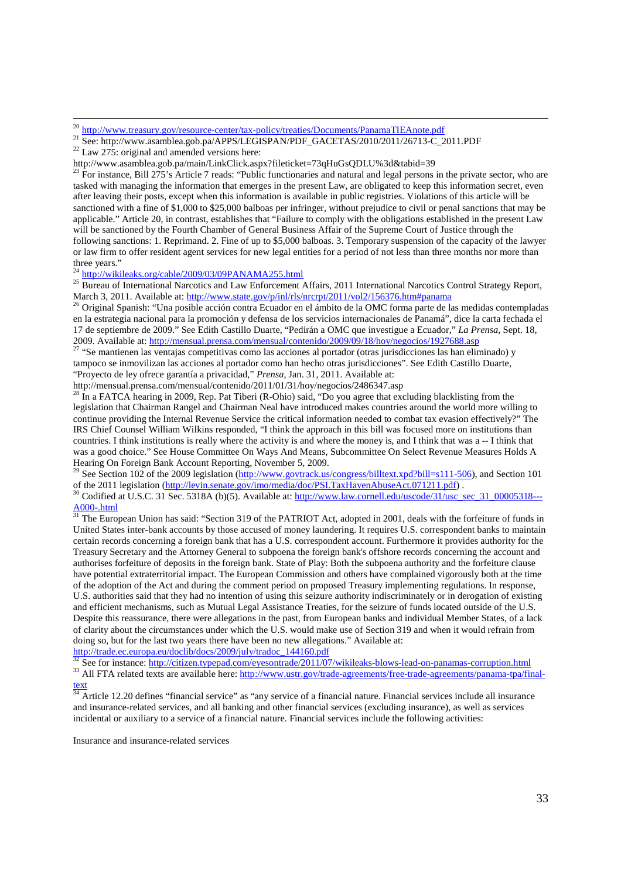[20] http://www.treasury.gov/resource-center/tax-policy/treaties/Documents/PanamaTIEAnote.pdf

[21] See: http://www.asamblea.gob.pa/APPS/LEGISPAN/PDF_GACETAS/2010/2011/26713-C_2011.PDF

[22] Law 275: original and amended versions here:
http://www.asamblea.gob.pa/main/LinkClick.aspx?fileticket=73qHuGsQDLU%3d&tabid=39

[23] For instance, Bill 275's Article 7 reads: "Public functionaries and natural and legal persons in the private sector, who are tasked with managing the information that emerges in the present Law, are obligated to keep this information secret, even after leaving their posts, except when this information is available in public registries. Violations of this article will be sanctioned with a fine of $1,000 to $25,000 balboas per infringer, without prejudice to civil or penal sanctions that may be applicable." Article 20, in contrast, establishes that "Failure to comply with the obligations established in the present Law will be sanctioned by the Fourth Chamber of General Business Affair of the Supreme Court of Justice through the following sanctions: 1. Reprimand. 2. Fine of up to $5,000 balboas. 3. Temporary suspension of the capacity of the lawyer or law firm to offer resident agent services for new legal entities for a period of not less than three months nor more than three years."

[24] http://wikileaks.org/cable/2009/03/09PANAMA255.html

[25] Bureau of International Narcotics and Law Enforcement Affairs, 2011 International Narcotics Control Strategy Report, March 3, 2011. Available at: http://www.state.gov/p/inl/rls/nrcrpt/2011/vol2/156376.htm#panama

[26] Original Spanish: "Una posible acción contra Ecuador en el ámbito de la OMC forma parte de las medidas contempladas en la estrategia nacional para la promoción y defensa de los servicios internacionales de Panamá", dice la carta fechada el 17 de septiembre de 2009." See Edith Castillo Duarte, "Pedirán a OMC que investigue a Ecuador," *La Prensa*, Sept. 18, 2009. Available at: http://mensual.prensa.com/mensual/contenido/2009/09/18/hoy/negocios/1927688.asp

[27] "Se mantienen las ventajas competitivas como las acciones al portador (otras jurisdicciones las han eliminado) y tampoco se inmovilizan las acciones al portador como han hecho otras jurisdicciones". See Edith Castillo Duarte, "Proyecto de ley ofrece garantía a privacidad," *Prensa*, Jan. 31, 2011. Available at:
http://mensual.prensa.com/mensual/contenido/2011/01/31/hoy/negocios/2486347.asp

[28] In a FATCA hearing in 2009, Rep. Pat Tiberi (R-Ohio) said, "Do you agree that excluding blacklisting from the legislation that Chairman Rangel and Chairman Neal have introduced makes countries around the world more willing to continue providing the Internal Revenue Service the critical information needed to combat tax evasion effectively?" The IRS Chief Counsel William Wilkins responded, "I think the approach in this bill was focused more on institutions than countries. I think institutions is really where the activity is and where the money is, and I think that was a -- I think that was a good choice." See House Committee On Ways And Means, Subcommittee On Select Revenue Measures Holds A Hearing On Foreign Bank Account Reporting, November 5, 2009.

[29] See Section 102 of the 2009 legislation (http://www.govtrack.us/congress/billtext.xpd?bill=s111-506), and Section 101 of the 2011 legislation (http://levin.senate.gov/imo/media/doc/PSI.TaxHavenAbuseAct.071211.pdf) .

[30] Codified at U.S.C. 31 Sec. 5318A (b)(5). Available at: http://www.law.cornell.edu/uscode/31/usc_sec_31_00005318---A000-.html

[31] The European Union has said: "Section 319 of the PATRIOT Act, adopted in 2001, deals with the forfeiture of funds in United States inter-bank accounts by those accused of money laundering. It requires U.S. correspondent banks to maintain certain records concerning a foreign bank that has a U.S. correspondent account. Furthermore it provides authority for the Treasury Secretary and the Attorney General to subpoena the foreign bank's offshore records concerning the account and authorises forfeiture of deposits in the foreign bank. State of Play: Both the subpoena authority and the forfeiture clause have potential extraterritorial impact. The European Commission and others have complained vigorously both at the time of the adoption of the Act and during the comment period on proposed Treasury implementing regulations. In response, U.S. authorities said that they had no intention of using this seizure authority indiscriminately or in derogation of existing and efficient mechanisms, such as Mutual Legal Assistance Treaties, for the seizure of funds located outside of the U.S. Despite this reassurance, there were allegations in the past, from European banks and individual Member States, of a lack of clarity about the circumstances under which the U.S. would make use of Section 319 and when it would refrain from doing so, but for the last two years there have been no new allegations." Available at:
http://trade.ec.europa.eu/doclib/docs/2009/july/tradoc_144160.pdf

[32] See for instance: http://citizen.typepad.com/eyesontrade/2011/07/wikileaks-blows-lead-on-panamas-corruption.html

[33] All FTA related texts are available here: http://www.ustr.gov/trade-agreements/free-trade-agreements/panama-tpa/final-text

[34] Article 12.20 defines "financial service" as "any service of a financial nature. Financial services include all insurance and insurance-related services, and all banking and other financial services (excluding insurance), as well as services incidental or auxiliary to a service of a financial nature. Financial services include the following activities:

Insurance and insurance-related services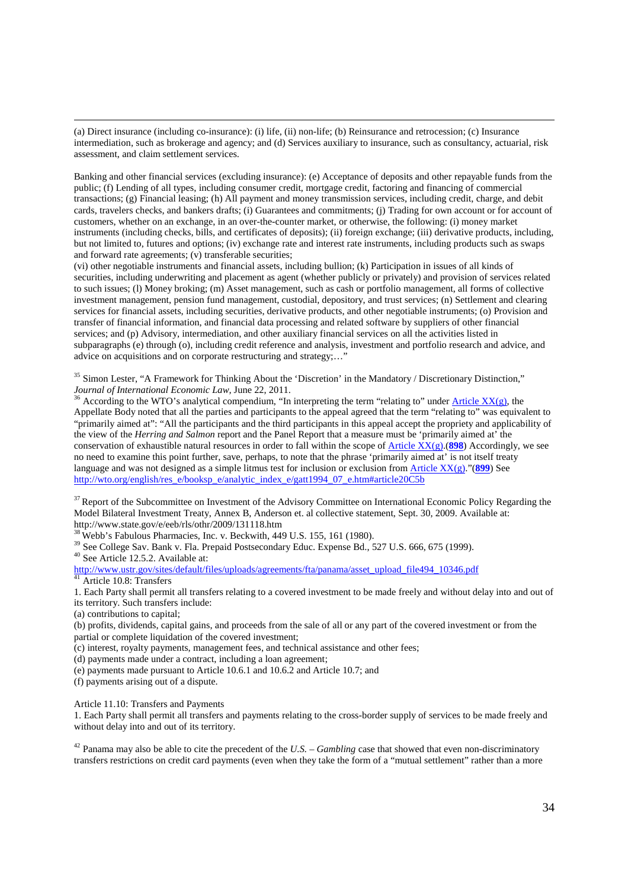(a) Direct insurance (including co-insurance): (i) life, (ii) non-life; (b) Reinsurance and retrocession; (c) Insurance intermediation, such as brokerage and agency; and (d) Services auxiliary to insurance, such as consultancy, actuarial, risk assessment, and claim settlement services.

Banking and other financial services (excluding insurance): (e) Acceptance of deposits and other repayable funds from the public; (f) Lending of all types, including consumer credit, mortgage credit, factoring and financing of commercial transactions; (g) Financial leasing; (h) All payment and money transmission services, including credit, charge, and debit cards, travelers checks, and bankers drafts; (i) Guarantees and commitments; (j) Trading for own account or for account of customers, whether on an exchange, in an over-the-counter market, or otherwise, the following: (i) money market instruments (including checks, bills, and certificates of deposits); (ii) foreign exchange; (iii) derivative products, including, but not limited to, futures and options; (iv) exchange rate and interest rate instruments, including products such as swaps and forward rate agreements; (v) transferable securities;
(vi) other negotiable instruments and financial assets, including bullion; (k) Participation in issues of all kinds of securities, including underwriting and placement as agent (whether publicly or privately) and provision of services related to such issues; (l) Money broking; (m) Asset management, such as cash or portfolio management, all forms of collective investment management, pension fund management, custodial, depository, and trust services; (n) Settlement and clearing services for financial assets, including securities, derivative products, and other negotiable instruments; (o) Provision and transfer of financial information, and financial data processing and related software by suppliers of other financial services; and (p) Advisory, intermediation, and other auxiliary financial services on all the activities listed in subparagraphs (e) through (o), including credit reference and analysis, investment and portfolio research and advice, and advice on acquisitions and on corporate restructuring and strategy;…"

[35] Simon Lester, "A Framework for Thinking About the 'Discretion' in the Mandatory / Discretionary Distinction," *Journal of International Economic Law*, June 22, 2011.

[36] According to the WTO's analytical compendium, "In interpreting the term "relating to" under Article XX(g), the Appellate Body noted that all the parties and participants to the appeal agreed that the term "relating to" was equivalent to "primarily aimed at": "All the participants and the third participants in this appeal accept the propriety and applicability of the view of the *Herring and Salmon* report and the Panel Report that a measure must be 'primarily aimed at' the conservation of exhaustible natural resources in order to fall within the scope of Article XX(g).(**898**) Accordingly, we see no need to examine this point further, save, perhaps, to note that the phrase 'primarily aimed at' is not itself treaty language and was not designed as a simple litmus test for inclusion or exclusion from Article XX(g)."(**899**) See http://wto.org/english/res_e/booksp_e/analytic_index_e/gatt1994_07_e.htm#article20C5b

[37] Report of the Subcommittee on Investment of the Advisory Committee on International Economic Policy Regarding the Model Bilateral Investment Treaty, Annex B, Anderson et. al collective statement, Sept. 30, 2009. Available at: http://www.state.gov/e/eeb/rls/othr/2009/131118.htm

[38] Webb's Fabulous Pharmacies, Inc. v. Beckwith, 449 U.S. 155, 161 (1980).

[39] See College Sav. Bank v. Fla. Prepaid Postsecondary Educ. Expense Bd., 527 U.S. 666, 675 (1999).

[40] See Article 12.5.2. Available at: http://www.ustr.gov/sites/default/files/uploads/agreements/fta/panama/asset_upload_file494_10346.pdf

[41] Article 10.8: Transfers

1. Each Party shall permit all transfers relating to a covered investment to be made freely and without delay into and out of its territory. Such transfers include:
(a) contributions to capital;
(b) profits, dividends, capital gains, and proceeds from the sale of all or any part of the covered investment or from the partial or complete liquidation of the covered investment;
(c) interest, royalty payments, management fees, and technical assistance and other fees;
(d) payments made under a contract, including a loan agreement;
(e) payments made pursuant to Article 10.6.1 and 10.6.2 and Article 10.7; and
(f) payments arising out of a dispute.

Article 11.10: Transfers and Payments

1. Each Party shall permit all transfers and payments relating to the cross-border supply of services to be made freely and without delay into and out of its territory.

[42] Panama may also be able to cite the precedent of the *U.S. – Gambling* case that showed that even non-discriminatory transfers restrictions on credit card payments (even when they take the form of a "mutual settlement" rather than a more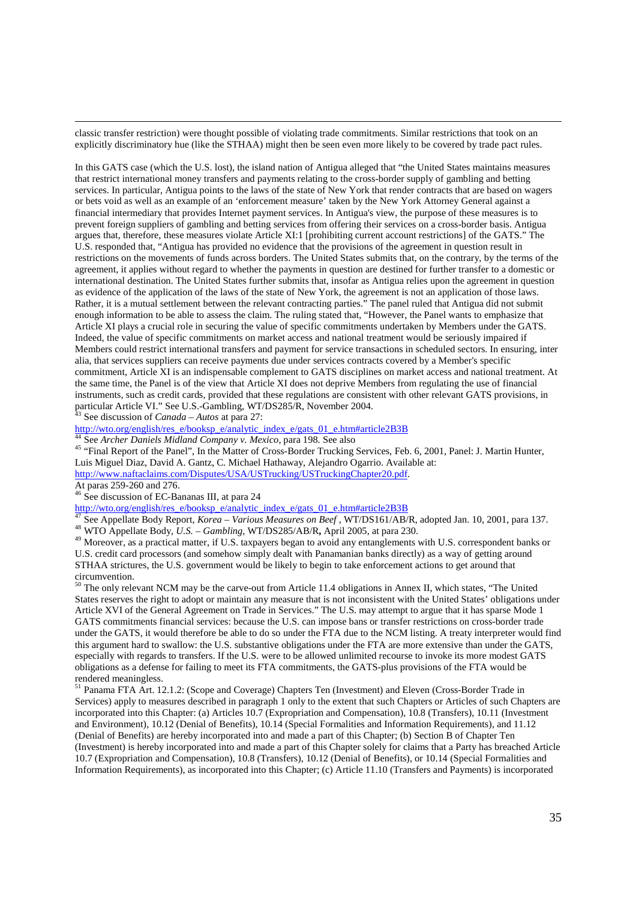classic transfer restriction) were thought possible of violating trade commitments. Similar restrictions that took on an explicitly discriminatory hue (like the STHAA) might then be seen even more likely to be covered by trade pact rules.

In this GATS case (which the U.S. lost), the island nation of Antigua alleged that "the United States maintains measures that restrict international money transfers and payments relating to the cross-border supply of gambling and betting services. In particular, Antigua points to the laws of the state of New York that render contracts that are based on wagers or bets void as well as an example of an 'enforcement measure' taken by the New York Attorney General against a financial intermediary that provides Internet payment services. In Antigua's view, the purpose of these measures is to prevent foreign suppliers of gambling and betting services from offering their services on a cross-border basis. Antigua argues that, therefore, these measures violate Article XI:1 [prohibiting current account restrictions] of the GATS." The U.S. responded that, "Antigua has provided no evidence that the provisions of the agreement in question result in restrictions on the movements of funds across borders. The United States submits that, on the contrary, by the terms of the agreement, it applies without regard to whether the payments in question are destined for further transfer to a domestic or international destination. The United States further submits that, insofar as Antigua relies upon the agreement in question as evidence of the application of the laws of the state of New York, the agreement is not an application of those laws. Rather, it is a mutual settlement between the relevant contracting parties." The panel ruled that Antigua did not submit enough information to be able to assess the claim. The ruling stated that, "However, the Panel wants to emphasize that Article XI plays a crucial role in securing the value of specific commitments undertaken by Members under the GATS. Indeed, the value of specific commitments on market access and national treatment would be seriously impaired if Members could restrict international transfers and payment for service transactions in scheduled sectors. In ensuring, inter alia, that services suppliers can receive payments due under services contracts covered by a Member's specific commitment, Article XI is an indispensable complement to GATS disciplines on market access and national treatment. At the same time, the Panel is of the view that Article XI does not deprive Members from regulating the use of financial instruments, such as credit cards, provided that these regulations are consistent with other relevant GATS provisions, in particular Article VI." See U.S.-Gambling, WT/DS285/R, November 2004.

[43] See discussion of *Canada – Autos* at para 27:
http://wto.org/english/res_e/booksp_e/analytic_index_e/gats_01_e.htm#article2B3B

[44] See *Archer Daniels Midland Company v. Mexico*, para 198. See also

[45] "Final Report of the Panel", In the Matter of Cross-Border Trucking Services, Feb. 6, 2001, Panel: J. Martin Hunter, Luis Miguel Diaz, David A. Gantz, C. Michael Hathaway, Alejandro Ogarrio. Available at:
http://www.naftaclaims.com/Disputes/USA/USTrucking/USTruckingChapter20.pdf.
At paras 259-260 and 276.

[46] See discussion of EC-Bananas III, at para 24
http://wto.org/english/res_e/booksp_e/analytic_index_e/gats_01_e.htm#article2B3B

[47] See Appellate Body Report, *Korea – Various Measures on Beef* , WT/DS161/AB/R, adopted Jan. 10, 2001, para 137.

[48] WTO Appellate Body, *U.S. – Gambling*, WT/DS285/AB/R**,** April 2005, at para 230.

[49] Moreover, as a practical matter, if U.S. taxpayers began to avoid any entanglements with U.S. correspondent banks or U.S. credit card processors (and somehow simply dealt with Panamanian banks directly) as a way of getting around STHAA strictures, the U.S. government would be likely to begin to take enforcement actions to get around that circumvention.

[50] The only relevant NCM may be the carve-out from Article 11.4 obligations in Annex II, which states, "The United States reserves the right to adopt or maintain any measure that is not inconsistent with the United States' obligations under Article XVI of the General Agreement on Trade in Services." The U.S. may attempt to argue that it has sparse Mode 1 GATS commitments financial services: because the U.S. can impose bans or transfer restrictions on cross-border trade under the GATS, it would therefore be able to do so under the FTA due to the NCM listing. A treaty interpreter would find this argument hard to swallow: the U.S. substantive obligations under the FTA are more extensive than under the GATS, especially with regards to transfers. If the U.S. were to be allowed unlimited recourse to invoke its more modest GATS obligations as a defense for failing to meet its FTA commitments, the GATS-plus provisions of the FTA would be rendered meaningless.

[51] Panama FTA Art. 12.1.2: (Scope and Coverage) Chapters Ten (Investment) and Eleven (Cross-Border Trade in Services) apply to measures described in paragraph 1 only to the extent that such Chapters or Articles of such Chapters are incorporated into this Chapter: (a) Articles 10.7 (Expropriation and Compensation), 10.8 (Transfers), 10.11 (Investment and Environment), 10.12 (Denial of Benefits), 10.14 (Special Formalities and Information Requirements), and 11.12 (Denial of Benefits) are hereby incorporated into and made a part of this Chapter; (b) Section B of Chapter Ten (Investment) is hereby incorporated into and made a part of this Chapter solely for claims that a Party has breached Article 10.7 (Expropriation and Compensation), 10.8 (Transfers), 10.12 (Denial of Benefits), or 10.14 (Special Formalities and Information Requirements), as incorporated into this Chapter; (c) Article 11.10 (Transfers and Payments) is incorporated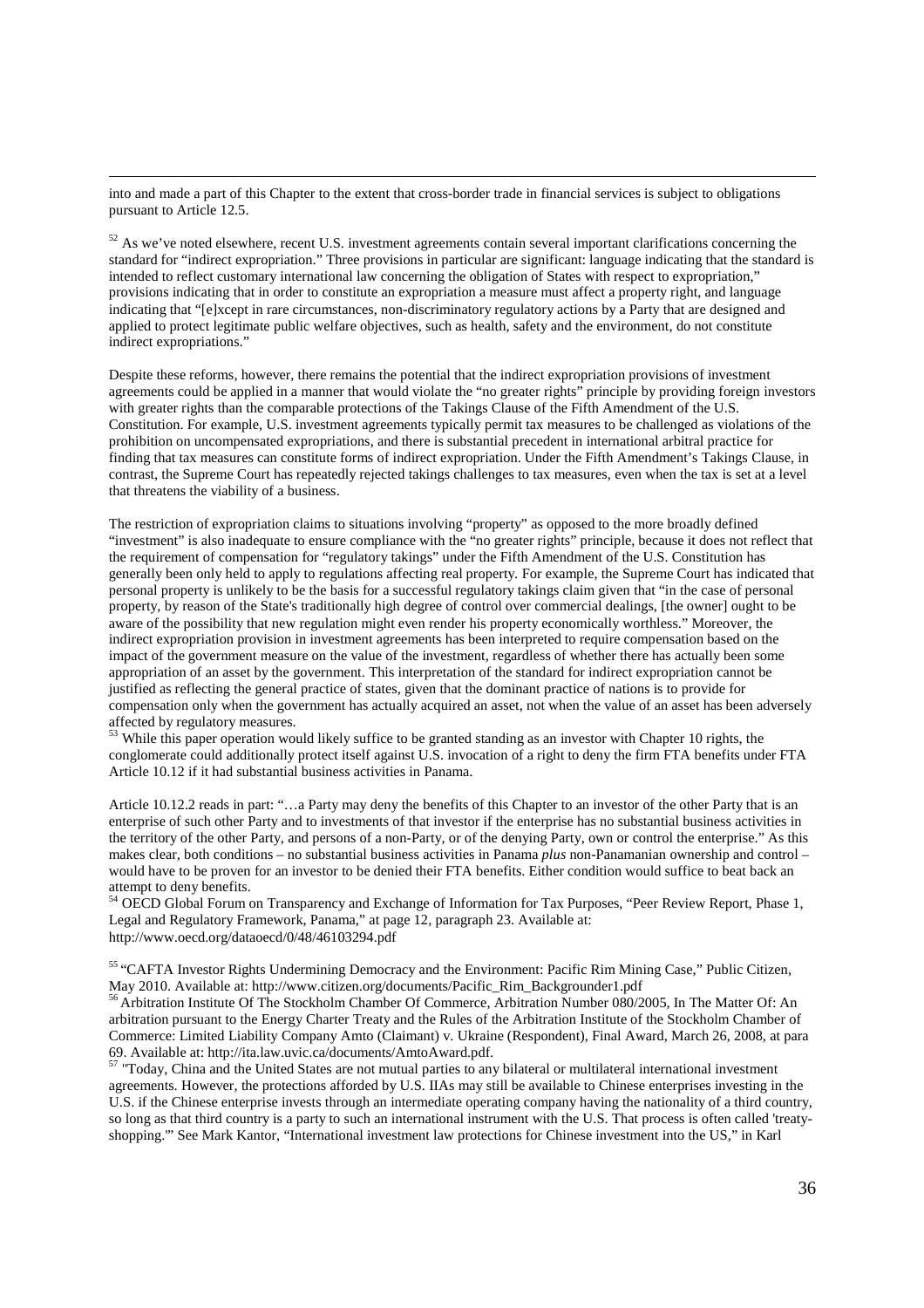into and made a part of this Chapter to the extent that cross-border trade in financial services is subject to obligations pursuant to Article 12.5.

[52] As we've noted elsewhere, recent U.S. investment agreements contain several important clarifications concerning the standard for "indirect expropriation." Three provisions in particular are significant: language indicating that the standard is intended to reflect customary international law concerning the obligation of States with respect to expropriation," provisions indicating that in order to constitute an expropriation a measure must affect a property right, and language indicating that "[e]xcept in rare circumstances, non-discriminatory regulatory actions by a Party that are designed and applied to protect legitimate public welfare objectives, such as health, safety and the environment, do not constitute indirect expropriations."

Despite these reforms, however, there remains the potential that the indirect expropriation provisions of investment agreements could be applied in a manner that would violate the "no greater rights" principle by providing foreign investors with greater rights than the comparable protections of the Takings Clause of the Fifth Amendment of the U.S. Constitution. For example, U.S. investment agreements typically permit tax measures to be challenged as violations of the prohibition on uncompensated expropriations, and there is substantial precedent in international arbitral practice for finding that tax measures can constitute forms of indirect expropriation. Under the Fifth Amendment's Takings Clause, in contrast, the Supreme Court has repeatedly rejected takings challenges to tax measures, even when the tax is set at a level that threatens the viability of a business.

The restriction of expropriation claims to situations involving "property" as opposed to the more broadly defined "investment" is also inadequate to ensure compliance with the "no greater rights" principle, because it does not reflect that the requirement of compensation for "regulatory takings" under the Fifth Amendment of the U.S. Constitution has generally been only held to apply to regulations affecting real property. For example, the Supreme Court has indicated that personal property is unlikely to be the basis for a successful regulatory takings claim given that "in the case of personal property, by reason of the State's traditionally high degree of control over commercial dealings, [the owner] ought to be aware of the possibility that new regulation might even render his property economically worthless." Moreover, the indirect expropriation provision in investment agreements has been interpreted to require compensation based on the impact of the government measure on the value of the investment, regardless of whether there has actually been some appropriation of an asset by the government. This interpretation of the standard for indirect expropriation cannot be justified as reflecting the general practice of states, given that the dominant practice of nations is to provide for compensation only when the government has actually acquired an asset, not when the value of an asset has been adversely affected by regulatory measures.

[53] While this paper operation would likely suffice to be granted standing as an investor with Chapter 10 rights, the conglomerate could additionally protect itself against U.S. invocation of a right to deny the firm FTA benefits under FTA Article 10.12 if it had substantial business activities in Panama.

Article 10.12.2 reads in part: "…a Party may deny the benefits of this Chapter to an investor of the other Party that is an enterprise of such other Party and to investments of that investor if the enterprise has no substantial business activities in the territory of the other Party, and persons of a non-Party, or of the denying Party, own or control the enterprise." As this makes clear, both conditions – no substantial business activities in Panama *plus* non-Panamanian ownership and control – would have to be proven for an investor to be denied their FTA benefits. Either condition would suffice to beat back an attempt to deny benefits.

[54] OECD Global Forum on Transparency and Exchange of Information for Tax Purposes, "Peer Review Report, Phase 1, Legal and Regulatory Framework, Panama," at page 12, paragraph 23. Available at: http://www.oecd.org/dataoecd/0/48/46103294.pdf

[55] "CAFTA Investor Rights Undermining Democracy and the Environment: Pacific Rim Mining Case," Public Citizen, May 2010. Available at: http://www.citizen.org/documents/Pacific_Rim_Backgrounder1.pdf

[56] Arbitration Institute Of The Stockholm Chamber Of Commerce, Arbitration Number 080/2005, In The Matter Of: An arbitration pursuant to the Energy Charter Treaty and the Rules of the Arbitration Institute of the Stockholm Chamber of Commerce: Limited Liability Company Amto (Claimant) v. Ukraine (Respondent), Final Award, March 26, 2008, at para 69. Available at: http://ita.law.uvic.ca/documents/AmtoAward.pdf.

[57] "Today, China and the United States are not mutual parties to any bilateral or multilateral international investment agreements. However, the protections afforded by U.S. IIAs may still be available to Chinese enterprises investing in the U.S. if the Chinese enterprise invests through an intermediate operating company having the nationality of a third country, so long as that third country is a party to such an international instrument with the U.S. That process is often called 'treaty-shopping.'" See Mark Kantor, "International investment law protections for Chinese investment into the US," in Karl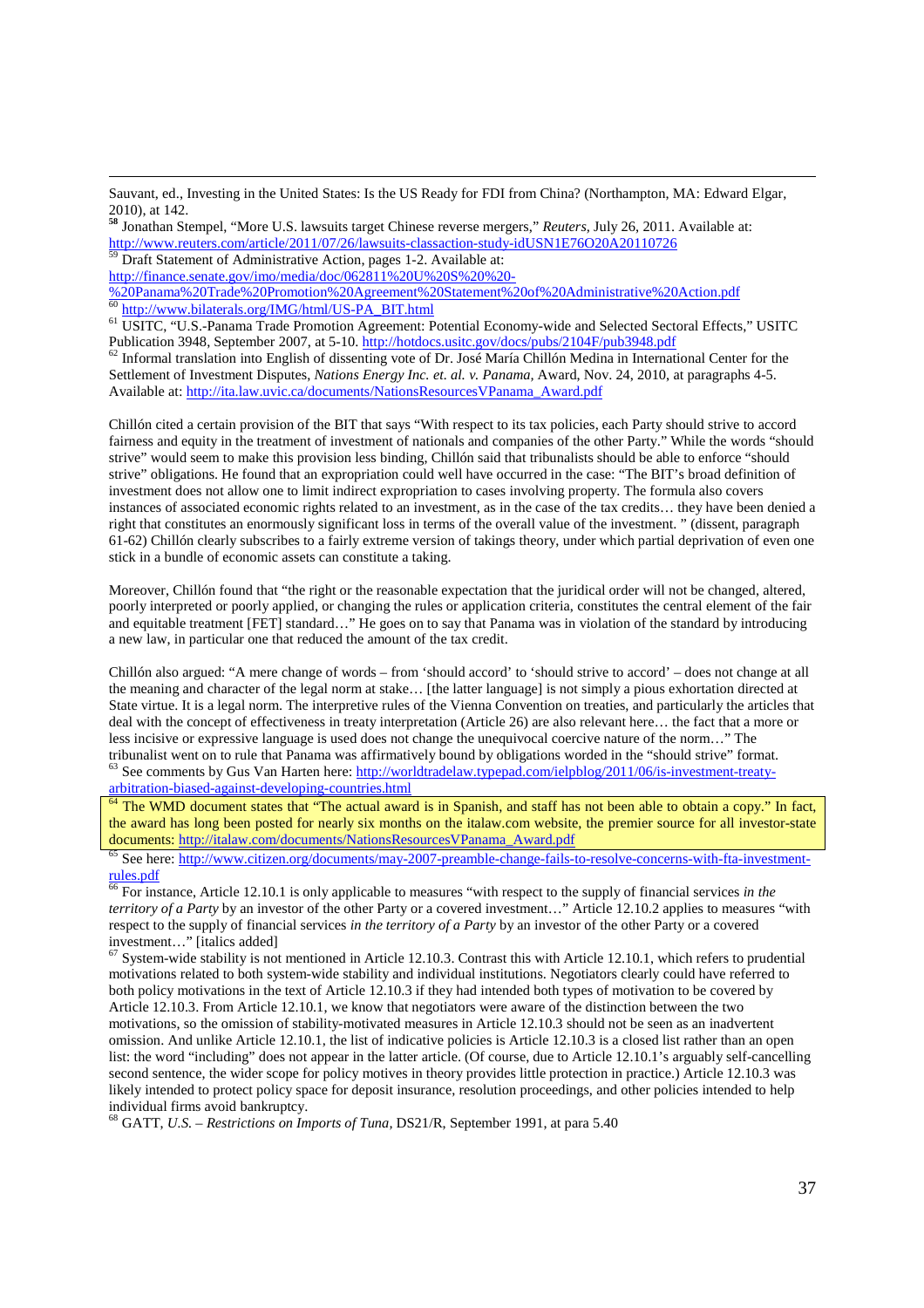Sauvant, ed., Investing in the United States: Is the US Ready for FDI from China? (Northampton, MA: Edward Elgar, 2010), at 142.

[58] Jonathan Stempel, "More U.S. lawsuits target Chinese reverse mergers," *Reuters*, July 26, 2011. Available at: http://www.reuters.com/article/2011/07/26/lawsuits-classaction-study-idUSN1E76O20A20110726

[59] Draft Statement of Administrative Action, pages 1-2. Available at: http://finance.senate.gov/imo/media/doc/062811%20U%20S%20%20-%20Panama%20Trade%20Promotion%20Agreement%20Statement%20of%20Administrative%20Action.pdf

[60] http://www.bilaterals.org/IMG/html/US-PA_BIT.html

[61] USITC, "U.S.-Panama Trade Promotion Agreement: Potential Economy-wide and Selected Sectoral Effects," USITC Publication 3948, September 2007, at 5-10. http://hotdocs.usitc.gov/docs/pubs/2104F/pub3948.pdf

[62] Informal translation into English of dissenting vote of Dr. José María Chillón Medina in International Center for the Settlement of Investment Disputes, *Nations Energy Inc. et. al. v. Panama*, Award, Nov. 24, 2010, at paragraphs 4-5. Available at: http://ita.law.uvic.ca/documents/NationsResourcesVPanama_Award.pdf

Chillón cited a certain provision of the BIT that says "With respect to its tax policies, each Party should strive to accord fairness and equity in the treatment of investment of nationals and companies of the other Party." While the words "should strive" would seem to make this provision less binding, Chillón said that tribunalists should be able to enforce "should strive" obligations. He found that an expropriation could well have occurred in the case: "The BIT's broad definition of investment does not allow one to limit indirect expropriation to cases involving property. The formula also covers instances of associated economic rights related to an investment, as in the case of the tax credits… they have been denied a right that constitutes an enormously significant loss in terms of the overall value of the investment. " (dissent, paragraph 61-62) Chillón clearly subscribes to a fairly extreme version of takings theory, under which partial deprivation of even one stick in a bundle of economic assets can constitute a taking.

Moreover, Chillón found that "the right or the reasonable expectation that the juridical order will not be changed, altered, poorly interpreted or poorly applied, or changing the rules or application criteria, constitutes the central element of the fair and equitable treatment [FET] standard…" He goes on to say that Panama was in violation of the standard by introducing a new law, in particular one that reduced the amount of the tax credit.

Chillón also argued: "A mere change of words – from 'should accord' to 'should strive to accord' – does not change at all the meaning and character of the legal norm at stake… [the latter language] is not simply a pious exhortation directed at State virtue. It is a legal norm. The interpretive rules of the Vienna Convention on treaties, and particularly the articles that deal with the concept of effectiveness in treaty interpretation (Article 26) are also relevant here… the fact that a more or less incisive or expressive language is used does not change the unequivocal coercive nature of the norm…" The tribunalist went on to rule that Panama was affirmatively bound by obligations worded in the "should strive" format.

[63] See comments by Gus Van Harten here: http://worldtradelaw.typepad.com/ielpblog/2011/06/is-investment-treaty-arbitration-biased-against-developing-countries.html

[64] The WMD document states that "The actual award is in Spanish, and staff has not been able to obtain a copy." In fact, the award has long been posted for nearly six months on the italaw.com website, the premier source for all investor-state documents: http://italaw.com/documents/NationsResourcesVPanama_Award.pdf

[65] See here: http://www.citizen.org/documents/may-2007-preamble-change-fails-to-resolve-concerns-with-fta-investment-rules.pdf

[66] For instance, Article 12.10.1 is only applicable to measures "with respect to the supply of financial services *in the territory of a Party* by an investor of the other Party or a covered investment…" Article 12.10.2 applies to measures "with respect to the supply of financial services *in the territory of a Party* by an investor of the other Party or a covered investment…" [italics added]

[67] System-wide stability is not mentioned in Article 12.10.3. Contrast this with Article 12.10.1, which refers to prudential motivations related to both system-wide stability and individual institutions. Negotiators clearly could have referred to both policy motivations in the text of Article 12.10.3 if they had intended both types of motivation to be covered by Article 12.10.3. From Article 12.10.1, we know that negotiators were aware of the distinction between the two motivations, so the omission of stability-motivated measures in Article 12.10.3 should not be seen as an inadvertent omission. And unlike Article 12.10.1, the list of indicative policies is Article 12.10.3 is a closed list rather than an open list: the word "including" does not appear in the latter article. (Of course, due to Article 12.10.1's arguably self-cancelling second sentence, the wider scope for policy motives in theory provides little protection in practice.) Article 12.10.3 was likely intended to protect policy space for deposit insurance, resolution proceedings, and other policies intended to help individual firms avoid bankruptcy.

[68] GATT, *U.S. – Restrictions on Imports of Tuna*, DS21/R, September 1991, at para 5.40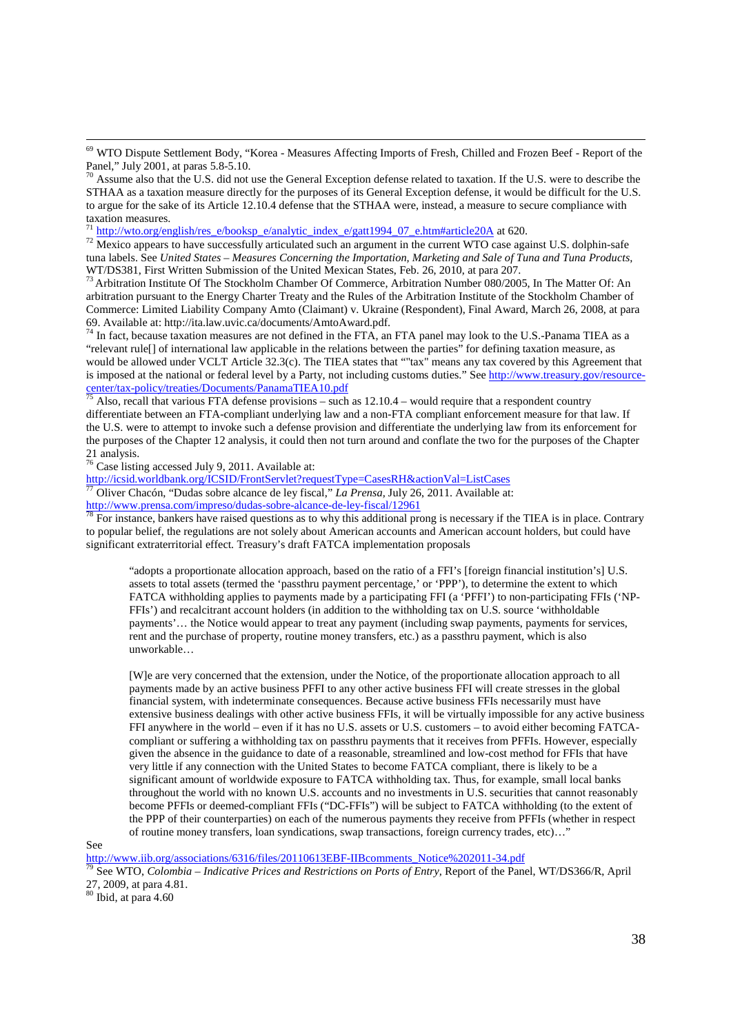[69] WTO Dispute Settlement Body, "Korea - Measures Affecting Imports of Fresh, Chilled and Frozen Beef - Report of the Panel," July 2001, at paras 5.8-5.10.

[70] Assume also that the U.S. did not use the General Exception defense related to taxation. If the U.S. were to describe the STHAA as a taxation measure directly for the purposes of its General Exception defense, it would be difficult for the U.S. to argue for the sake of its Article 12.10.4 defense that the STHAA were, instead, a measure to secure compliance with taxation measures.

[71] http://wto.org/english/res_e/booksp_e/analytic_index_e/gatt1994_07_e.htm#article20A at 620.

[72] Mexico appears to have successfully articulated such an argument in the current WTO case against U.S. dolphin-safe tuna labels. See *United States – Measures Concerning the Importation, Marketing and Sale of Tuna and Tuna Products*, WT/DS381, First Written Submission of the United Mexican States, Feb. 26, 2010, at para 207.

[73] Arbitration Institute Of The Stockholm Chamber Of Commerce, Arbitration Number 080/2005, In The Matter Of: An arbitration pursuant to the Energy Charter Treaty and the Rules of the Arbitration Institute of the Stockholm Chamber of Commerce: Limited Liability Company Amto (Claimant) v. Ukraine (Respondent), Final Award, March 26, 2008, at para 69. Available at: http://ita.law.uvic.ca/documents/AmtoAward.pdf.

[74] In fact, because taxation measures are not defined in the FTA, an FTA panel may look to the U.S.-Panama TIEA as a "relevant rule[] of international law applicable in the relations between the parties" for defining taxation measure, as would be allowed under VCLT Article 32.3(c). The TIEA states that ""tax" means any tax covered by this Agreement that is imposed at the national or federal level by a Party, not including customs duties." See http://www.treasury.gov/resource-center/tax-policy/treaties/Documents/PanamaTIEA10.pdf

[75] Also, recall that various FTA defense provisions – such as 12.10.4 – would require that a respondent country differentiate between an FTA-compliant underlying law and a non-FTA compliant enforcement measure for that law. If the U.S. were to attempt to invoke such a defense provision and differentiate the underlying law from its enforcement for the purposes of the Chapter 12 analysis, it could then not turn around and conflate the two for the purposes of the Chapter 21 analysis.

[76] Case listing accessed July 9, 2011. Available at: http://icsid.worldbank.org/ICSID/FrontServlet?requestType=CasesRH&actionVal=ListCases

[77] Oliver Chacón, "Dudas sobre alcance de ley fiscal," *La Prensa*, July 26, 2011. Available at: http://www.prensa.com/impreso/dudas-sobre-alcance-de-ley-fiscal/12961

[78] For instance, bankers have raised questions as to why this additional prong is necessary if the TIEA is in place. Contrary to popular belief, the regulations are not solely about American accounts and American account holders, but could have significant extraterritorial effect. Treasury's draft FATCA implementation proposals

> "adopts a proportionate allocation approach, based on the ratio of a FFI's [foreign financial institution's] U.S. assets to total assets (termed the 'passthru payment percentage,' or 'PPP'), to determine the extent to which FATCA withholding applies to payments made by a participating FFI (a 'PFFI') to non-participating FFIs ('NP-FFIs') and recalcitrant account holders (in addition to the withholding tax on U.S. source 'withholdable payments'… the Notice would appear to treat any payment (including swap payments, payments for services, rent and the purchase of property, routine money transfers, etc.) as a passthru payment, which is also unworkable…
>
> [W]e are very concerned that the extension, under the Notice, of the proportionate allocation approach to all payments made by an active business PFFI to any other active business FFI will create stresses in the global financial system, with indeterminate consequences. Because active business FFIs necessarily must have extensive business dealings with other active business FFIs, it will be virtually impossible for any active business FFI anywhere in the world – even if it has no U.S. assets or U.S. customers – to avoid either becoming FATCA-compliant or suffering a withholding tax on passthru payments that it receives from PFFIs. However, especially given the absence in the guidance to date of a reasonable, streamlined and low-cost method for FFIs that have very little if any connection with the United States to become FATCA compliant, there is likely to be a significant amount of worldwide exposure to FATCA withholding tax. Thus, for example, small local banks throughout the world with no known U.S. accounts and no investments in U.S. securities that cannot reasonably become PFFIs or deemed-compliant FFIs ("DC-FFIs") will be subject to FATCA withholding (to the extent of the PPP of their counterparties) on each of the numerous payments they receive from PFFIs (whether in respect of routine money transfers, loan syndications, swap transactions, foreign currency trades, etc)…"

See http://www.iib.org/associations/6316/files/20110613EBF-IIBcomments_Notice%202011-34.pdf

[79] See WTO, *Colombia – Indicative Prices and Restrictions on Ports of Entry*, Report of the Panel, WT/DS366/R, April 27, 2009, at para 4.81.

[80] Ibid, at para 4.60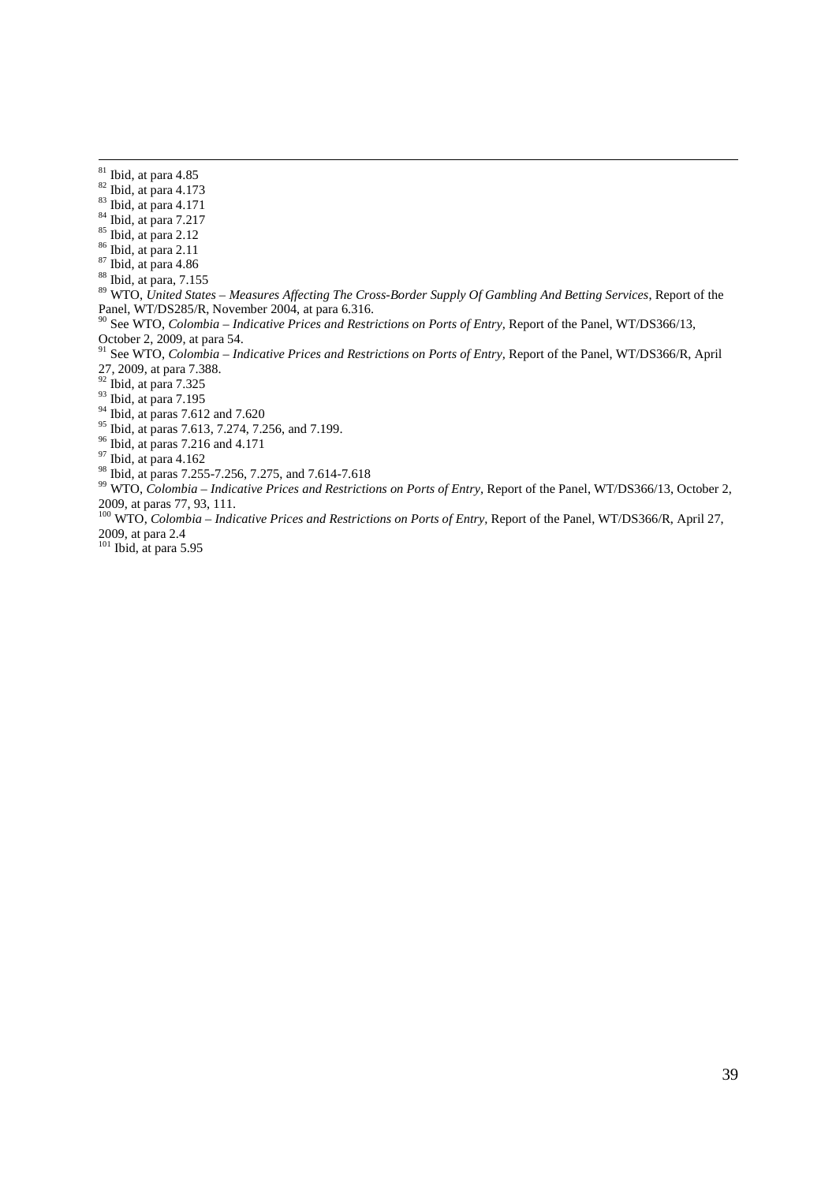[81] Ibid, at para 4.85

[82] Ibid, at para 4.173

[83] Ibid, at para 4.171

[84] Ibid, at para 7.217

[85] Ibid, at para 2.12

[86] Ibid, at para 2.11

[87] Ibid, at para 4.86

[88] Ibid, at para, 7.155

[89] WTO, *United States – Measures Affecting The Cross-Border Supply Of Gambling And Betting Services*, Report of the Panel, WT/DS285/R, November 2004, at para 6.316.

[90] See WTO, *Colombia – Indicative Prices and Restrictions on Ports of Entry*, Report of the Panel, WT/DS366/13, October 2, 2009, at para 54.

[91] See WTO, *Colombia – Indicative Prices and Restrictions on Ports of Entry*, Report of the Panel, WT/DS366/R, April 27, 2009, at para 7.388.

[92] Ibid, at para 7.325

[93] Ibid, at para 7.195

[94] Ibid, at paras 7.612 and 7.620

[95] Ibid, at paras 7.613, 7.274, 7.256, and 7.199.

[96] Ibid, at paras 7.216 and 4.171

[97] Ibid, at para 4.162

[98] Ibid, at paras 7.255-7.256, 7.275, and 7.614-7.618

[99] WTO, *Colombia – Indicative Prices and Restrictions on Ports of Entry*, Report of the Panel, WT/DS366/13, October 2, 2009, at paras 77, 93, 111.

[100] WTO, *Colombia – Indicative Prices and Restrictions on Ports of Entry*, Report of the Panel, WT/DS366/R, April 27, 2009, at para 2.4

[101] Ibid, at para 5.95